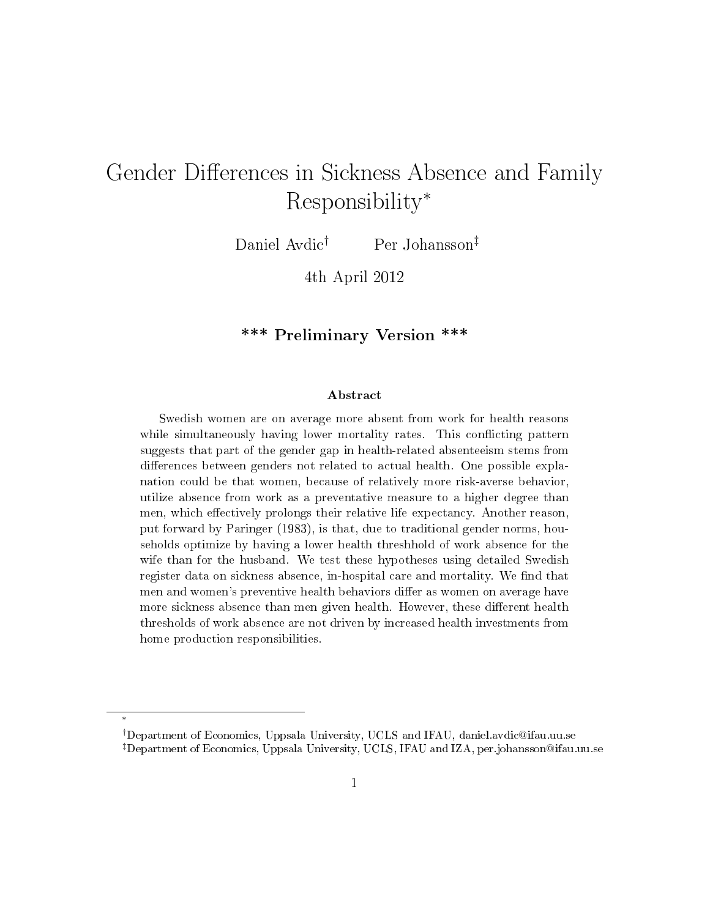# Gender Differences in Sickness Absence and Family Responsibility*

Daniel Avdic[†] Per Johansson[‡]

4th April 2012

**\*\*\* Preliminary Version \*\*\***

### Abstract

Swedish women are on average more absent from work for health reasons while simultaneously having lower mortality rates. This conflicting pattern suggests that part of the gender gap in health-related absenteeism stems from differences between genders not related to actual health. One possible explanation could be that women, because of relatively more risk-averse behavior, utilize absence from work as a preventative measure to a higher degree than men, which effectively prolongs their relative life expectancy. Another reason, put forward by Paringer (1983), is that, due to traditional gender norms, households optimize by having a lower health threshhold of work absence for the wife than for the husband. We test these hypotheses using detailed Swedish register data on sickness absence, in-hospital care and mortality. We find that men and women's preventive health behaviors differ as women on average have more sickness absence than men given health. However, these different health thresholds of work absence are not driven by increased health investments from home production responsibilities.

---

*

[†] Department of Economics, Uppsala University, UCLS and IFAU, daniel.avdic@ifau.uu.se

[‡] Department of Economics, Uppsala University, UCLS, IFAU and IZA, per.johansson@ifau.uu.se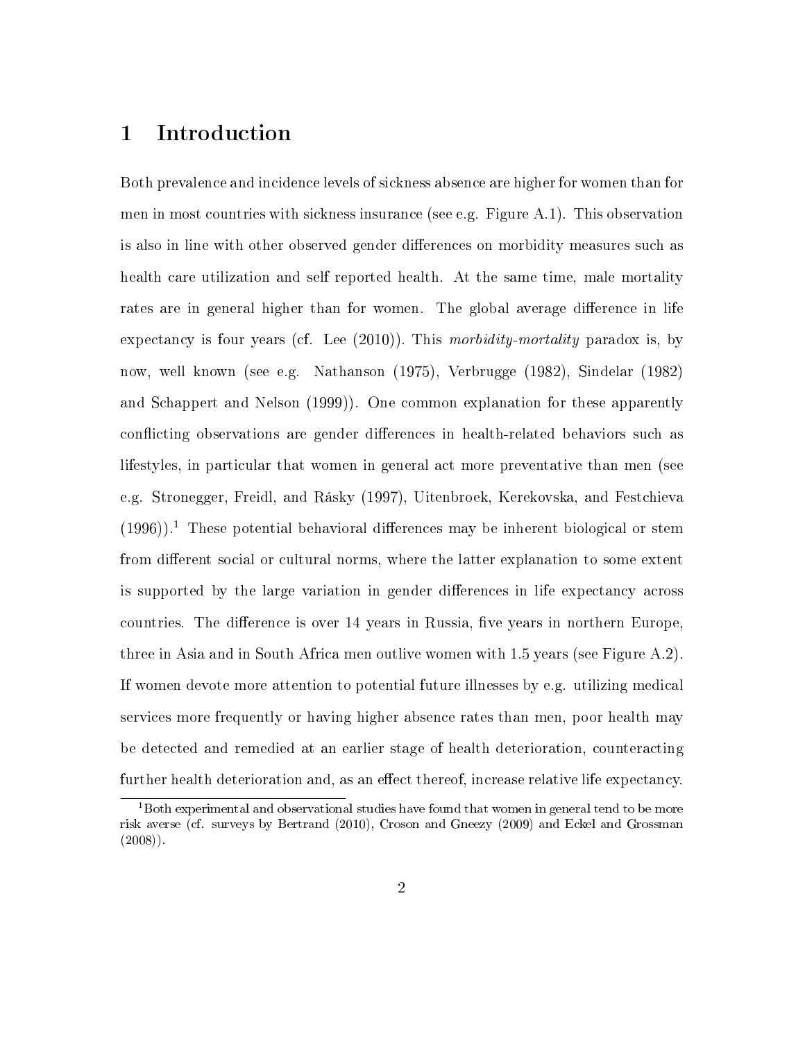# 1 Introduction

Both prevalence and incidence levels of sickness absence are higher for women than for men in most countries with sickness insurance (see e.g. Figure A.1). This observation is also in line with other observed gender differences on morbidity measures such as health care utilization and self reported health. At the same time, male mortality rates are in general higher than for women. The global average difference in life expectancy is four years (cf. Lee (2010)). This *morbidity-mortality* paradox is, by now, well known (see e.g. Nathanson (1975), Verbrugge (1982), Sindelar (1982) and Schappert and Nelson (1999)). One common explanation for these apparently conflicting observations are gender differences in health-related behaviors such as lifestyles, in particular that women in general act more preventative than men (see e.g. Stronegger, Freidl, and Rásky (1997), Uitenbroek, Kerekovska, and Festchieva (1996)).[1] These potential behavioral differences may be inherent biological or stem from different social or cultural norms, where the latter explanation to some extent is supported by the large variation in gender differences in life expectancy across countries. The difference is over 14 years in Russia, five years in northern Europe, three in Asia and in South Africa men outlive women with 1.5 years (see Figure A.2). If women devote more attention to potential future illnesses by e.g. utilizing medical services more frequently or having higher absence rates than men, poor health may be detected and remedied at an earlier stage of health deterioration, counteracting further health deterioration and, as an effect thereof, increase relative life expectancy.

[1] Both experimental and observational studies have found that women in general tend to be more risk averse (cf. surveys by Bertrand (2010), Croson and Gneezy (2009) and Eckel and Grossman (2008)).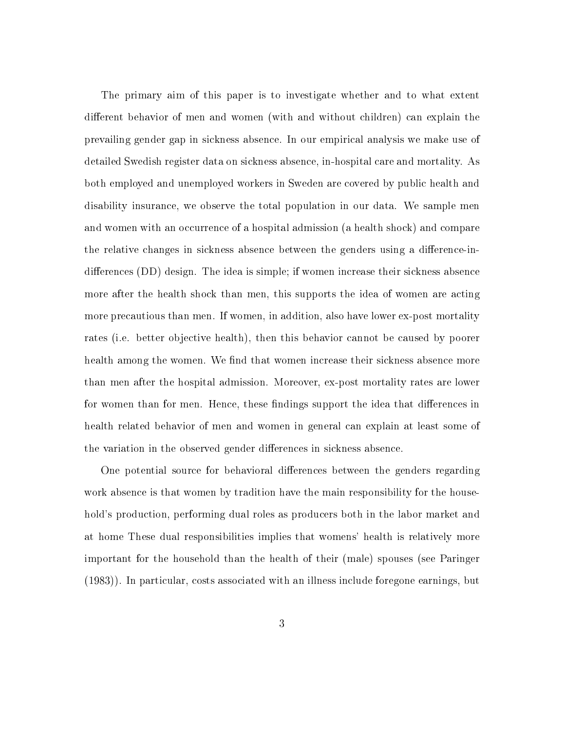The primary aim of this paper is to investigate whether and to what extent different behavior of men and women (with and without children) can explain the prevailing gender gap in sickness absence. In our empirical analysis we make use of detailed Swedish register data on sickness absence, in-hospital care and mortality. As both employed and unemployed workers in Sweden are covered by public health and disability insurance, we observe the total population in our data. We sample men and women with an occurrence of a hospital admission (a health shock) and compare the relative changes in sickness absence between the genders using a difference-in-differences (DD) design. The idea is simple; if women increase their sickness absence more after the health shock than men, this supports the idea of women are acting more precautious than men. If women, in addition, also have lower ex-post mortality rates (i.e. better objective health), then this behavior cannot be caused by poorer health among the women. We find that women increase their sickness absence more than men after the hospital admission. Moreover, ex-post mortality rates are lower for women than for men. Hence, these findings support the idea that differences in health related behavior of men and women in general can explain at least some of the variation in the observed gender differences in sickness absence.

One potential source for behavioral differences between the genders regarding work absence is that women by tradition have the main responsibility for the household's production, performing dual roles as producers both in the labor market and at home These dual responsibilities implies that womens' health is relatively more important for the household than the health of their (male) spouses (see Paringer (1983)). In particular, costs associated with an illness include foregone earnings, but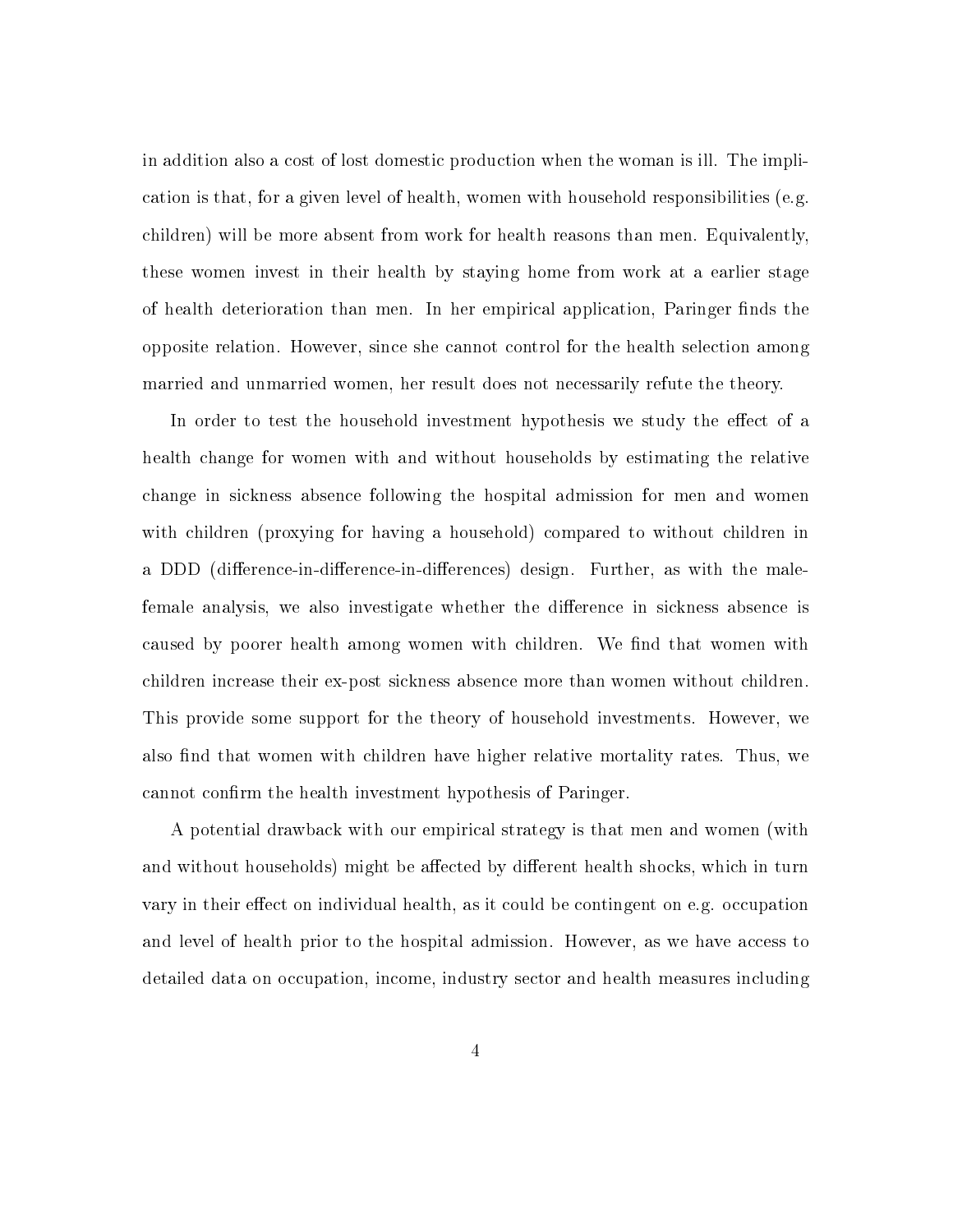in addition also a cost of lost domestic production when the woman is ill. The implication is that, for a given level of health, women with household responsibilities (e.g. children) will be more absent from work for health reasons than men. Equivalently, these women invest in their health by staying home from work at a earlier stage of health deterioration than men. In her empirical application, Paringer finds the opposite relation. However, since she cannot control for the health selection among married and unmarried women, her result does not necessarily refute the theory.

In order to test the household investment hypothesis we study the effect of a health change for women with and without households by estimating the relative change in sickness absence following the hospital admission for men and women with children (proxying for having a household) compared to without children in a DDD (difference-in-difference-in-differences) design. Further, as with the male-female analysis, we also investigate whether the difference in sickness absence is caused by poorer health among women with children. We find that women with children increase their ex-post sickness absence more than women without children. This provide some support for the theory of household investments. However, we also find that women with children have higher relative mortality rates. Thus, we cannot confirm the health investment hypothesis of Paringer.

A potential drawback with our empirical strategy is that men and women (with and without households) might be affected by different health shocks, which in turn vary in their effect on individual health, as it could be contingent on e.g. occupation and level of health prior to the hospital admission. However, as we have access to detailed data on occupation, income, industry sector and health measures including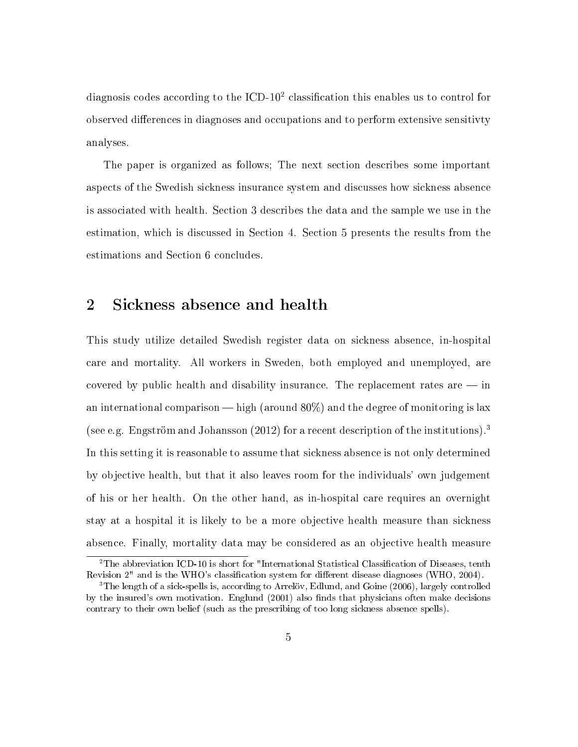diagnosis codes according to the ICD-10[2] classification this enables us to control for observed differences in diagnoses and occupations and to perform extensive sensitivty analyses.

The paper is organized as follows; The next section describes some important aspects of the Swedish sickness insurance system and discusses how sickness absence is associated with health. Section 3 describes the data and the sample we use in the estimation, which is discussed in Section 4. Section 5 presents the results from the estimations and Section 6 concludes.

## 2 Sickness absence and health

This study utilize detailed Swedish register data on sickness absence, in-hospital care and mortality. All workers in Sweden, both employed and unemployed, are covered by public health and disability insurance. The replacement rates are — in an international comparison — high (around 80%) and the degree of monitoring is lax (see e.g. Engström and Johansson (2012) for a recent description of the institutions).[3] In this setting it is reasonable to assume that sickness absence is not only determined by objective health, but that it also leaves room for the individuals' own judgement of his or her health. On the other hand, as in-hospital care requires an overnight stay at a hospital it is likely to be a more objective health measure than sickness absence. Finally, mortality data may be considered as an objective health measure

---

[2] The abbreviation ICD-10 is short for "International Statistical Classification of Diseases, tenth Revision 2" and is the WHO's classification system for different disease diagnoses (WHO, 2004).

[3] The length of a sick-spells is, according to Arrelöv, Edlund, and Goine (2006), largely controlled by the insured's own motivation. Englund (2001) also finds that physicians often make decisions contrary to their own belief (such as the prescribing of too long sickness absence spells).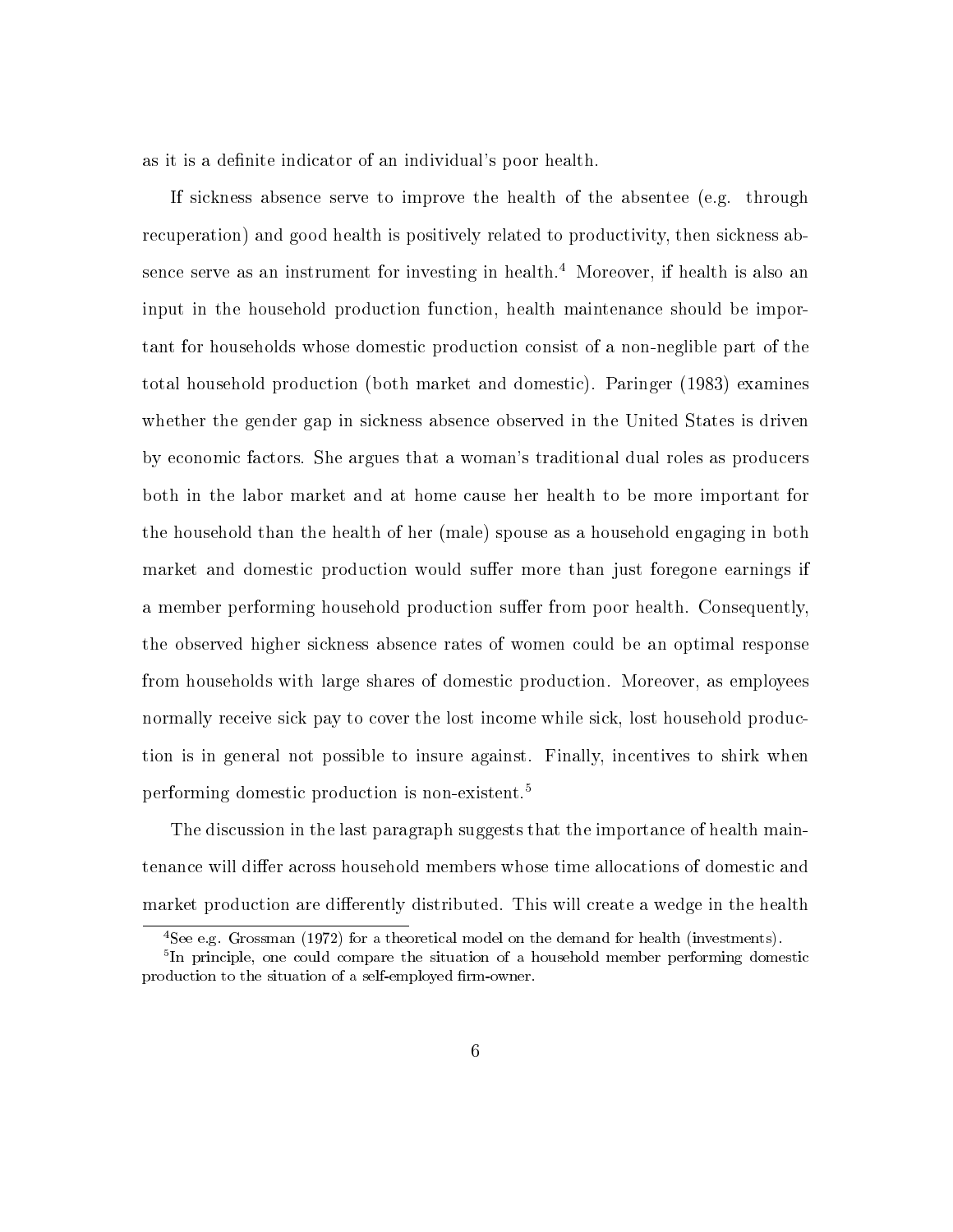as it is a definite indicator of an individual's poor health.

If sickness absence serve to improve the health of the absentee (e.g. through recuperation) and good health is positively related to productivity, then sickness absence serve as an instrument for investing in health.[4] Moreover, if health is also an input in the household production function, health maintenance should be important for households whose domestic production consist of a non-neglible part of the total household production (both market and domestic). Paringer (1983) examines whether the gender gap in sickness absence observed in the United States is driven by economic factors. She argues that a woman's traditional dual roles as producers both in the labor market and at home cause her health to be more important for the household than the health of her (male) spouse as a household engaging in both market and domestic production would suffer more than just foregone earnings if a member performing household production suffer from poor health. Consequently, the observed higher sickness absence rates of women could be an optimal response from households with large shares of domestic production. Moreover, as employees normally receive sick pay to cover the lost income while sick, lost household production is in general not possible to insure against. Finally, incentives to shirk when performing domestic production is non-existent.[5]

The discussion in the last paragraph suggests that the importance of health maintenance will differ across household members whose time allocations of domestic and market production are differently distributed. This will create a wedge in the health

[4] See e.g. Grossman (1972) for a theoretical model on the demand for health (investments).

[5] In principle, one could compare the situation of a household member performing domestic production to the situation of a self-employed firm-owner.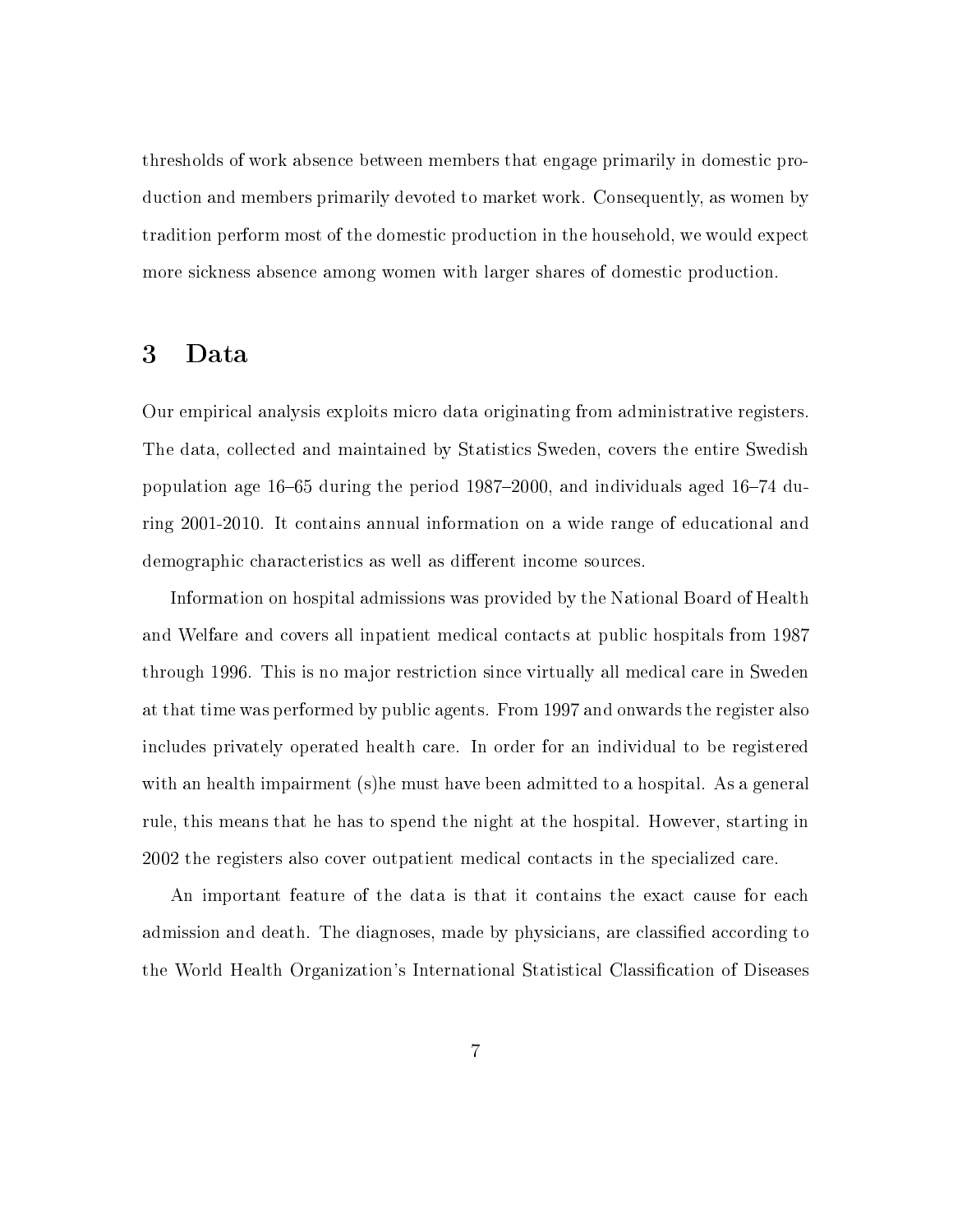thresholds of work absence between members that engage primarily in domestic production and members primarily devoted to market work. Consequently, as women by tradition perform most of the domestic production in the household, we would expect more sickness absence among women with larger shares of domestic production.

# 3 Data

Our empirical analysis exploits micro data originating from administrative registers. The data, collected and maintained by Statistics Sweden, covers the entire Swedish population age 16–65 during the period 1987–2000, and individuals aged 16–74 during 2001-2010. It contains annual information on a wide range of educational and demographic characteristics as well as different income sources.

Information on hospital admissions was provided by the National Board of Health and Welfare and covers all inpatient medical contacts at public hospitals from 1987 through 1996. This is no major restriction since virtually all medical care in Sweden at that time was performed by public agents. From 1997 and onwards the register also includes privately operated health care. In order for an individual to be registered with an health impairment (s)he must have been admitted to a hospital. As a general rule, this means that he has to spend the night at the hospital. However, starting in 2002 the registers also cover outpatient medical contacts in the specialized care.

An important feature of the data is that it contains the exact cause for each admission and death. The diagnoses, made by physicians, are classified according to the World Health Organization's International Statistical Classification of Diseases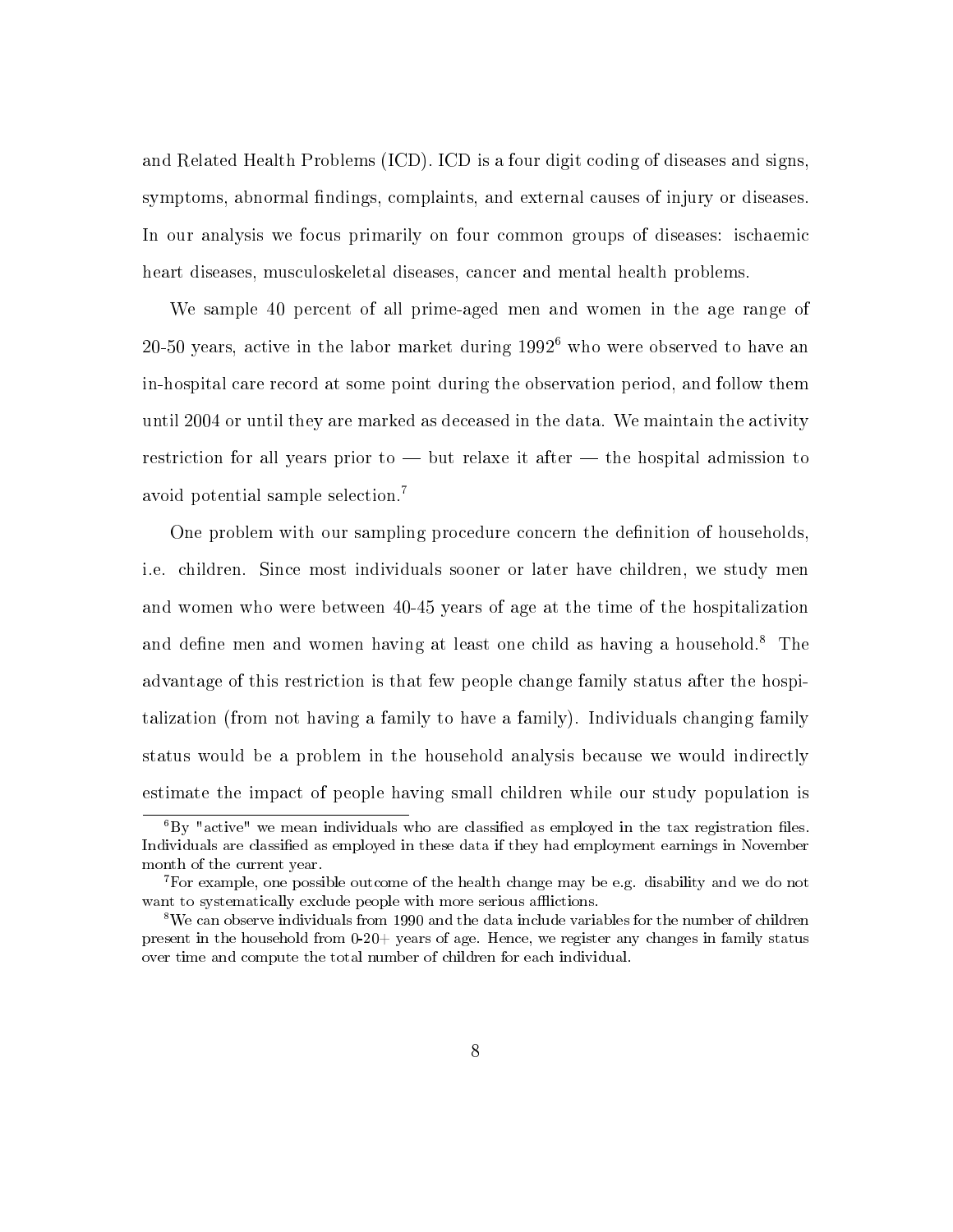and Related Health Problems (ICD). ICD is a four digit coding of diseases and signs, symptoms, abnormal findings, complaints, and external causes of injury or diseases. In our analysis we focus primarily on four common groups of diseases: ischaemic heart diseases, musculoskeletal diseases, cancer and mental health problems.

We sample 40 percent of all prime-aged men and women in the age range of 20-50 years, active in the labor market during 1992[6] who were observed to have an in-hospital care record at some point during the observation period, and follow them until 2004 or until they are marked as deceased in the data. We maintain the activity restriction for all years prior to — but relaxe it after — the hospital admission to avoid potential sample selection.[7]

One problem with our sampling procedure concern the definition of households, i.e. children. Since most individuals sooner or later have children, we study men and women who were between 40-45 years of age at the time of the hospitalization and define men and women having at least one child as having a household.[8] The advantage of this restriction is that few people change family status after the hospitalization (from not having a family to have a family). Individuals changing family status would be a problem in the household analysis because we would indirectly estimate the impact of people having small children while our study population is

[6] By "active" we mean individuals who are classified as employed in the tax registration files. Individuals are classified as employed in these data if they had employment earnings in November month of the current year.

[7] For example, one possible outcome of the health change may be e.g. disability and we do not want to systematically exclude people with more serious afflictions.

[8] We can observe individuals from 1990 and the data include variables for the number of children present in the household from 0-20+ years of age. Hence, we register any changes in family status over time and compute the total number of children for each individual.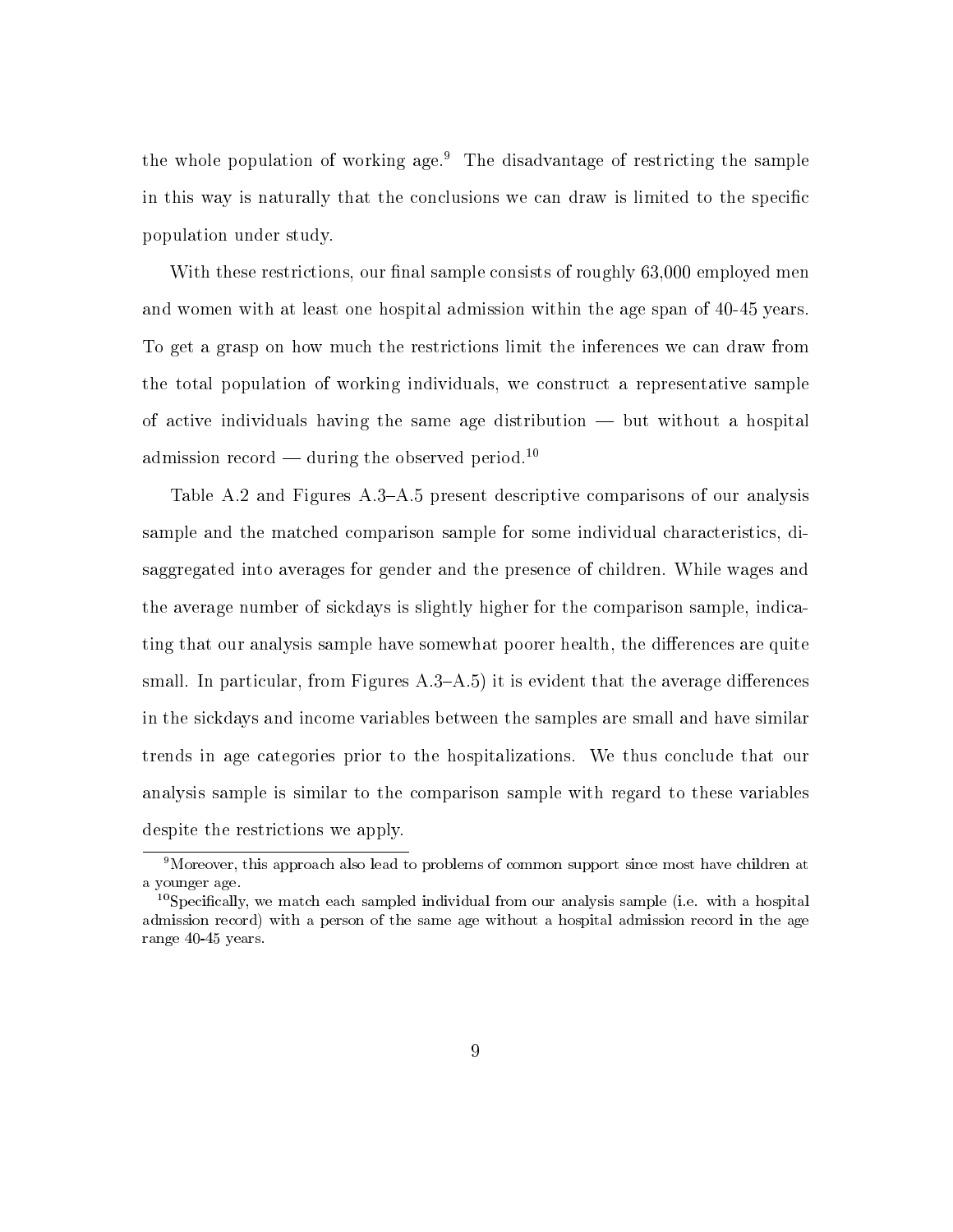the whole population of working age.[9] The disadvantage of restricting the sample in this way is naturally that the conclusions we can draw is limited to the specific population under study.

With these restrictions, our final sample consists of roughly 63,000 employed men and women with at least one hospital admission within the age span of 40-45 years. To get a grasp on how much the restrictions limit the inferences we can draw from the total population of working individuals, we construct a representative sample of active individuals having the same age distribution — but without a hospital admission record — during the observed period.[10]

Table A.2 and Figures A.3–A.5 present descriptive comparisons of our analysis sample and the matched comparison sample for some individual characteristics, disaggregated into averages for gender and the presence of children. While wages and the average number of sickdays is slightly higher for the comparison sample, indicating that our analysis sample have somewhat poorer health, the differences are quite small. In particular, from Figures A.3–A.5) it is evident that the average differences in the sickdays and income variables between the samples are small and have similar trends in age categories prior to the hospitalizations. We thus conclude that our analysis sample is similar to the comparison sample with regard to these variables despite the restrictions we apply.

---

[9] Moreover, this approach also lead to problems of common support since most have children at a younger age.

[10] Specifically, we match each sampled individual from our analysis sample (i.e. with a hospital admission record) with a person of the same age without a hospital admission record in the age range 40-45 years.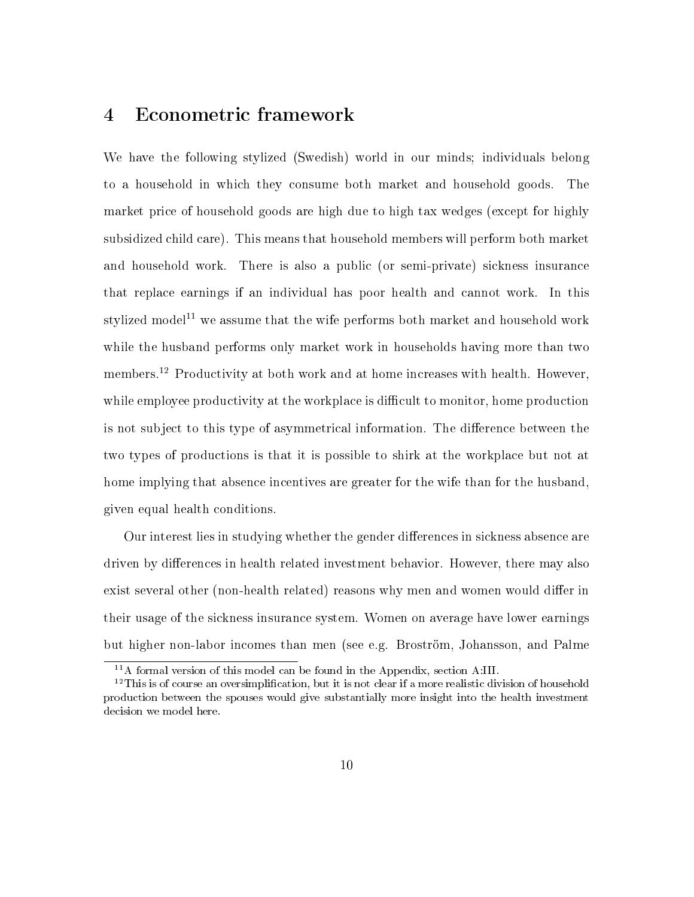# 4 Econometric framework

We have the following stylized (Swedish) world in our minds; individuals belong to a household in which they consume both market and household goods. The market price of household goods are high due to high tax wedges (except for highly subsidized child care). This means that household members will perform both market and household work. There is also a public (or semi-private) sickness insurance that replace earnings if an individual has poor health and cannot work. In this stylized model[11] we assume that the wife performs both market and household work while the husband performs only market work in households having more than two members.[12] Productivity at both work and at home increases with health. However, while employee productivity at the workplace is difficult to monitor, home production is not subject to this type of asymmetrical information. The difference between the two types of productions is that it is possible to shirk at the workplace but not at home implying that absence incentives are greater for the wife than for the husband, given equal health conditions.

Our interest lies in studying whether the gender differences in sickness absence are driven by differences in health related investment behavior. However, there may also exist several other (non-health related) reasons why men and women would differ in their usage of the sickness insurance system. Women on average have lower earnings but higher non-labor incomes than men (see e.g. Broström, Johansson, and Palme

[11] A formal version of this model can be found in the Appendix, section A:III.

[12] This is of course an oversimplification, but it is not clear if a more realistic division of household production between the spouses would give substantially more insight into the health investment decision we model here.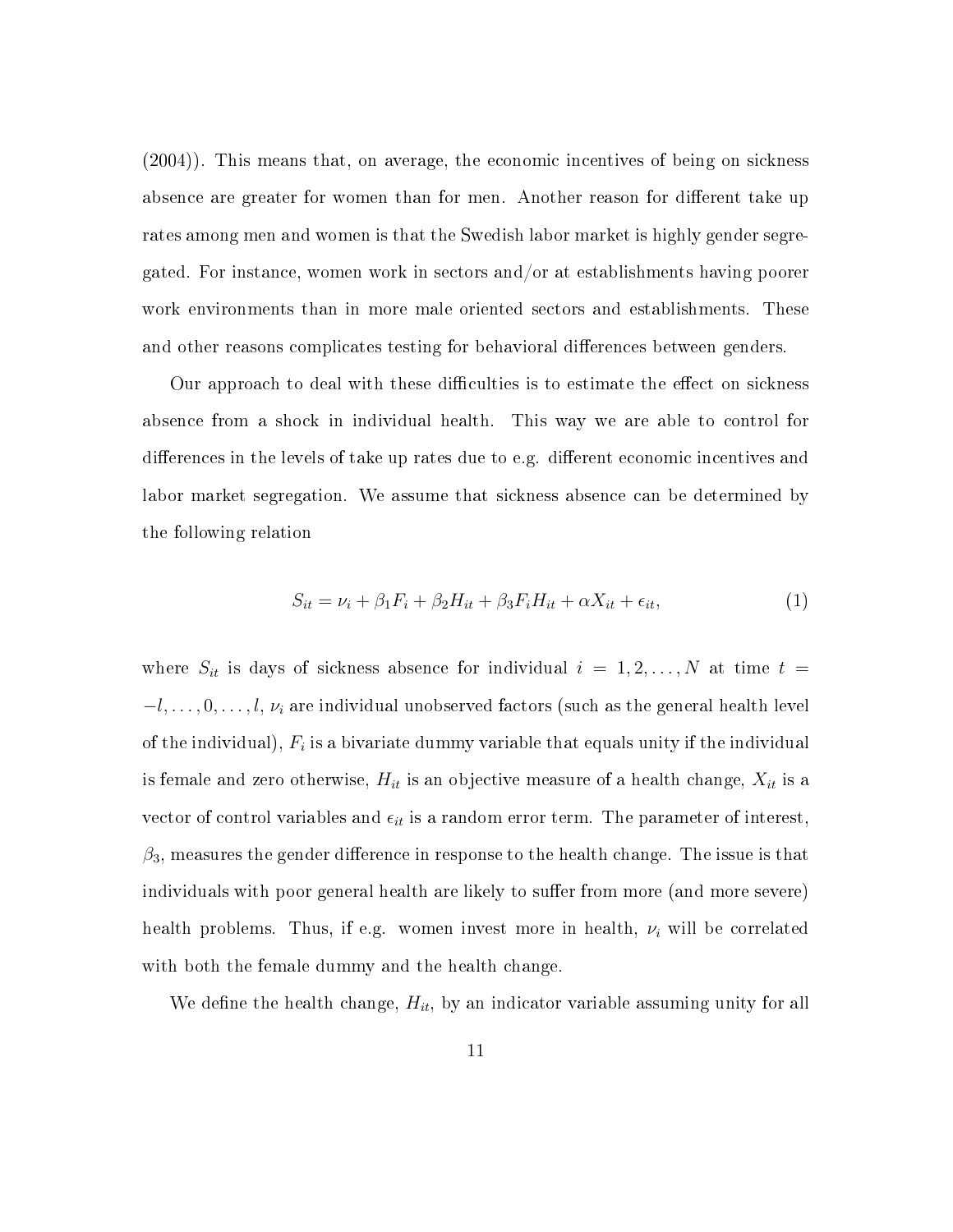(2004)). This means that, on average, the economic incentives of being on sickness absence are greater for women than for men. Another reason for different take up rates among men and women is that the Swedish labor market is highly gender segregated. For instance, women work in sectors and/or at establishments having poorer work environments than in more male oriented sectors and establishments. These and other reasons complicates testing for behavioral differences between genders.

Our approach to deal with these difficulties is to estimate the effect on sickness absence from a shock in individual health. This way we are able to control for differences in the levels of take up rates due to e.g. different economic incentives and labor market segregation. We assume that sickness absence can be determined by the following relation

$$S_{it} = \nu_i + \beta_1 F_i + \beta_2 H_{it} + \beta_3 F_i H_{it} + \alpha X_{it} + \epsilon_{it}, \tag{1}$$

where $S_{it}$ is days of sickness absence for individual $i = 1, 2, \ldots, N$ at time $t = -l, \ldots, 0, \ldots, l$, $\nu_i$ are individual unobserved factors (such as the general health level of the individual), $F_i$ is a bivariate dummy variable that equals unity if the individual is female and zero otherwise, $H_{it}$ is an objective measure of a health change, $X_{it}$ is a vector of control variables and $\epsilon_{it}$ is a random error term. The parameter of interest, $\beta_3$, measures the gender difference in response to the health change. The issue is that individuals with poor general health are likely to suffer from more (and more severe) health problems. Thus, if e.g. women invest more in health, $\nu_i$ will be correlated with both the female dummy and the health change.

We define the health change, $H_{it}$, by an indicator variable assuming unity for all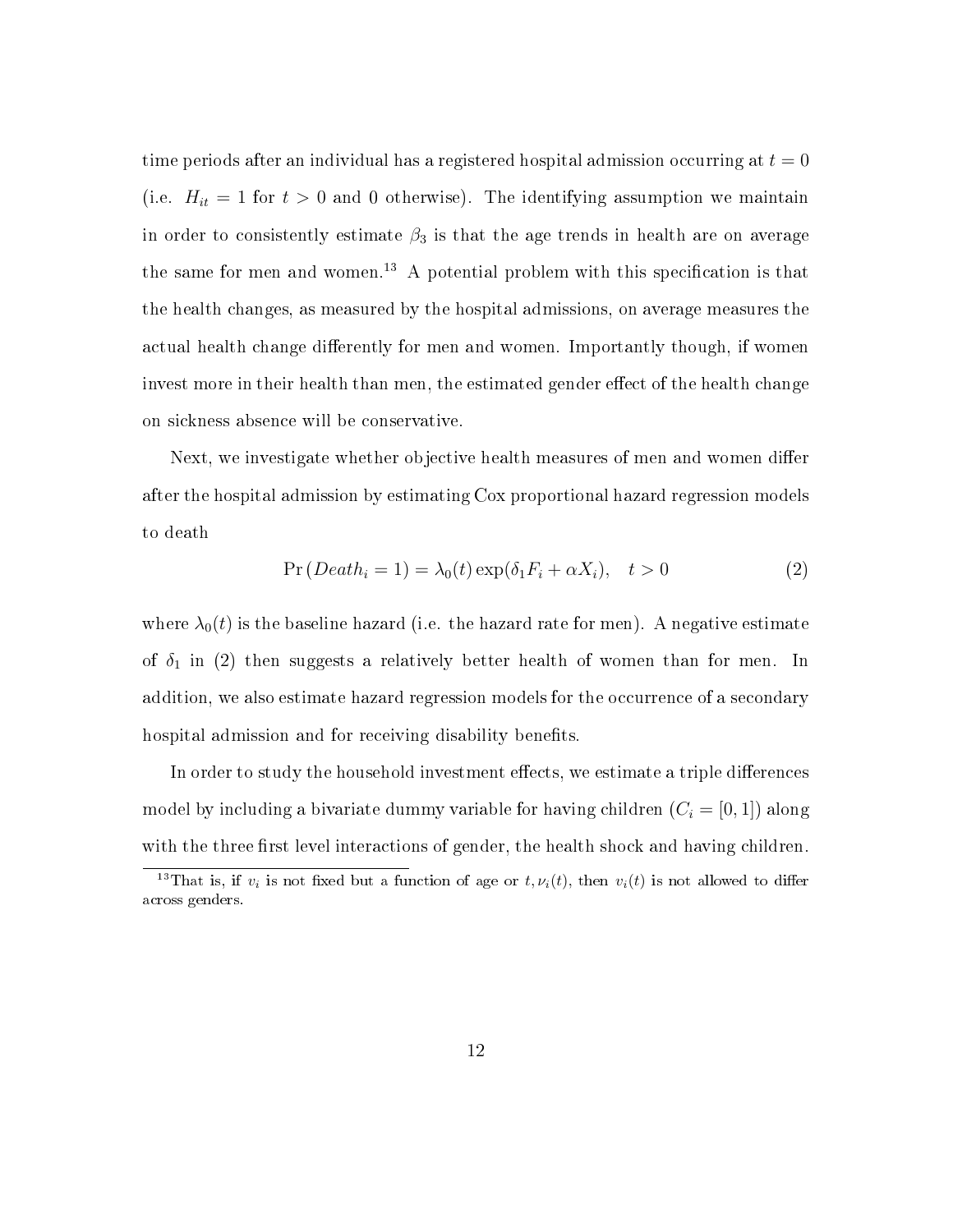time periods after an individual has a registered hospital admission occurring at $t = 0$ (i.e. $H_{it} = 1$ for $t > 0$ and 0 otherwise). The identifying assumption we maintain in order to consistently estimate $\beta_3$ is that the age trends in health are on average the same for men and women.[13] A potential problem with this specification is that the health changes, as measured by the hospital admissions, on average measures the actual health change differently for men and women. Importantly though, if women invest more in their health than men, the estimated gender effect of the health change on sickness absence will be conservative.

Next, we investigate whether objective health measures of men and women differ after the hospital admission by estimating Cox proportional hazard regression models to death

$$\Pr(Death_i = 1) = \lambda_0(t)\exp(\delta_1 F_i + \alpha X_i), \quad t > 0 \tag{2}$$

where $\lambda_0(t)$ is the baseline hazard (i.e. the hazard rate for men). A negative estimate of $\delta_1$ in (2) then suggests a relatively better health of women than for men. In addition, we also estimate hazard regression models for the occurrence of a secondary hospital admission and for receiving disability benefits.

In order to study the household investment effects, we estimate a triple differences model by including a bivariate dummy variable for having children ($C_i = [0, 1]$) along with the three first level interactions of gender, the health shock and having children.

[13] That is, if $v_i$ is not fixed but a function of age or $t, \nu_i(t)$, then $v_i(t)$ is not allowed to differ across genders.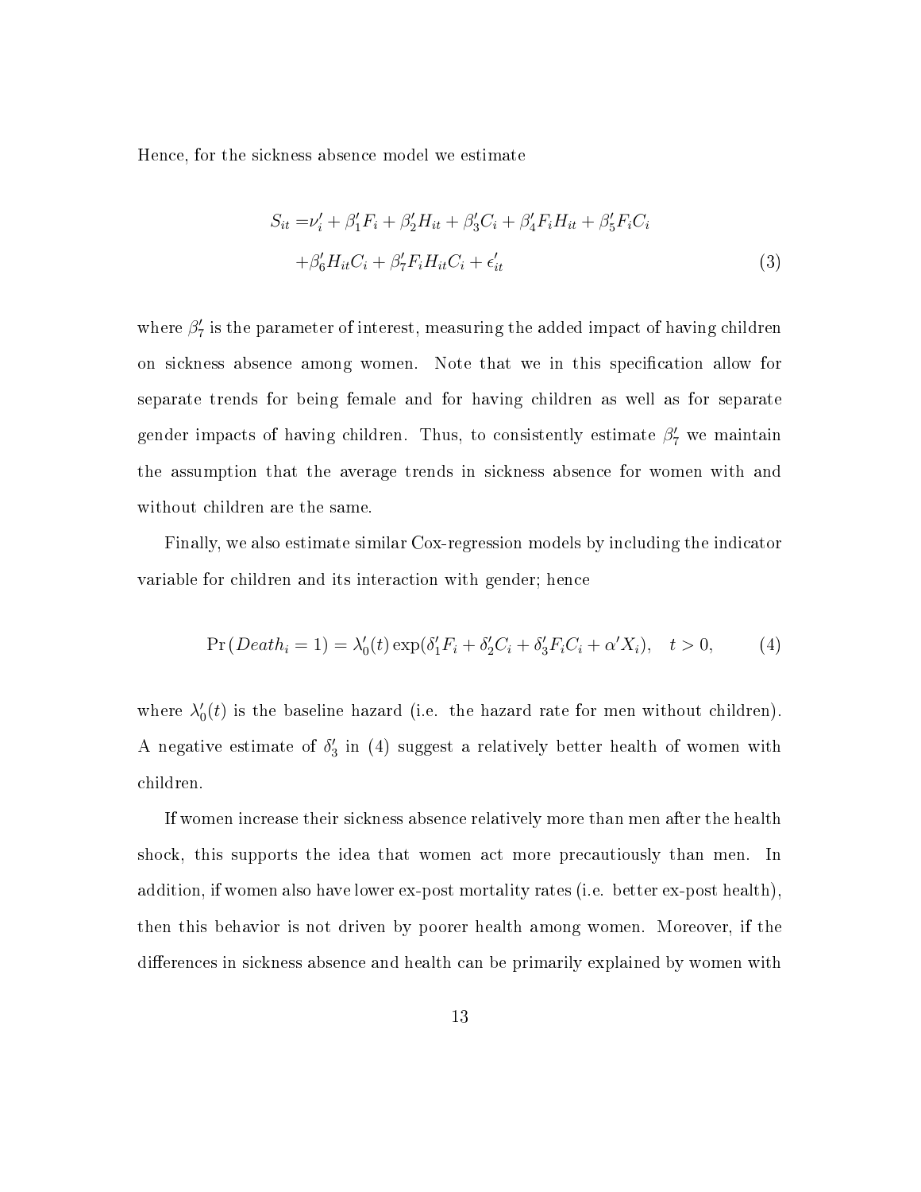Hence, for the sickness absence model we estimate

$$
\begin{aligned}
S_{it} = & \nu_i' + \beta_1' F_i + \beta_2' H_{it} + \beta_3' C_i + \beta_4' F_i H_{it} + \beta_5' F_i C_i \\
& + \beta_6' H_{it} C_i + \beta_7' F_i H_{it} C_i + \epsilon_{it}'
\end{aligned} \tag{3}
$$

where $\beta_7'$ is the parameter of interest, measuring the added impact of having children on sickness absence among women. Note that we in this specification allow for separate trends for being female and for having children as well as for separate gender impacts of having children. Thus, to consistently estimate $\beta_7'$ we maintain the assumption that the average trends in sickness absence for women with and without children are the same.

Finally, we also estimate similar Cox-regression models by including the indicator variable for children and its interaction with gender; hence

$$
\Pr(Death_i = 1) = \lambda_0'(t) \exp(\delta_1' F_i + \delta_2' C_i + \delta_3' F_i C_i + \alpha' X_i), \quad t > 0, \tag{4}
$$

where $\lambda_0'(t)$ is the baseline hazard (i.e. the hazard rate for men without children). A negative estimate of $\delta_3'$ in (4) suggest a relatively better health of women with children.

If women increase their sickness absence relatively more than men after the health shock, this supports the idea that women act more precautiously than men. In addition, if women also have lower ex-post mortality rates (i.e. better ex-post health), then this behavior is not driven by poorer health among women. Moreover, if the differences in sickness absence and health can be primarily explained by women with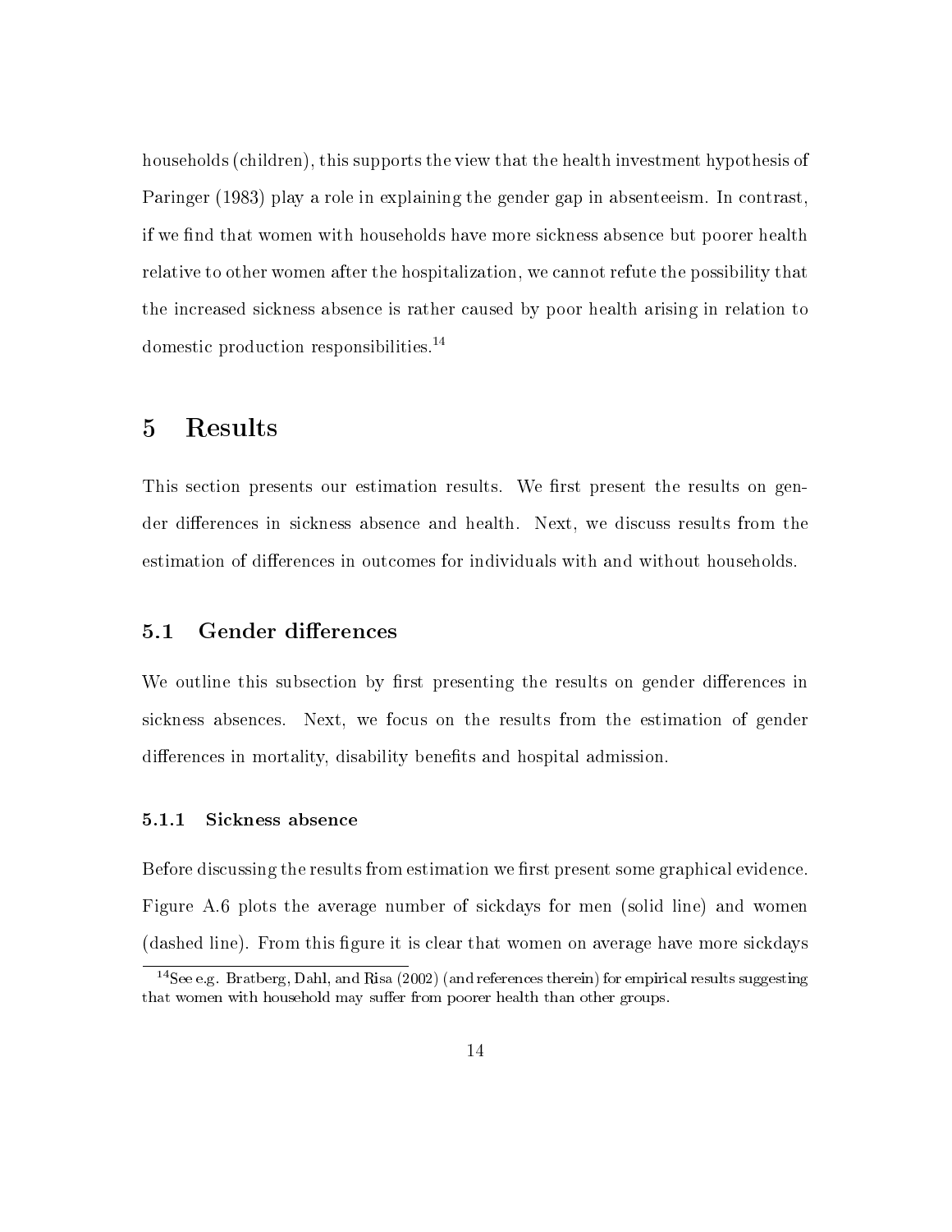households (children), this supports the view that the health investment hypothesis of Paringer (1983) play a role in explaining the gender gap in absenteeism. In contrast, if we find that women with households have more sickness absence but poorer health relative to other women after the hospitalization, we cannot refute the possibility that the increased sickness absence is rather caused by poor health arising in relation to domestic production responsibilities.[14]

# 5 Results

This section presents our estimation results. We first present the results on gender differences in sickness absence and health. Next, we discuss results from the estimation of differences in outcomes for individuals with and without households.

## 5.1 Gender differences

We outline this subsection by first presenting the results on gender differences in sickness absences. Next, we focus on the results from the estimation of gender differences in mortality, disability benefits and hospital admission.

### 5.1.1 Sickness absence

Before discussing the results from estimation we first present some graphical evidence. Figure A.6 plots the average number of sickdays for men (solid line) and women (dashed line). From this figure it is clear that women on average have more sickdays

[14] See e.g. Bratberg, Dahl, and Risa (2002) (and references therein) for empirical results suggesting that women with household may suffer from poorer health than other groups.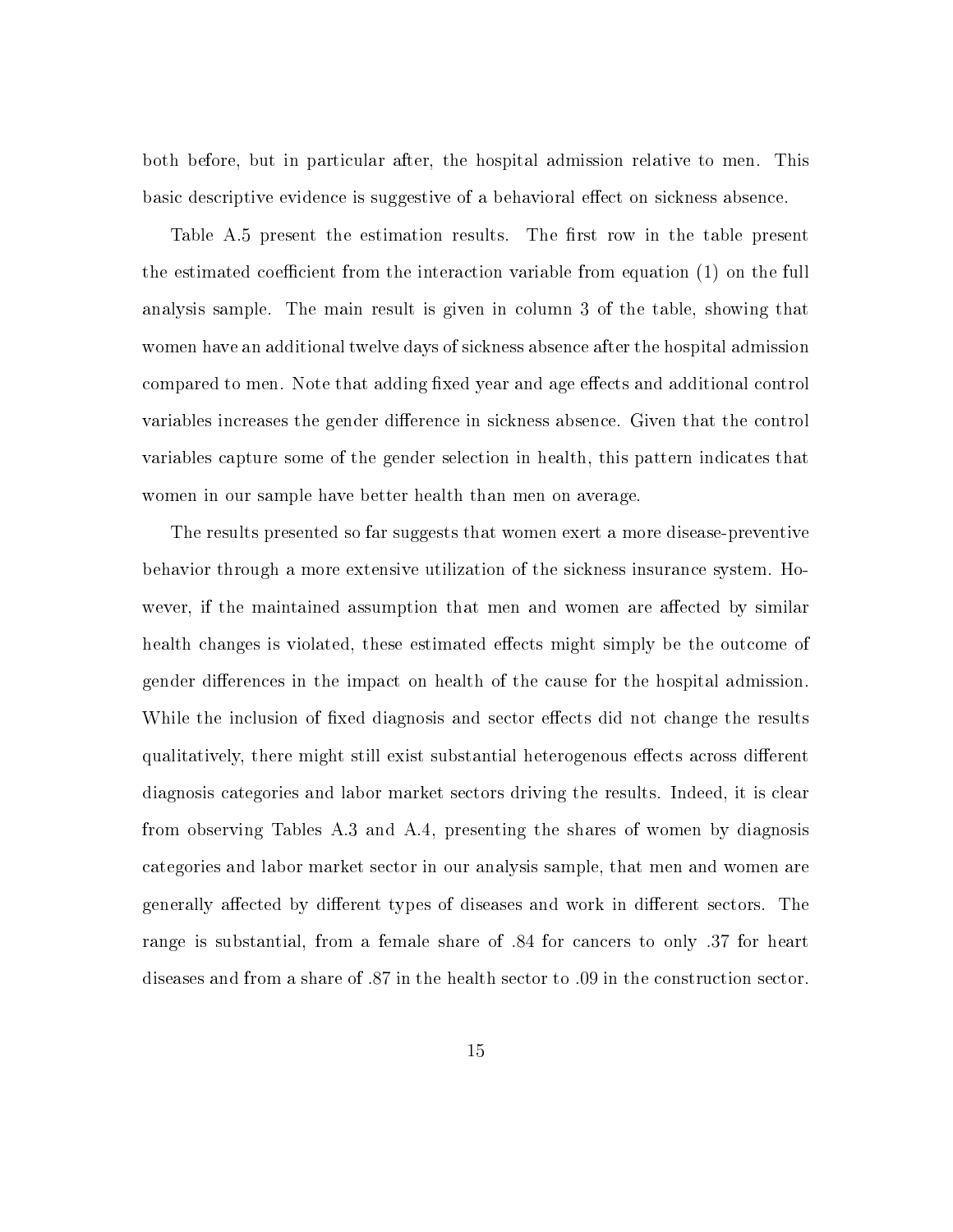both before, but in particular after, the hospital admission relative to men. This basic descriptive evidence is suggestive of a behavioral effect on sickness absence.

Table A.5 present the estimation results. The first row in the table present the estimated coefficient from the interaction variable from equation (1) on the full analysis sample. The main result is given in column 3 of the table, showing that women have an additional twelve days of sickness absence after the hospital admission compared to men. Note that adding fixed year and age effects and additional control variables increases the gender difference in sickness absence. Given that the control variables capture some of the gender selection in health, this pattern indicates that women in our sample have better health than men on average.

The results presented so far suggests that women exert a more disease-preventive behavior through a more extensive utilization of the sickness insurance system. However, if the maintained assumption that men and women are affected by similar health changes is violated, these estimated effects might simply be the outcome of gender differences in the impact on health of the cause for the hospital admission. While the inclusion of fixed diagnosis and sector effects did not change the results qualitatively, there might still exist substantial heterogenous effects across different diagnosis categories and labor market sectors driving the results. Indeed, it is clear from observing Tables A.3 and A.4, presenting the shares of women by diagnosis categories and labor market sector in our analysis sample, that men and women are generally affected by different types of diseases and work in different sectors. The range is substantial, from a female share of .84 for cancers to only .37 for heart diseases and from a share of .87 in the health sector to .09 in the construction sector.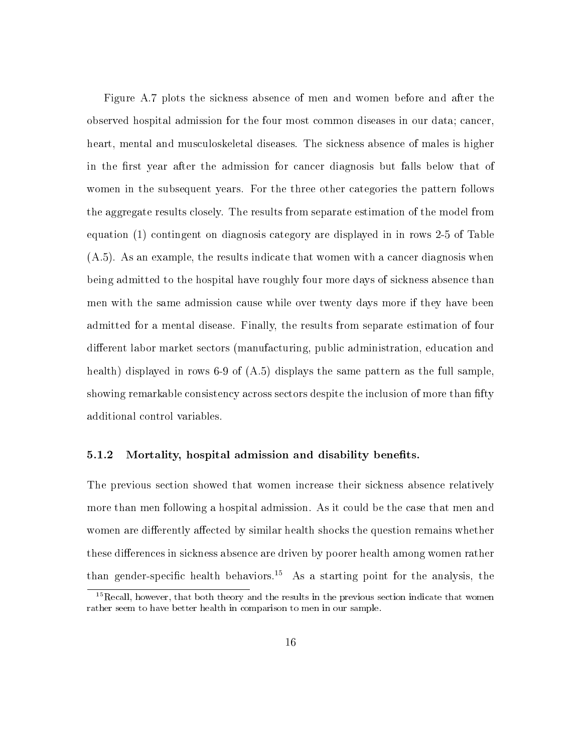Figure A.7 plots the sickness absence of men and women before and after the observed hospital admission for the four most common diseases in our data; cancer, heart, mental and musculoskeletal diseases. The sickness absence of males is higher in the first year after the admission for cancer diagnosis but falls below that of women in the subsequent years. For the three other categories the pattern follows the aggregate results closely. The results from separate estimation of the model from equation (1) contingent on diagnosis category are displayed in in rows 2-5 of Table (A.5). As an example, the results indicate that women with a cancer diagnosis when being admitted to the hospital have roughly four more days of sickness absence than men with the same admission cause while over twenty days more if they have been admitted for a mental disease. Finally, the results from separate estimation of four different labor market sectors (manufacturing, public administration, education and health) displayed in rows 6-9 of (A.5) displays the same pattern as the full sample, showing remarkable consistency across sectors despite the inclusion of more than fifty additional control variables.

### 5.1.2 Mortality, hospital admission and disability benefits.

The previous section showed that women increase their sickness absence relatively more than men following a hospital admission. As it could be the case that men and women are differently affected by similar health shocks the question remains whether these differences in sickness absence are driven by poorer health among women rather than gender-specific health behaviors.[15] As a starting point for the analysis, the

[15] Recall, however, that both theory and the results in the previous section indicate that women rather seem to have better health in comparison to men in our sample.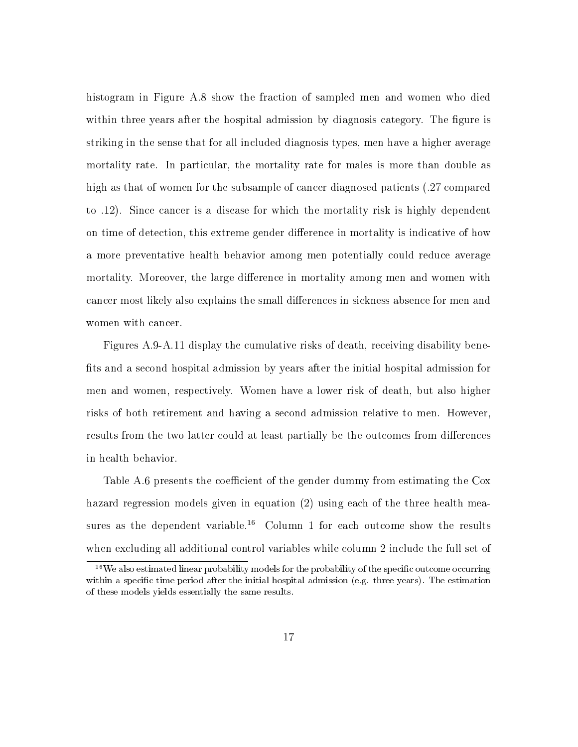histogram in Figure A.8 show the fraction of sampled men and women who died within three years after the hospital admission by diagnosis category. The figure is striking in the sense that for all included diagnosis types, men have a higher average mortality rate. In particular, the mortality rate for males is more than double as high as that of women for the subsample of cancer diagnosed patients (.27 compared to .12). Since cancer is a disease for which the mortality risk is highly dependent on time of detection, this extreme gender difference in mortality is indicative of how a more preventative health behavior among men potentially could reduce average mortality. Moreover, the large difference in mortality among men and women with cancer most likely also explains the small differences in sickness absence for men and women with cancer.

Figures A.9-A.11 display the cumulative risks of death, receiving disability benefits and a second hospital admission by years after the initial hospital admission for men and women, respectively. Women have a lower risk of death, but also higher risks of both retirement and having a second admission relative to men. However, results from the two latter could at least partially be the outcomes from differences in health behavior.

Table A.6 presents the coefficient of the gender dummy from estimating the Cox hazard regression models given in equation (2) using each of the three health measures as the dependent variable.[16] Column 1 for each outcome show the results when excluding all additional control variables while column 2 include the full set of

[16] We also estimated linear probability models for the probability of the specific outcome occurring within a specific time period after the initial hospital admission (e.g. three years). The estimation of these models yields essentially the same results.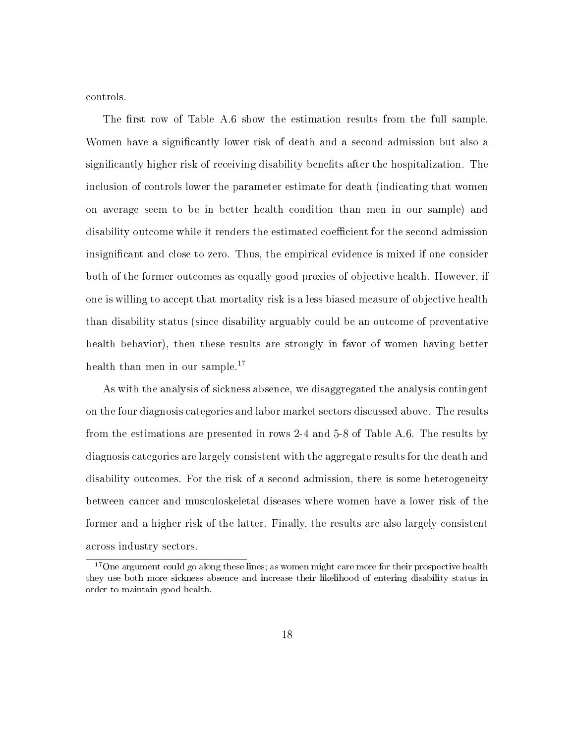controls.

The first row of Table A.6 show the estimation results from the full sample. Women have a significantly lower risk of death and a second admission but also a significantly higher risk of receiving disability benefits after the hospitalization. The inclusion of controls lower the parameter estimate for death (indicating that women on average seem to be in better health condition than men in our sample) and disability outcome while it renders the estimated coefficient for the second admission insignificant and close to zero. Thus, the empirical evidence is mixed if one consider both of the former outcomes as equally good proxies of objective health. However, if one is willing to accept that mortality risk is a less biased measure of objective health than disability status (since disability arguably could be an outcome of preventative health behavior), then these results are strongly in favor of women having better health than men in our sample.[17]

As with the analysis of sickness absence, we disaggregated the analysis contingent on the four diagnosis categories and labor market sectors discussed above. The results from the estimations are presented in rows 2-4 and 5-8 of Table A.6. The results by diagnosis categories are largely consistent with the aggregate results for the death and disability outcomes. For the risk of a second admission, there is some heterogeneity between cancer and musculoskeletal diseases where women have a lower risk of the former and a higher risk of the latter. Finally, the results are also largely consistent across industry sectors.

[17]One argument could go along these lines; as women might care more for their prospective health they use both more sickness absence and increase their likelihood of entering disability status in order to maintain good health.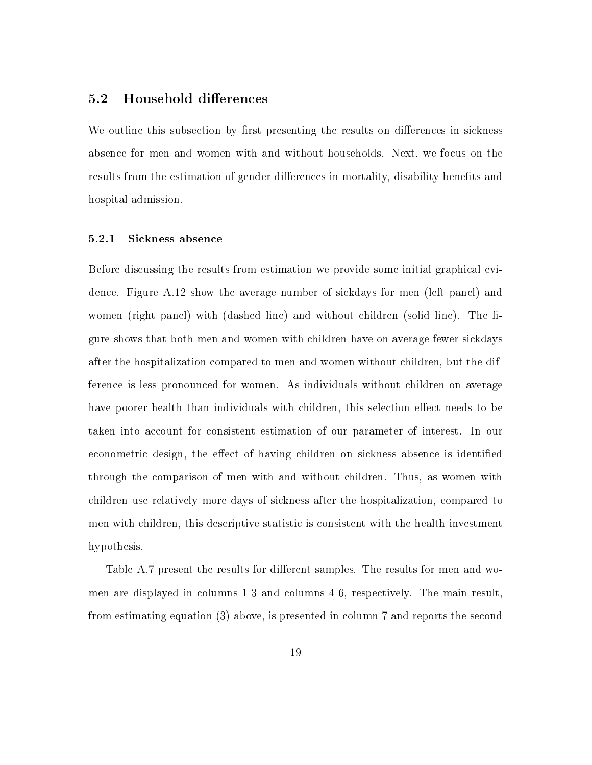## 5.2 Household differences

We outline this subsection by first presenting the results on differences in sickness absence for men and women with and without households. Next, we focus on the results from the estimation of gender differences in mortality, disability benefits and hospital admission.

### 5.2.1 Sickness absence

Before discussing the results from estimation we provide some initial graphical evidence. Figure A.12 show the average number of sickdays for men (left panel) and women (right panel) with (dashed line) and without children (solid line). The figure shows that both men and women with children have on average fewer sickdays after the hospitalization compared to men and women without children, but the difference is less pronounced for women. As individuals without children on average have poorer health than individuals with children, this selection effect needs to be taken into account for consistent estimation of our parameter of interest. In our econometric design, the effect of having children on sickness absence is identified through the comparison of men with and without children. Thus, as women with children use relatively more days of sickness after the hospitalization, compared to men with children, this descriptive statistic is consistent with the health investment hypothesis.

Table A.7 present the results for different samples. The results for men and women are displayed in columns 1-3 and columns 4-6, respectively. The main result, from estimating equation (3) above, is presented in column 7 and reports the second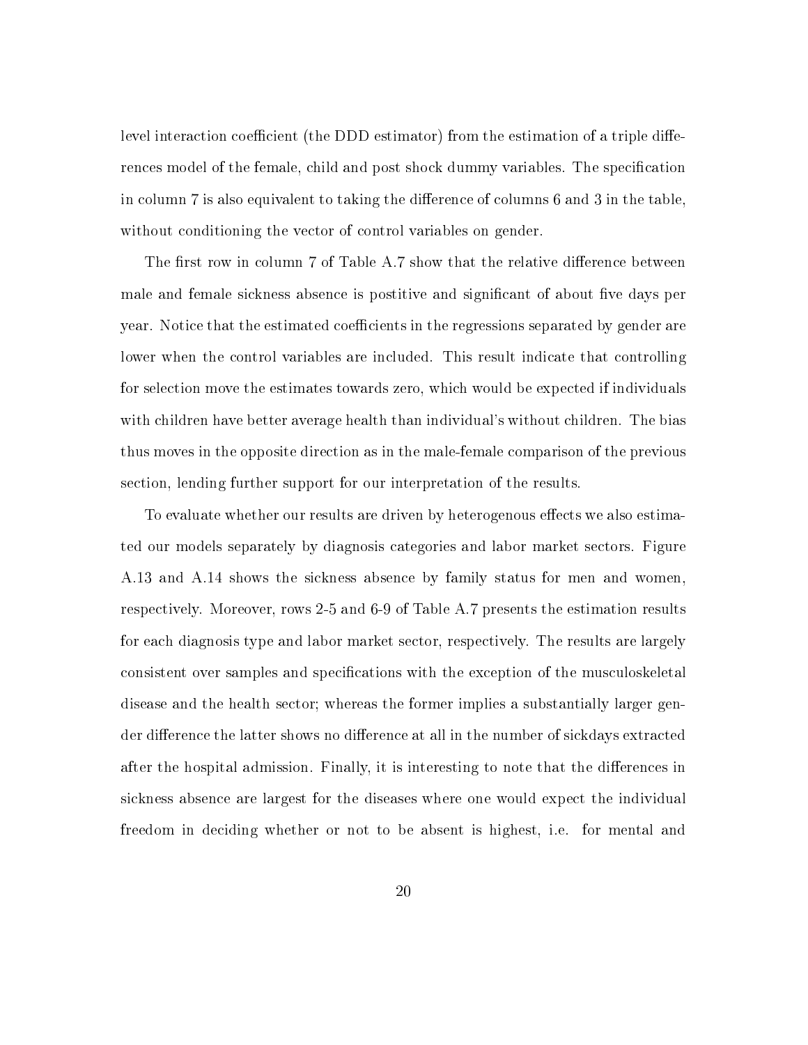level interaction coefficient (the DDD estimator) from the estimation of a triple differences model of the female, child and post shock dummy variables. The specification in column 7 is also equivalent to taking the difference of columns 6 and 3 in the table, without conditioning the vector of control variables on gender.

The first row in column 7 of Table A.7 show that the relative difference between male and female sickness absence is postitive and significant of about five days per year. Notice that the estimated coefficients in the regressions separated by gender are lower when the control variables are included. This result indicate that controlling for selection move the estimates towards zero, which would be expected if individuals with children have better average health than individual's without children. The bias thus moves in the opposite direction as in the male-female comparison of the previous section, lending further support for our interpretation of the results.

To evaluate whether our results are driven by heterogenous effects we also estimated our models separately by diagnosis categories and labor market sectors. Figure A.13 and A.14 shows the sickness absence by family status for men and women, respectively. Moreover, rows 2-5 and 6-9 of Table A.7 presents the estimation results for each diagnosis type and labor market sector, respectively. The results are largely consistent over samples and specifications with the exception of the musculoskeletal disease and the health sector; whereas the former implies a substantially larger gender difference the latter shows no difference at all in the number of sickdays extracted after the hospital admission. Finally, it is interesting to note that the differences in sickness absence are largest for the diseases where one would expect the individual freedom in deciding whether or not to be absent is highest, i.e. for mental and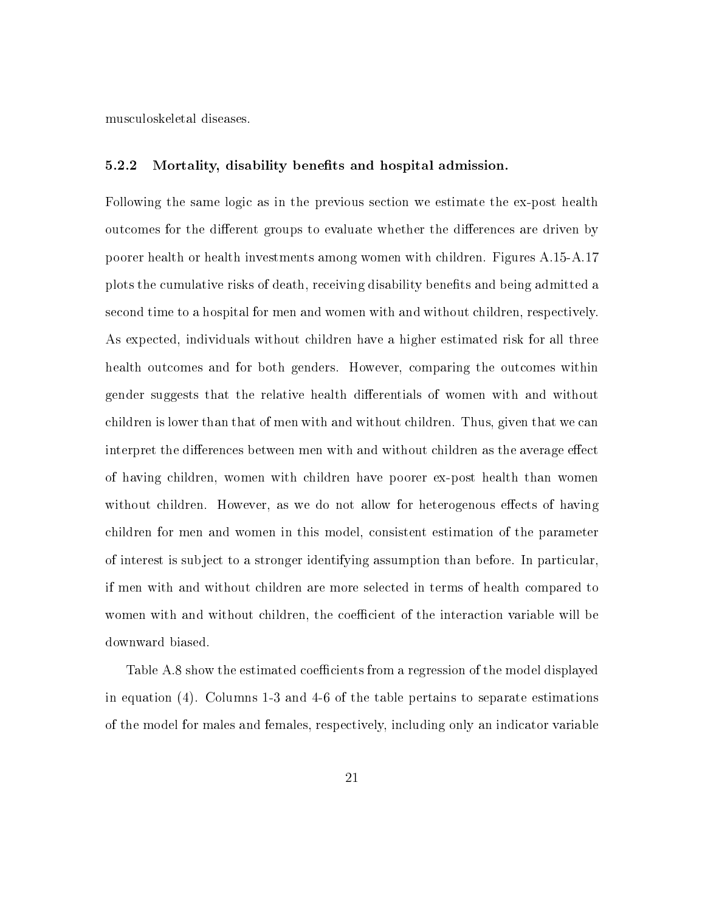musculoskeletal diseases.

### 5.2.2 Mortality, disability benefits and hospital admission.

Following the same logic as in the previous section we estimate the ex-post health outcomes for the different groups to evaluate whether the differences are driven by poorer health or health investments among women with children. Figures A.15-A.17 plots the cumulative risks of death, receiving disability benefits and being admitted a second time to a hospital for men and women with and without children, respectively. As expected, individuals without children have a higher estimated risk for all three health outcomes and for both genders. However, comparing the outcomes within gender suggests that the relative health differentials of women with and without children is lower than that of men with and without children. Thus, given that we can interpret the differences between men with and without children as the average effect of having children, women with children have poorer ex-post health than women without children. However, as we do not allow for heterogenous effects of having children for men and women in this model, consistent estimation of the parameter of interest is subject to a stronger identifying assumption than before. In particular, if men with and without children are more selected in terms of health compared to women with and without children, the coefficient of the interaction variable will be downward biased.

Table A.8 show the estimated coefficients from a regression of the model displayed in equation (4). Columns 1-3 and 4-6 of the table pertains to separate estimations of the model for males and females, respectively, including only an indicator variable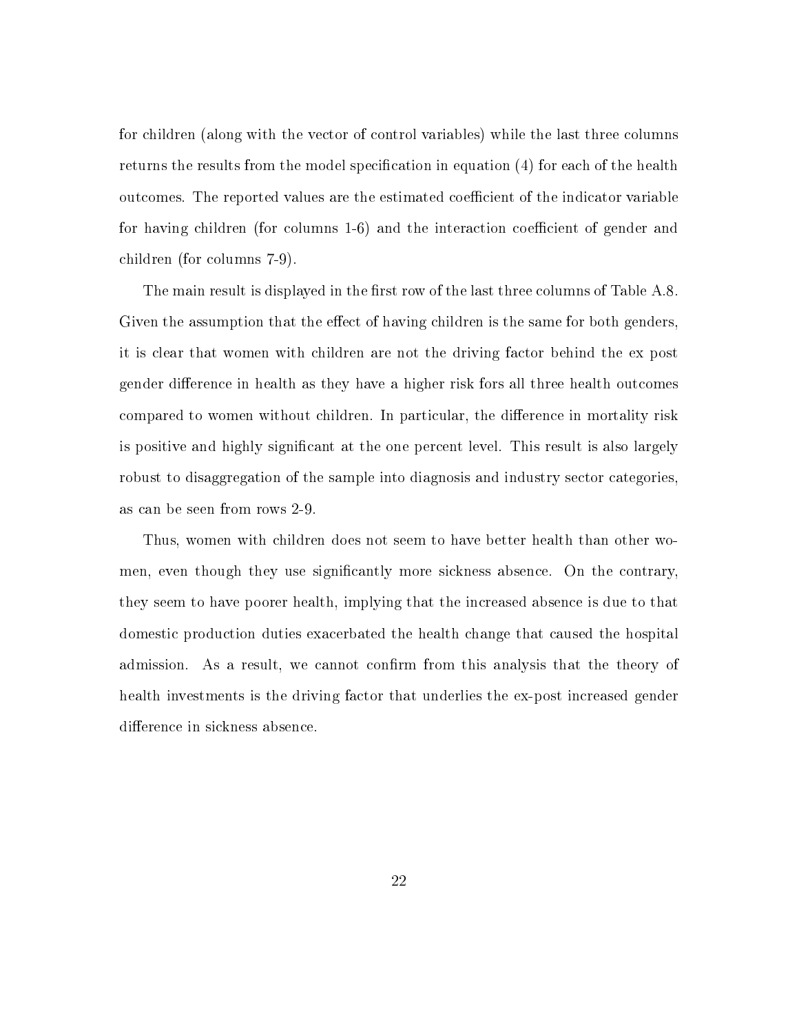for children (along with the vector of control variables) while the last three columns returns the results from the model specification in equation (4) for each of the health outcomes. The reported values are the estimated coefficient of the indicator variable for having children (for columns 1-6) and the interaction coefficient of gender and children (for columns 7-9).

The main result is displayed in the first row of the last three columns of Table A.8. Given the assumption that the effect of having children is the same for both genders, it is clear that women with children are not the driving factor behind the ex post gender difference in health as they have a higher risk fors all three health outcomes compared to women without children. In particular, the difference in mortality risk is positive and highly significant at the one percent level. This result is also largely robust to disaggregation of the sample into diagnosis and industry sector categories, as can be seen from rows 2-9.

Thus, women with children does not seem to have better health than other women, even though they use significantly more sickness absence. On the contrary, they seem to have poorer health, implying that the increased absence is due to that domestic production duties exacerbated the health change that caused the hospital admission. As a result, we cannot confirm from this analysis that the theory of health investments is the driving factor that underlies the ex-post increased gender difference in sickness absence.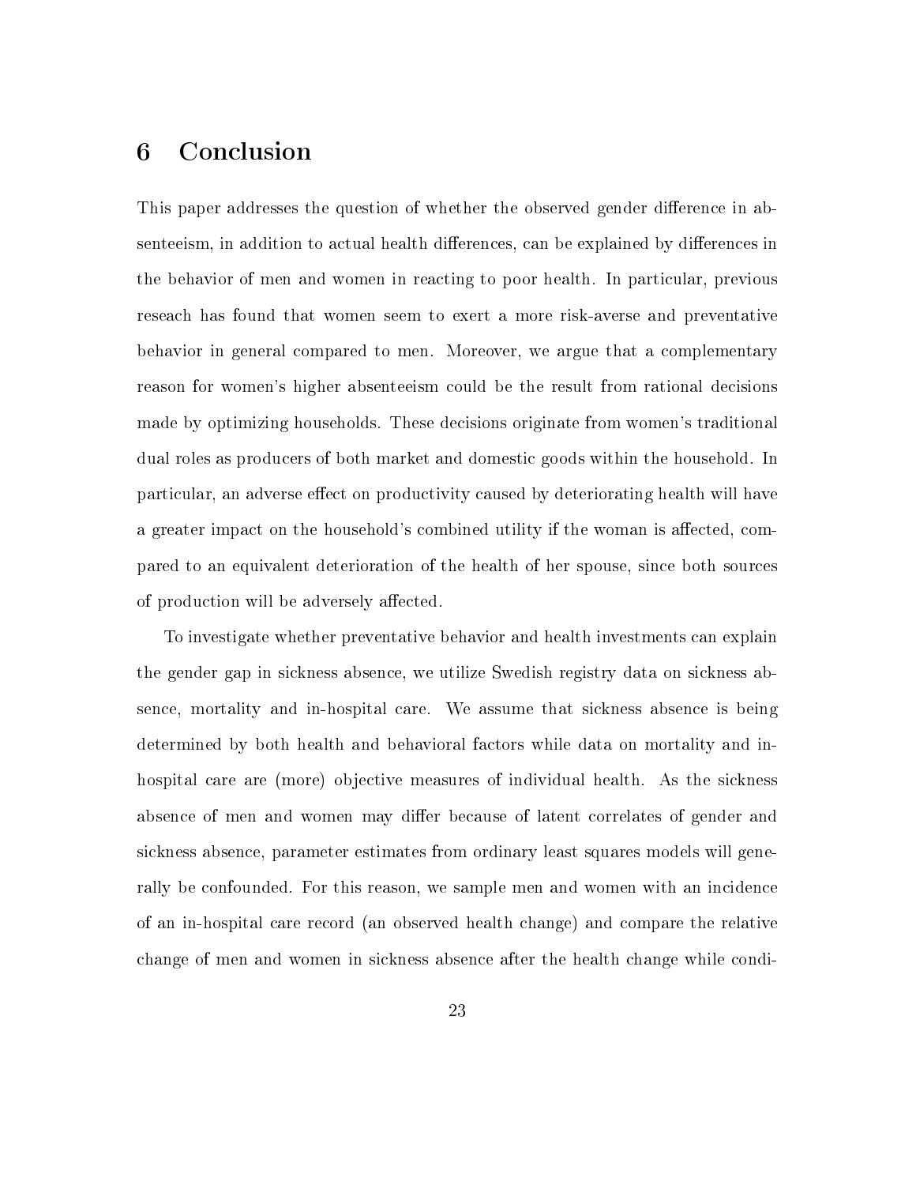# 6 Conclusion

This paper addresses the question of whether the observed gender difference in absenteeism, in addition to actual health differences, can be explained by differences in the behavior of men and women in reacting to poor health. In particular, previous reseach has found that women seem to exert a more risk-averse and preventative behavior in general compared to men. Moreover, we argue that a complementary reason for women's higher absenteeism could be the result from rational decisions made by optimizing households. These decisions originate from women's traditional dual roles as producers of both market and domestic goods within the household. In particular, an adverse effect on productivity caused by deteriorating health will have a greater impact on the household's combined utility if the woman is affected, compared to an equivalent deterioration of the health of her spouse, since both sources of production will be adversely affected.

To investigate whether preventative behavior and health investments can explain the gender gap in sickness absence, we utilize Swedish registry data on sickness absence, mortality and in-hospital care. We assume that sickness absence is being determined by both health and behavioral factors while data on mortality and in-hospital care are (more) objective measures of individual health. As the sickness absence of men and women may differ because of latent correlates of gender and sickness absence, parameter estimates from ordinary least squares models will generally be confounded. For this reason, we sample men and women with an incidence of an in-hospital care record (an observed health change) and compare the relative change of men and women in sickness absence after the health change while condi-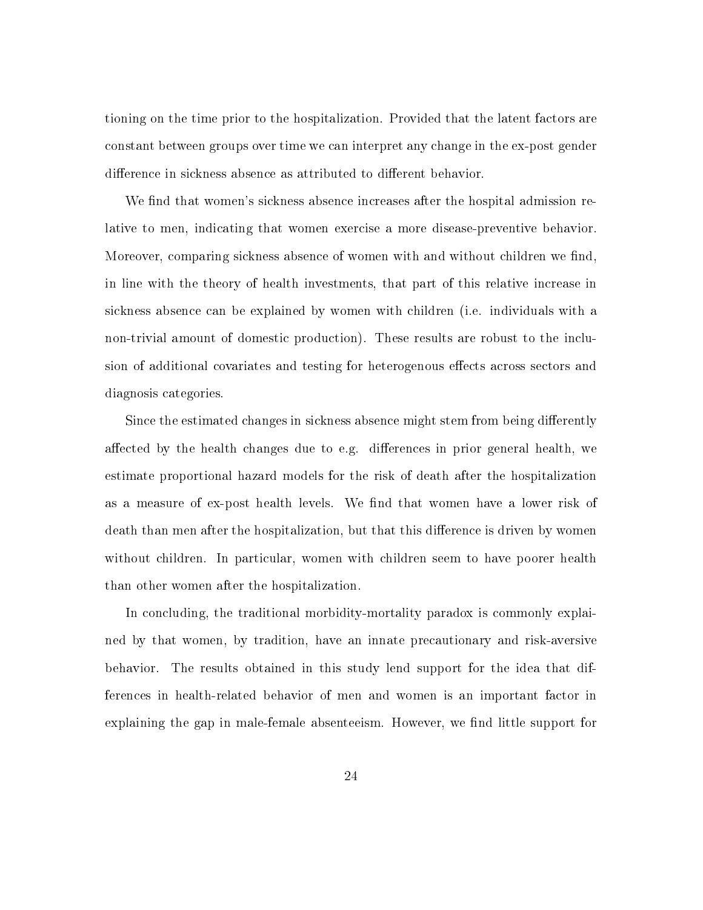tioning on the time prior to the hospitalization. Provided that the latent factors are constant between groups over time we can interpret any change in the ex-post gender difference in sickness absence as attributed to different behavior.

We find that women's sickness absence increases after the hospital admission relative to men, indicating that women exercise a more disease-preventive behavior. Moreover, comparing sickness absence of women with and without children we find, in line with the theory of health investments, that part of this relative increase in sickness absence can be explained by women with children (i.e. individuals with a non-trivial amount of domestic production). These results are robust to the inclusion of additional covariates and testing for heterogenous effects across sectors and diagnosis categories.

Since the estimated changes in sickness absence might stem from being differently affected by the health changes due to e.g. differences in prior general health, we estimate proportional hazard models for the risk of death after the hospitalization as a measure of ex-post health levels. We find that women have a lower risk of death than men after the hospitalization, but that this difference is driven by women without children. In particular, women with children seem to have poorer health than other women after the hospitalization.

In concluding, the traditional morbidity-mortality paradox is commonly explained by that women, by tradition, have an innate precautionary and risk-aversive behavior. The results obtained in this study lend support for the idea that differences in health-related behavior of men and women is an important factor in explaining the gap in male-female absenteeism. However, we find little support for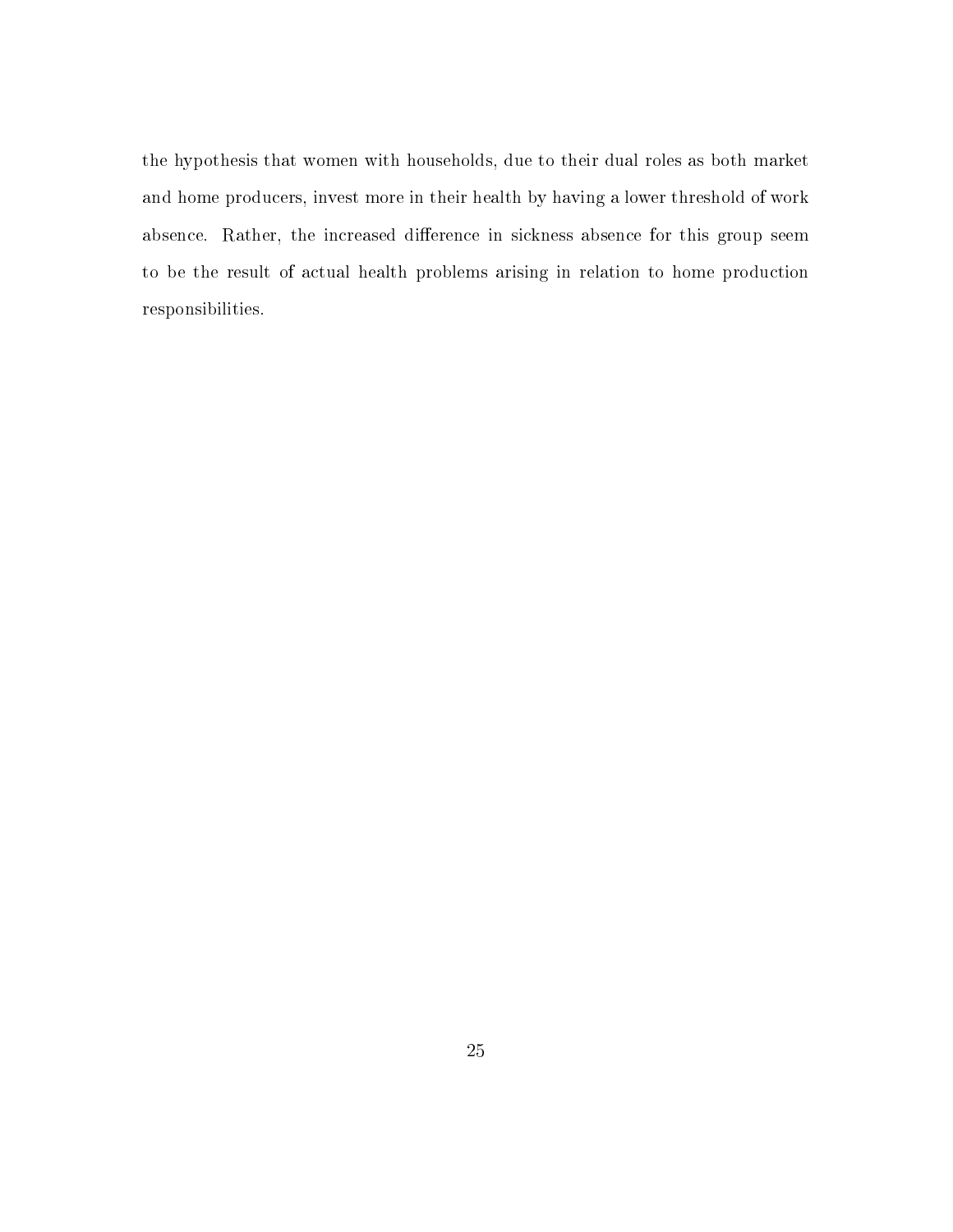the hypothesis that women with households, due to their dual roles as both market and home producers, invest more in their health by having a lower threshold of work absence. Rather, the increased difference in sickness absence for this group seem to be the result of actual health problems arising in relation to home production responsibilities.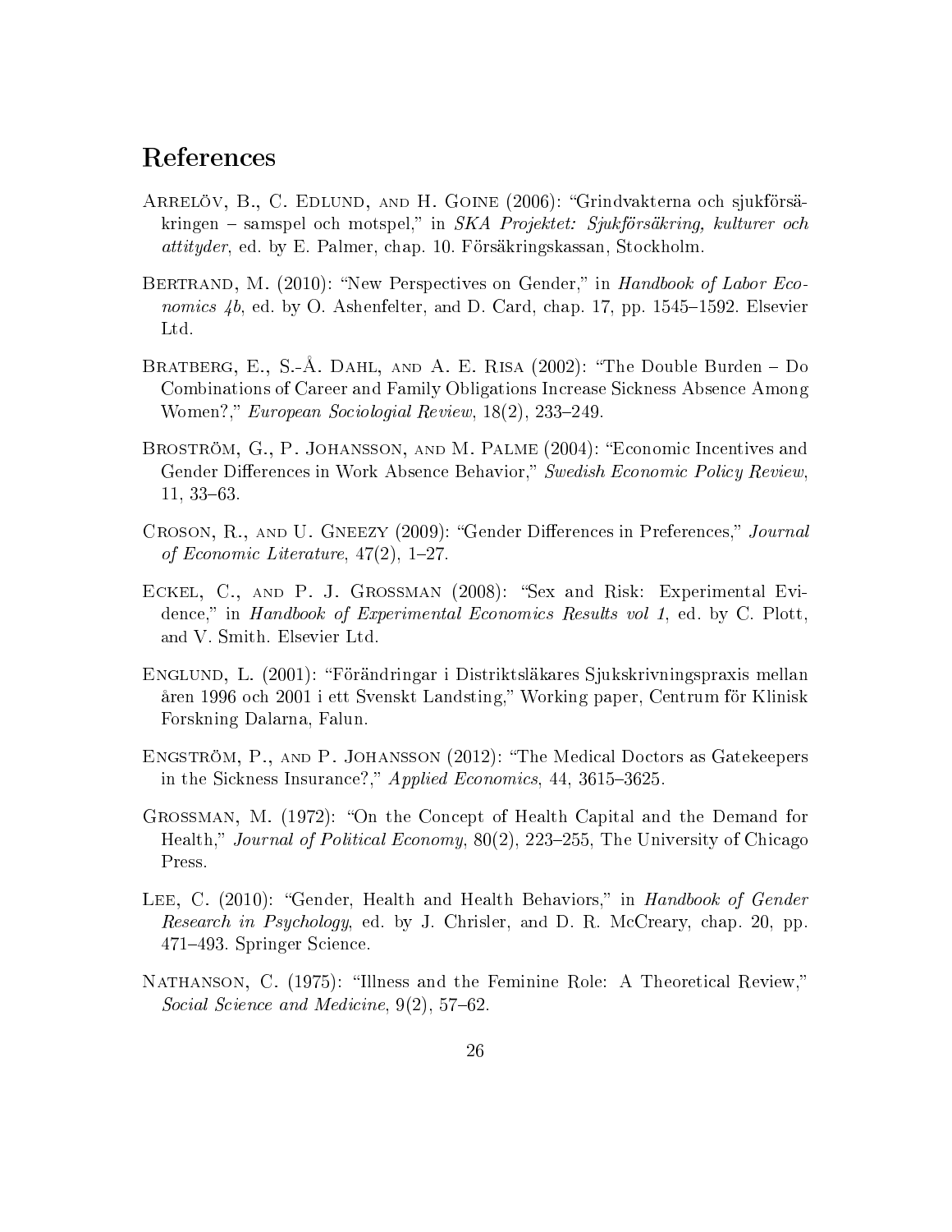## References

Arrelöv, B., C. Edlund, and H. Goine (2006): "Grindvakterna och sjukförsäkringen – samspel och motspel," in *SKA Projektet: Sjukförsäkring, kulturer och attityder*, ed. by E. Palmer, chap. 10. Försäkringskassan, Stockholm.

Bertrand, M. (2010): "New Perspectives on Gender," in *Handbook of Labor Economics 4b*, ed. by O. Ashenfelter, and D. Card, chap. 17, pp. 1545–1592. Elsevier Ltd.

Bratberg, E., S.-Å. Dahl, and A. E. Risa (2002): "The Double Burden – Do Combinations of Career and Family Obligations Increase Sickness Absence Among Women?," *European Sociologial Review*, 18(2), 233–249.

Broström, G., P. Johansson, and M. Palme (2004): "Economic Incentives and Gender Differences in Work Absence Behavior," *Swedish Economic Policy Review*, 11, 33–63.

Croson, R., and U. Gneezy (2009): "Gender Differences in Preferences," *Journal of Economic Literature*, 47(2), 1–27.

Eckel, C., and P. J. Grossman (2008): "Sex and Risk: Experimental Evidence," in *Handbook of Experimental Economics Results vol 1*, ed. by C. Plott, and V. Smith. Elsevier Ltd.

Englund, L. (2001): "Förändringar i Distriktsläkares Sjukskrivningspraxis mellan åren 1996 och 2001 i ett Svenskt Landsting," Working paper, Centrum för Klinisk Forskning Dalarna, Falun.

Engström, P., and P. Johansson (2012): "The Medical Doctors as Gatekeepers in the Sickness Insurance?," *Applied Economics*, 44, 3615–3625.

Grossman, M. (1972): "On the Concept of Health Capital and the Demand for Health," *Journal of Political Economy*, 80(2), 223–255, The University of Chicago Press.

Lee, C. (2010): "Gender, Health and Health Behaviors," in *Handbook of Gender Research in Psychology*, ed. by J. Chrisler, and D. R. McCreary, chap. 20, pp. 471–493. Springer Science.

Nathanson, C. (1975): "Illness and the Feminine Role: A Theoretical Review," *Social Science and Medicine*, 9(2), 57–62.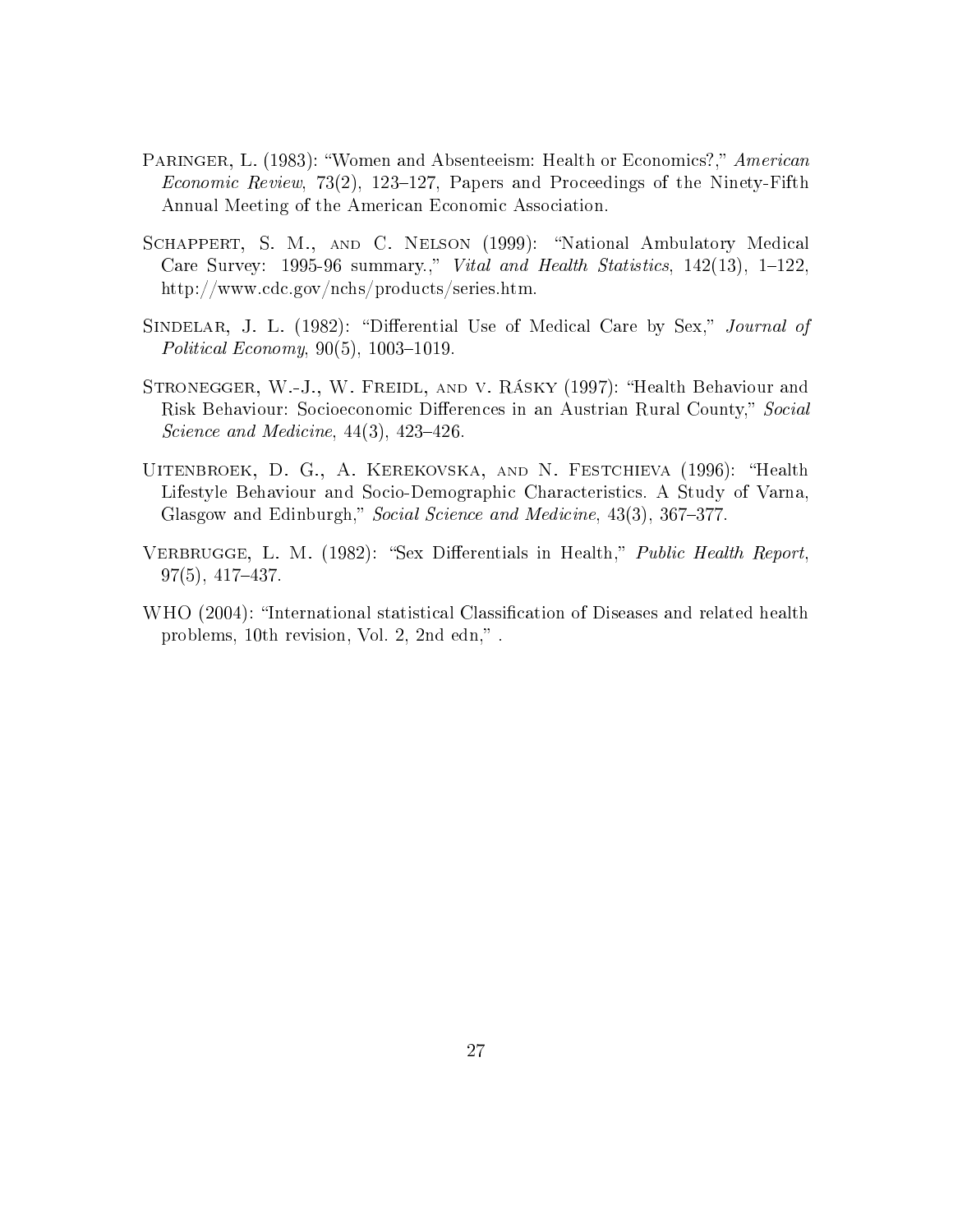Paringer, L. (1983): "Women and Absenteeism: Health or Economics?," *American Economic Review*, 73(2), 123–127, Papers and Proceedings of the Ninety-Fifth Annual Meeting of the American Economic Association.

Schappert, S. M., and C. Nelson (1999): "National Ambulatory Medical Care Survey: 1995-96 summary.," *Vital and Health Statistics*, 142(13), 1–122, http://www.cdc.gov/nchs/products/series.htm.

Sindelar, J. L. (1982): "Differential Use of Medical Care by Sex," *Journal of Political Economy*, 90(5), 1003–1019.

Stronegger, W.-J., W. Freidl, and v. Rásky (1997): "Health Behaviour and Risk Behaviour: Socioeconomic Differences in an Austrian Rural County," *Social Science and Medicine*, 44(3), 423–426.

Uitenbroek, D. G., A. Kerekovska, and N. Festchieva (1996): "Health Lifestyle Behaviour and Socio-Demographic Characteristics. A Study of Varna, Glasgow and Edinburgh," *Social Science and Medicine*, 43(3), 367–377.

Verbrugge, L. M. (1982): "Sex Differentials in Health," *Public Health Report*, 97(5), 417–437.

WHO (2004): "International statistical Classification of Diseases and related health problems, 10th revision, Vol. 2, 2nd edn," .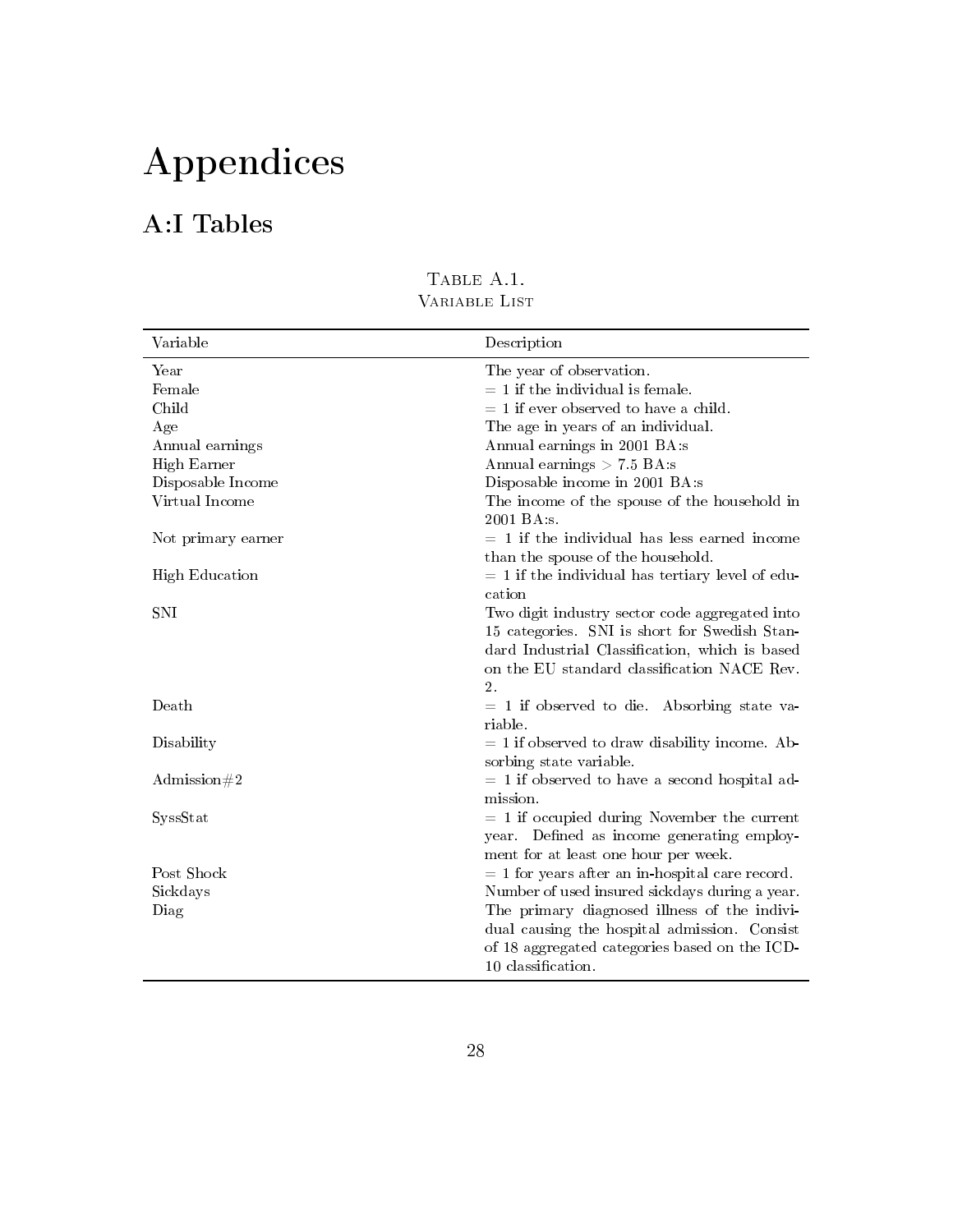# Appendices

## A:I Tables

Table A.1.
Variable List

| Variable | Description |
|---|---|
| Year | The year of observation. |
| Female | = 1 if the individual is female. |
| Child | = 1 if ever observed to have a child. |
| Age | The age in years of an individual. |
| Annual earnings | Annual earnings in 2001 BA:s |
| High Earner | Annual earnings > 7.5 BA:s |
| Disposable Income | Disposable income in 2001 BA:s |
| Virtual Income | The income of the spouse of the household in 2001 BA:s. |
| Not primary earner | = 1 if the individual has less earned income than the spouse of the household. |
| High Education | = 1 if the individual has tertiary level of education |
| SNI | Two digit industry sector code aggregated into 15 categories. SNI is short for Swedish Standard Industrial Classification, which is based on the EU standard classification NACE Rev. 2. |
| Death | = 1 if observed to die. Absorbing state variable. |
| Disability | = 1 if observed to draw disability income. Absorbing state variable. |
| Admission#2 | = 1 if observed to have a second hospital admission. |
| SyssStat | = 1 if occupied during November the current year. Defined as income generating employment for at least one hour per week. |
| Post Shock | = 1 for years after an in-hospital care record. |
| Sickdays | Number of used insured sickdays during a year. |
| Diag | The primary diagnosed illness of the individual causing the hospital admission. Consist of 18 aggregated categories based on the ICD-10 classification. |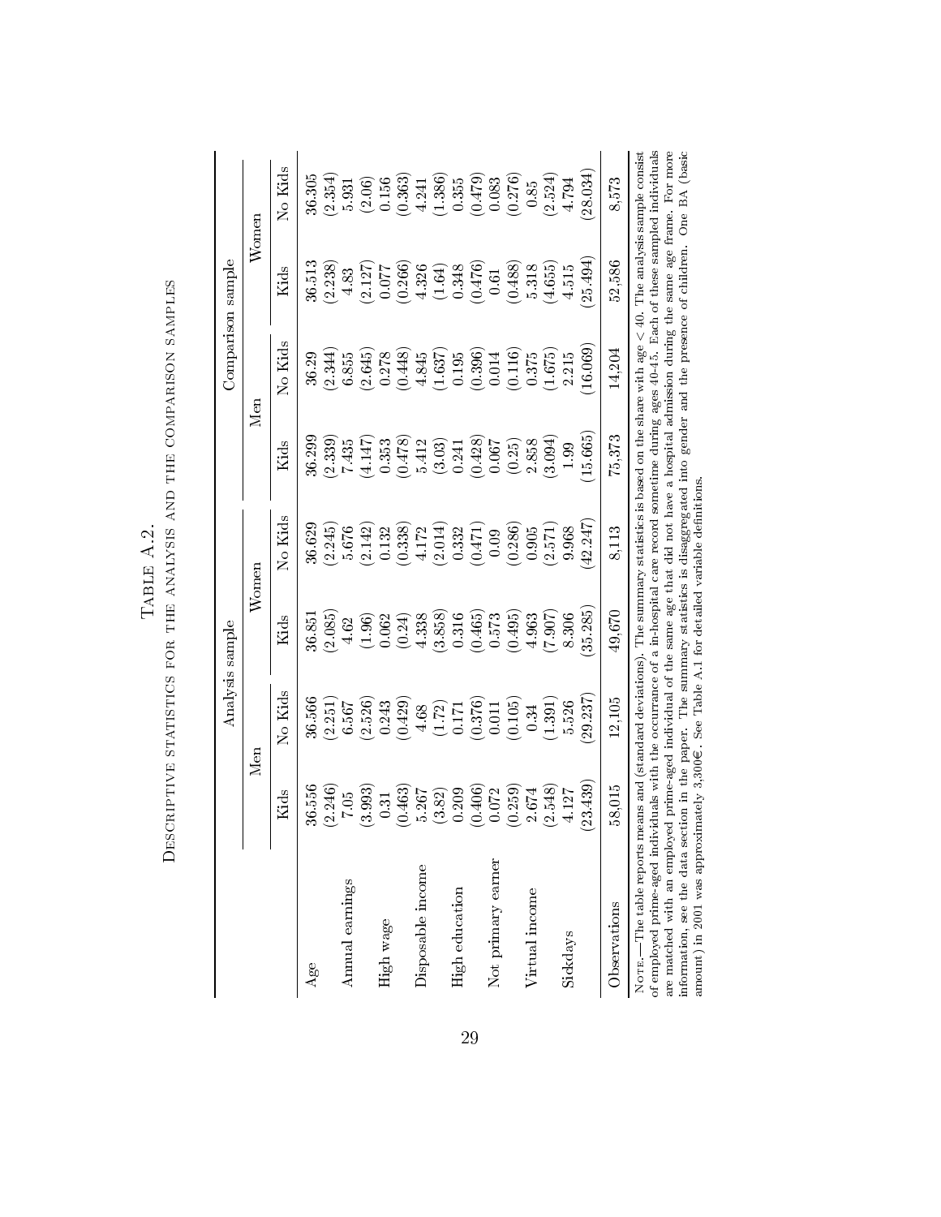# Table A.2.

Descriptive statistics for the analysis and the comparison samples

| | Analysis sample | | | | Comparison sample | | | |
|---|---|---|---|---|---|---|---|---|
| | Men | | Women | | Men | | Women | |
| | Kids | No Kids | Kids | No Kids | Kids | No Kids | Kids | No Kids |
| Age | 36.556 | 36.566 | 36.851 | 36.629 | 36.299 | 36.29 | 36.513 | 36.305 |
| | (2.246) | (2.251) | (2.085) | (2.245) | (2.339) | (2.344) | (2.238) | (2.354) |
| Annual earnings | 7.05 | 6.567 | 4.62 | 5.676 | 7.435 | 6.855 | 4.83 | 5.931 |
| | (3.993) | (2.526) | (1.96) | (2.142) | (4.147) | (2.645) | (2.127) | (2.06) |
| High wage | 0.31 | 0.243 | 0.062 | 0.132 | 0.353 | 0.278 | 0.077 | 0.156 |
| | (0.463) | (0.429) | (0.24) | (0.338) | (0.478) | (0.448) | (0.266) | (0.363) |
| Disposable income | 5.267 | 4.68 | 4.338 | 4.172 | 5.412 | 4.845 | 4.326 | 4.241 |
| | (3.82) | (1.72) | (3.858) | (2.014) | (3.03) | (1.637) | (1.64) | (1.386) |
| High education | 0.209 | 0.171 | 0.316 | 0.332 | 0.241 | 0.195 | 0.348 | 0.355 |
| | (0.406) | (0.376) | (0.465) | (0.471) | (0.428) | (0.396) | (0.476) | (0.479) |
| Not primary earner | 0.072 | 0.011 | 0.573 | 0.09 | 0.067 | 0.014 | 0.61 | 0.083 |
| | (0.259) | (0.105) | (0.495) | (0.286) | (0.25) | (0.116) | (0.488) | (0.276) |
| Virtual income | 2.674 | 0.34 | 4.963 | 0.905 | 2.858 | 0.375 | 5.318 | 0.85 |
| | (2.548) | (1.391) | (7.907) | (2.571) | (3.094) | (1.675) | (4.655) | (2.524) |
| Sickdays | 4.127 | 5.526 | 8.306 | 9.968 | 1.99 | 2.215 | 4.515 | 4.794 |
| | (23.439) | (29.237) | (35.285) | (42.247) | (15.665) | (16.069) | (25.494) | (28.034) |
| Observations | 58,015 | 12,105 | 49,670 | 8,113 | 75,373 | 14,204 | 52,586 | 8,573 |

Note.—The table reports means and (standard deviations). The summary statistics is based on the share with age < 40. The analysis sample consist of employed prime-aged individuals with the occurrance of a in-hospital care record sometime during ages 40-45. Each of these sampled individuals are matched with an employed prime-aged individual of the same age that did not have a hospital admission during the same age frame. For more information, see the data section in the paper. The summary statistics is disaggregated into gender and the presence of children. One BA (basic amount) in 2001 was approximately 3,300€. See Table A.1 for detailed variable definitions.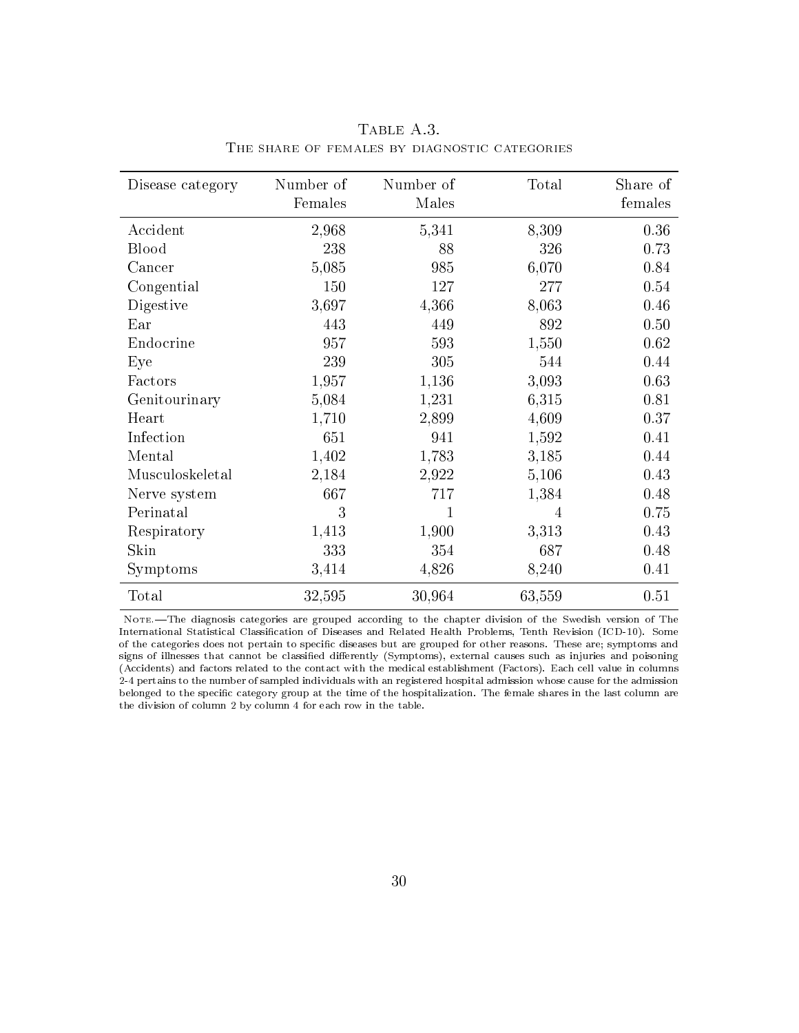Table A.3.
The share of females by diagnostic categories

| Disease category | Number of Females | Number of Males | Total | Share of females |
|---|---|---|---|---|
| Accident | 2,968 | 5,341 | 8,309 | 0.36 |
| Blood | 238 | 88 | 326 | 0.73 |
| Cancer | 5,085 | 985 | 6,070 | 0.84 |
| Congential | 150 | 127 | 277 | 0.54 |
| Digestive | 3,697 | 4,366 | 8,063 | 0.46 |
| Ear | 443 | 449 | 892 | 0.50 |
| Endocrine | 957 | 593 | 1,550 | 0.62 |
| Eye | 239 | 305 | 544 | 0.44 |
| Factors | 1,957 | 1,136 | 3,093 | 0.63 |
| Genitourinary | 5,084 | 1,231 | 6,315 | 0.81 |
| Heart | 1,710 | 2,899 | 4,609 | 0.37 |
| Infection | 651 | 941 | 1,592 | 0.41 |
| Mental | 1,402 | 1,783 | 3,185 | 0.44 |
| Musculoskeletal | 2,184 | 2,922 | 5,106 | 0.43 |
| Nerve system | 667 | 717 | 1,384 | 0.48 |
| Perinatal | 3 | 1 | 4 | 0.75 |
| Respiratory | 1,413 | 1,900 | 3,313 | 0.43 |
| Skin | 333 | 354 | 687 | 0.48 |
| Symptoms | 3,414 | 4,826 | 8,240 | 0.41 |
| Total | 32,595 | 30,964 | 63,559 | 0.51 |

Note.—The diagnosis categories are grouped according to the chapter division of the Swedish version of The International Statistical Classification of Diseases and Related Health Problems, Tenth Revision (ICD-10). Some of the categories does not pertain to specific diseases but are grouped for other reasons. These are; symptoms and signs of illnesses that cannot be classified differently (Symptoms), external causes such as injuries and poisoning (Accidents) and factors related to the contact with the medical establishment (Factors). Each cell value in columns 2-4 pertains to the number of sampled individuals with an registered hospital admission whose cause for the admission belonged to the specific category group at the time of the hospitalization. The female shares in the last column are the division of column 2 by column 4 for each row in the table.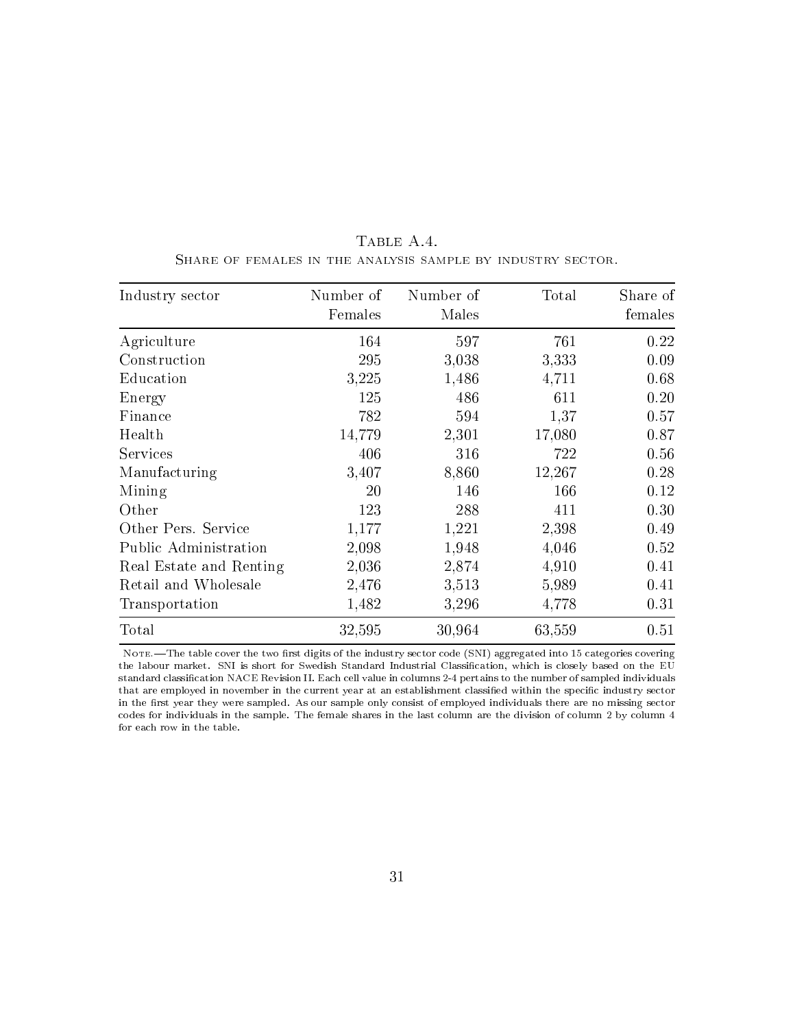Table A.4.
Share of females in the analysis sample by industry sector.

| Industry sector | Number of Females | Number of Males | Total | Share of females |
|---|---|---|---|---|
| Agriculture | 164 | 597 | 761 | 0.22 |
| Construction | 295 | 3,038 | 3,333 | 0.09 |
| Education | 3,225 | 1,486 | 4,711 | 0.68 |
| Energy | 125 | 486 | 611 | 0.20 |
| Finance | 782 | 594 | 1,37 | 0.57 |
| Health | 14,779 | 2,301 | 17,080 | 0.87 |
| Services | 406 | 316 | 722 | 0.56 |
| Manufacturing | 3,407 | 8,860 | 12,267 | 0.28 |
| Mining | 20 | 146 | 166 | 0.12 |
| Other | 123 | 288 | 411 | 0.30 |
| Other Pers. Service | 1,177 | 1,221 | 2,398 | 0.49 |
| Public Administration | 2,098 | 1,948 | 4,046 | 0.52 |
| Real Estate and Renting | 2,036 | 2,874 | 4,910 | 0.41 |
| Retail and Wholesale | 2,476 | 3,513 | 5,989 | 0.41 |
| Transportation | 1,482 | 3,296 | 4,778 | 0.31 |
| Total | 32,595 | 30,964 | 63,559 | 0.51 |

Note.—The table cover the two first digits of the industry sector code (SNI) aggregated into 15 categories covering the labour market. SNI is short for Swedish Standard Industrial Classification, which is closely based on the EU standard classification NACE Revision II. Each cell value in columns 2-4 pertains to the number of sampled individuals that are employed in november in the current year at an establishment classified within the specific industry sector in the first year they were sampled. As our sample only consist of employed individuals there are no missing sector codes for individuals in the sample. The female shares in the last column are the division of column 2 by column 4 for each row in the table.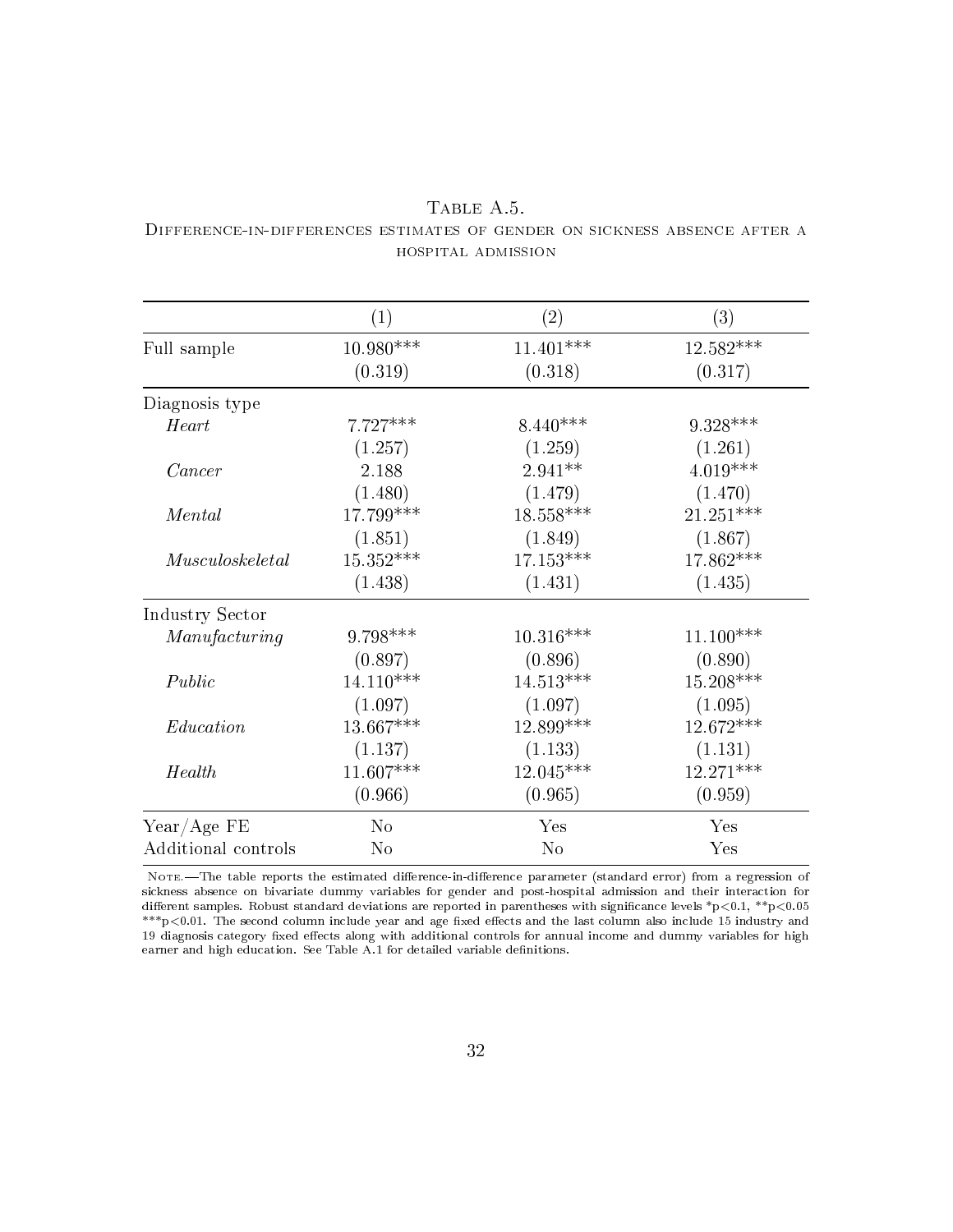Table A.5.

Difference-in-differences estimates of gender on sickness absence after a hospital admission

| | (1) | (2) | (3) |
|---|---|---|---|
| Full sample | 10.980*** | 11.401*** | 12.582*** |
| | (0.319) | (0.318) | (0.317) |
| Diagnosis type | | | |
| *Heart* | 7.727*** | 8.440*** | 9.328*** |
| | (1.257) | (1.259) | (1.261) |
| *Cancer* | 2.188 | 2.941** | 4.019*** |
| | (1.480) | (1.479) | (1.470) |
| *Mental* | 17.799*** | 18.558*** | 21.251*** |
| | (1.851) | (1.849) | (1.867) |
| *Musculoskeletal* | 15.352*** | 17.153*** | 17.862*** |
| | (1.438) | (1.431) | (1.435) |
| Industry Sector | | | |
| *Manufacturing* | 9.798*** | 10.316*** | 11.100*** |
| | (0.897) | (0.896) | (0.890) |
| *Public* | 14.110*** | 14.513*** | 15.208*** |
| | (1.097) | (1.097) | (1.095) |
| *Education* | 13.667*** | 12.899*** | 12.672*** |
| | (1.137) | (1.133) | (1.131) |
| *Health* | 11.607*** | 12.045*** | 12.271*** |
| | (0.966) | (0.965) | (0.959) |
| Year/Age FE | No | Yes | Yes |
| Additional controls | No | No | Yes |

Note.—The table reports the estimated difference-in-difference parameter (standard error) from a regression of sickness absence on bivariate dummy variables for gender and post-hospital admission and their interaction for different samples. Robust standard deviations are reported in parentheses with significance levels *p<0.1, **p<0.05 ***p<0.01. The second column include year and age fixed effects and the last column also include 15 industry and 19 diagnosis category fixed effects along with additional controls for annual income and dummy variables for high earner and high education. See Table A.1 for detailed variable definitions.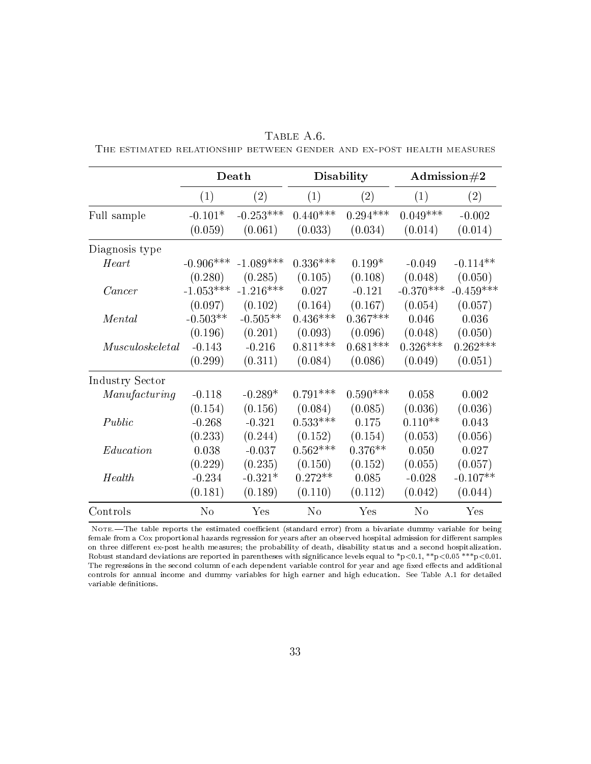Table A.6.

The estimated relationship between gender and ex-post health measures

| | **Death** | | **Disability** | | **Admission#2** | |
|---|---|---|---|---|---|---|
| | (1) | (2) | (1) | (2) | (1) | (2) |
| Full sample | -0.101* | -0.253*** | 0.440*** | 0.294*** | 0.049*** | -0.002 |
| | (0.059) | (0.061) | (0.033) | (0.034) | (0.014) | (0.014) |
| Diagnosis type | | | | | | |
| *Heart* | -0.906*** | -1.089*** | 0.336*** | 0.199* | -0.049 | -0.114** |
| | (0.280) | (0.285) | (0.105) | (0.108) | (0.048) | (0.050) |
| *Cancer* | -1.053*** | -1.216*** | 0.027 | -0.121 | -0.370*** | -0.459*** |
| | (0.097) | (0.102) | (0.164) | (0.167) | (0.054) | (0.057) |
| *Mental* | -0.503** | -0.505** | 0.436*** | 0.367*** | 0.046 | 0.036 |
| | (0.196) | (0.201) | (0.093) | (0.096) | (0.048) | (0.050) |
| *Musculoskeletal* | -0.143 | -0.216 | 0.811*** | 0.681*** | 0.326*** | 0.262*** |
| | (0.299) | (0.311) | (0.084) | (0.086) | (0.049) | (0.051) |
| Industry Sector | | | | | | |
| *Manufacturing* | -0.118 | -0.289* | 0.791*** | 0.590*** | 0.058 | 0.002 |
| | (0.154) | (0.156) | (0.084) | (0.085) | (0.036) | (0.036) |
| *Public* | -0.268 | -0.321 | 0.533*** | 0.175 | 0.110** | 0.043 |
| | (0.233) | (0.244) | (0.152) | (0.154) | (0.053) | (0.056) |
| *Education* | 0.038 | -0.037 | 0.562*** | 0.376** | 0.050 | 0.027 |
| | (0.229) | (0.235) | (0.150) | (0.152) | (0.055) | (0.057) |
| *Health* | -0.234 | -0.321* | 0.272** | 0.085 | -0.028 | -0.107** |
| | (0.181) | (0.189) | (0.110) | (0.112) | (0.042) | (0.044) |
| Controls | No | Yes | No | Yes | No | Yes |

Note.—The table reports the estimated coefficient (standard error) from a bivariate dummy variable for being female from a Cox proportional hazards regression for years after an observed hospital admission for different samples on three different ex-post health measures; the probability of death, disability status and a second hospitalization. Robust standard deviations are reported in parentheses with significance levels equal to *p<0.1, **p<0.05 ***p<0.01. The regressions in the second column of each dependent variable control for year and age fixed effects and additional controls for annual income and dummy variables for high earner and high education. See Table A.1 for detailed variable definitions.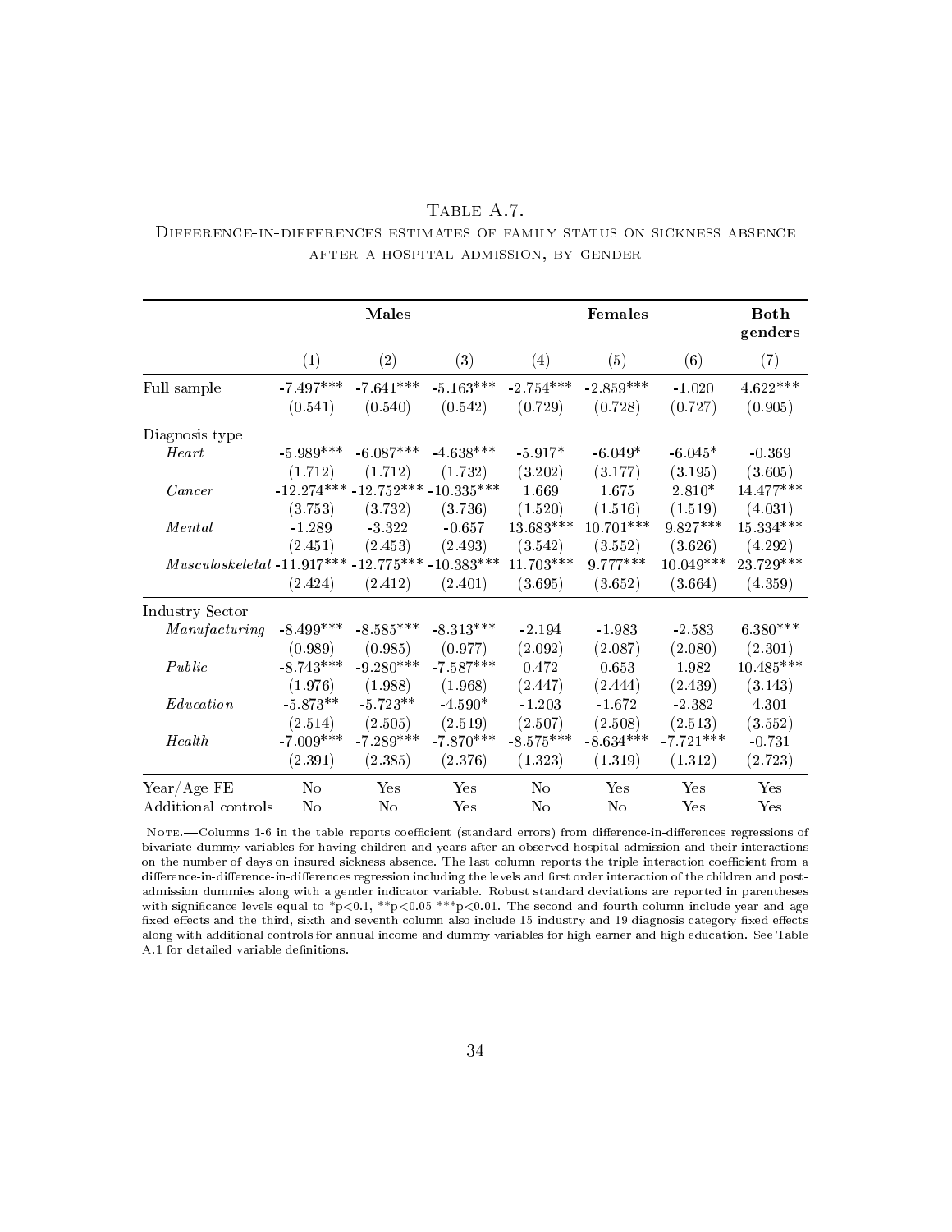Table A.7.

Difference-in-differences estimates of family status on sickness absence after a hospital admission, by gender

| | Males | | | Females | | | Both genders |
|---|---|---|---|---|---|---|---|
| | (1) | (2) | (3) | (4) | (5) | (6) | (7) |
| Full sample | -7.497*** | -7.641*** | -5.163*** | -2.754*** | -2.859*** | -1.020 | 4.622*** |
| | (0.541) | (0.540) | (0.542) | (0.729) | (0.728) | (0.727) | (0.905) |
| Diagnosis type | | | | | | | |
| *Heart* | -5.989*** | -6.087*** | -4.638*** | -5.917* | -6.049* | -6.045* | -0.369 |
| | (1.712) | (1.712) | (1.732) | (3.202) | (3.177) | (3.195) | (3.605) |
| *Cancer* | -12.274*** | -12.752*** | -10.335*** | 1.669 | 1.675 | 2.810* | 14.477*** |
| | (3.753) | (3.732) | (3.736) | (1.520) | (1.516) | (1.519) | (4.031) |
| *Mental* | -1.289 | -3.322 | -0.657 | 13.683*** | 10.701*** | 9.827*** | 15.334*** |
| | (2.451) | (2.453) | (2.493) | (3.542) | (3.552) | (3.626) | (4.292) |
| *Musculoskeletal* | -11.917*** | -12.775*** | -10.383*** | 11.703*** | 9.777*** | 10.049*** | 23.729*** |
| | (2.424) | (2.412) | (2.401) | (3.695) | (3.652) | (3.664) | (4.359) |
| Industry Sector | | | | | | | |
| *Manufacturing* | -8.499*** | -8.585*** | -8.313*** | -2.194 | -1.983 | -2.583 | 6.380*** |
| | (0.989) | (0.985) | (0.977) | (2.092) | (2.087) | (2.080) | (2.301) |
| *Public* | -8.743*** | -9.280*** | -7.587*** | 0.472 | 0.653 | 1.982 | 10.485*** |
| | (1.976) | (1.988) | (1.968) | (2.447) | (2.444) | (2.439) | (3.143) |
| *Education* | -5.873** | -5.723** | -4.590* | -1.203 | -1.672 | -2.382 | 4.301 |
| | (2.514) | (2.505) | (2.519) | (2.507) | (2.508) | (2.513) | (3.552) |
| *Health* | -7.009*** | -7.289*** | -7.870*** | -8.575*** | -8.634*** | -7.721*** | -0.731 |
| | (2.391) | (2.385) | (2.376) | (1.323) | (1.319) | (1.312) | (2.723) |
| Year/Age FE | No | Yes | Yes | No | Yes | Yes | Yes |
| Additional controls | No | No | Yes | No | No | Yes | Yes |

Note.—Columns 1-6 in the table reports coefficient (standard errors) from difference-in-differences regressions of bivariate dummy variables for having children and years after an observed hospital admission and their interactions on the number of days on insured sickness absence. The last column reports the triple interaction coefficient from a difference-in-difference-in-differences regression including the levels and first order interaction of the children and post-admission dummies along with a gender indicator variable. Robust standard deviations are reported in parentheses with significance levels equal to *p<0.1, **p<0.05 ***p<0.01. The second and fourth column include year and age fixed effects and the third, sixth and seventh column also include 15 industry and 19 diagnosis category fixed effects along with additional controls for annual income and dummy variables for high earner and high education. See Table A.1 for detailed variable definitions.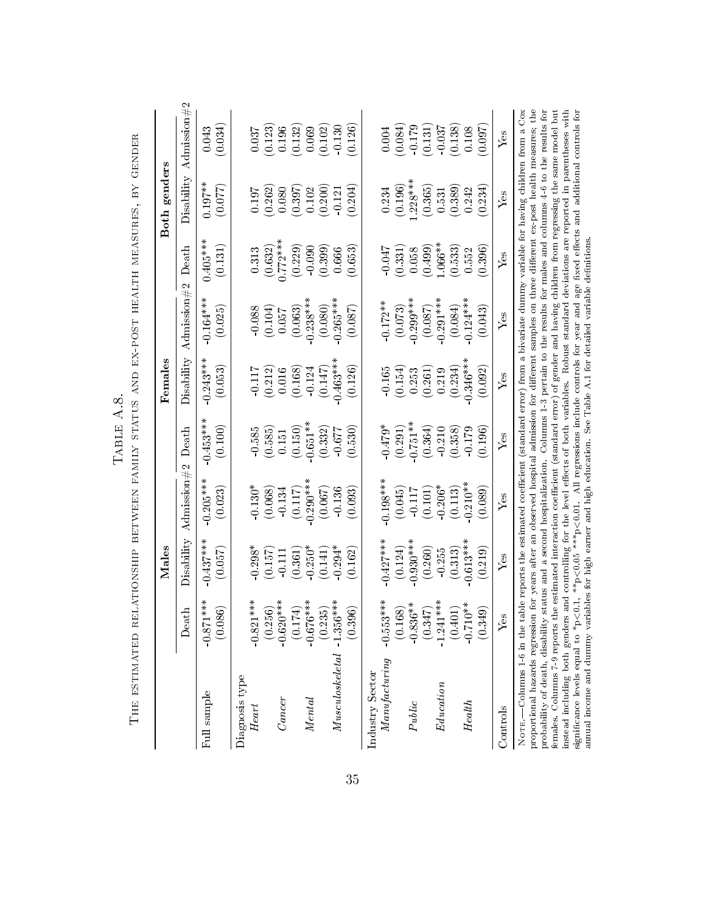# Table A.8.

The estimated relationship between family status and ex-post health measures, by gender

| | Males | | | Females | | | Both genders | | |
|---|---|---|---|---|---|---|---|---|---|
| | Death | Disability | Admission#2 | Death | Disability | Admission#2 | Death | Disability | Admission#2 |
| Full sample | -0.871*** | -0.437*** | -0.205*** | -0.453*** | -0.243*** | -0.164*** | 0.405*** | 0.197** | 0.043 |
| | (0.086) | (0.057) | (0.023) | (0.100) | (0.053) | (0.025) | (0.131) | (0.077) | (0.034) |
| Diagnosis type | | | | | | | | | |
| *Heart* | -0.821*** | -0.298* | -0.130* | -0.585 | -0.117 | -0.088 | 0.313 | 0.197 | 0.037 |
| | (0.256) | (0.157) | (0.068) | (0.585) | (0.212) | (0.104) | (0.632) | (0.262) | (0.123) |
| *Cancer* | -0.620*** | -0.111 | -0.134 | 0.151 | 0.016 | 0.057 | 0.772*** | 0.080 | 0.196 |
| | (0.174) | (0.361) | (0.117) | (0.150) | (0.168) | (0.063) | (0.229) | (0.397) | (0.132) |
| *Mental* | -0.676*** | -0.250* | -0.290*** | -0.651** | -0.124 | -0.238*** | -0.090 | 0.102 | 0.069 |
| | (0.235) | (0.141) | (0.067) | (0.332) | (0.147) | (0.080) | (0.399) | (0.200) | (0.102) |
| *Musculoskeletal* | -1.356*** | -0.294* | -0.136 | -0.677 | -0.463*** | -0.265*** | 0.666 | -0.121 | -0.130 |
| | (0.396) | (0.162) | (0.093) | (0.530) | (0.126) | (0.087) | (0.653) | (0.204) | (0.126) |
| Industry Sector | | | | | | | | | |
| *Manufacturing* | -0.553*** | -0.427*** | -0.198*** | -0.479* | -0.165 | -0.172** | -0.047 | 0.234 | 0.004 |
| | (0.168) | (0.124) | (0.045) | (0.291) | (0.154) | (0.073) | (0.331) | (0.196) | (0.084) |
| *Public* | -0.836** | -0.930*** | -0.117 | -0.751** | 0.253 | -0.299*** | 0.058 | 1.228*** | -0.179 |
| | (0.347) | (0.260) | (0.101) | (0.364) | (0.261) | (0.087) | (0.499) | (0.365) | (0.131) |
| *Education* | -1.241*** | -0.255 | -0.206* | -0.210 | 0.219 | -0.291*** | 1.066** | 0.531 | -0.037 |
| | (0.401) | (0.313) | (0.113) | (0.358) | (0.234) | (0.084) | (0.533) | (0.389) | (0.138) |
| *Health* | -0.710** | -0.613*** | -0.210** | -0.179 | -0.346*** | -0.124*** | 0.552 | 0.242 | 0.108 |
| | (0.349) | (0.219) | (0.089) | (0.196) | (0.092) | (0.043) | (0.396) | (0.234) | (0.097) |
| Controls | Yes | Yes | Yes | Yes | Yes | Yes | Yes | Yes | Yes |

Note.—Columns 1-6 in the table reports the estimated coefficient (standard error) from a bivariate dummy variable for having children from a Cox proportional hazards regression for years after an observed hospital admission for different samples on three different ex-post health measures; the probability of death, disability status and a second hospitalization. Columns 1-3 pertain to the results for males and columns 4-6 to the results for females. Columns 7-9 reports the estimated interaction coefficient (standard error) of gender and having children from regressing the same model but instead including both genders and controlling for the level effects of both variables. Robust standard deviations are reported in parentheses with significance levels equal to *p<0.1, **p<0.05 ***p<0.01. All regressions include controls for year and age fixed effects and additional controls for annual income and dummy variables for high earner and high education. See Table A.1 for detailed variable definitions.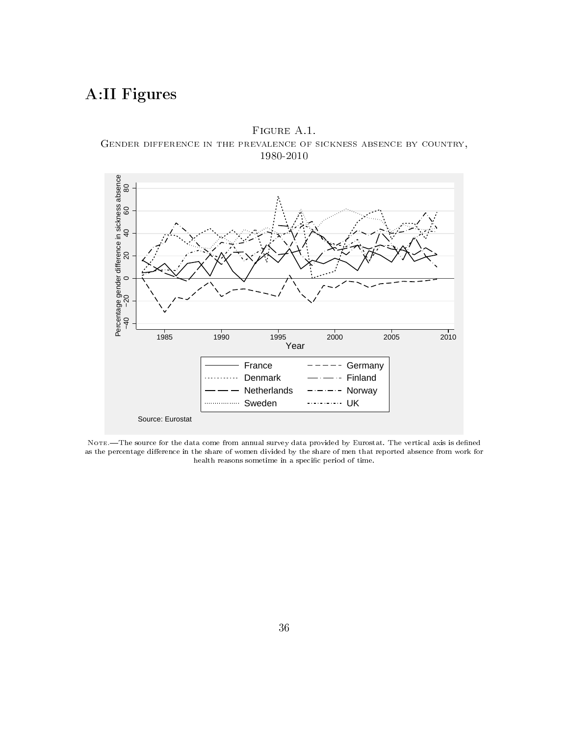# A:II Figures

Figure A.1.
Gender difference in the prevalence of sickness absence by country, 1980-2010

Note.—The source for the data come from annual survey data provided by Eurostat. The vertical axis is defined as the percentage difference in the share of women divided by the share of men that reported absence from work for health reasons sometime in a specific period of time.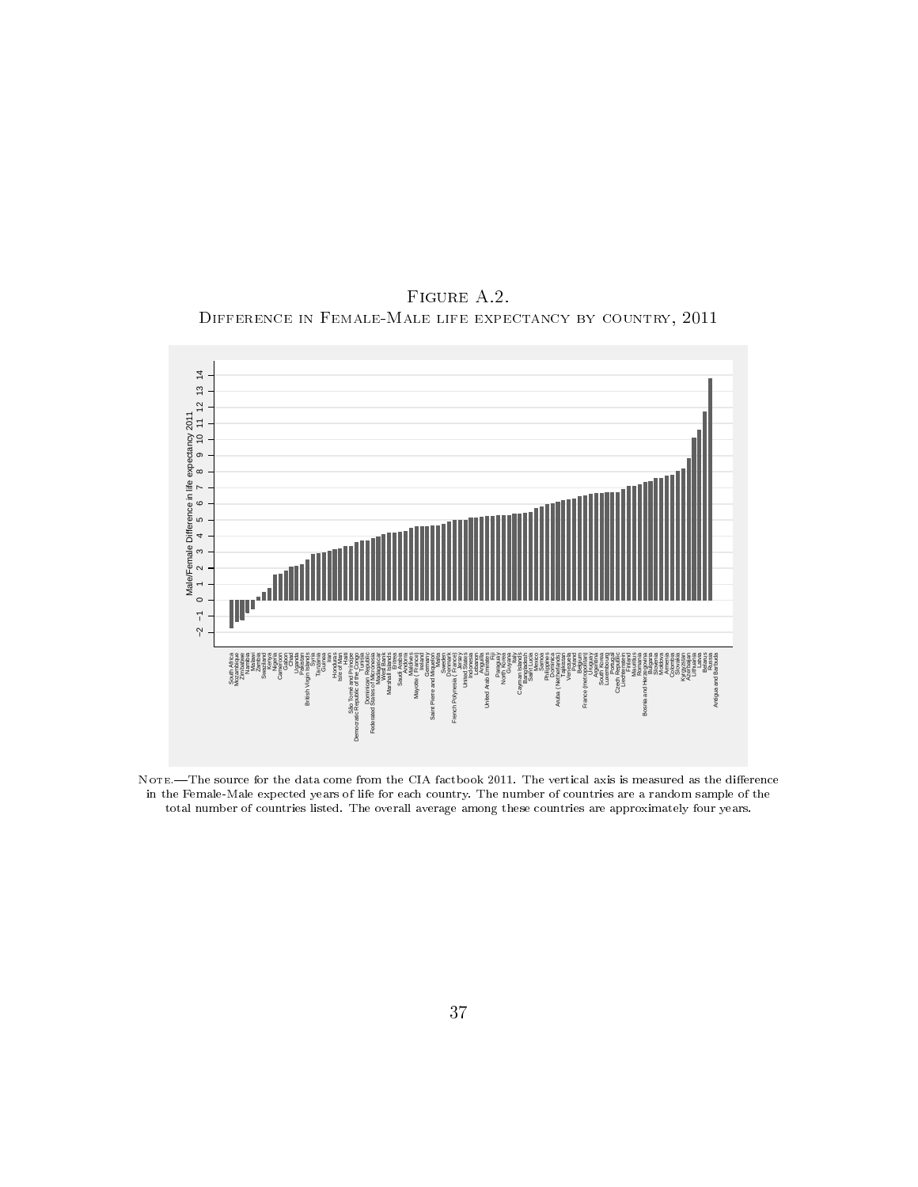Figure A.2.
Difference in Female-Male life expectancy by country, 2011

Note.—The source for the data come from the CIA factbook 2011. The vertical axis is measured as the difference in the Female-Male expected years of life for each country. The number of countries are a random sample of the total number of countries listed. The overall average among these countries are approximately four years.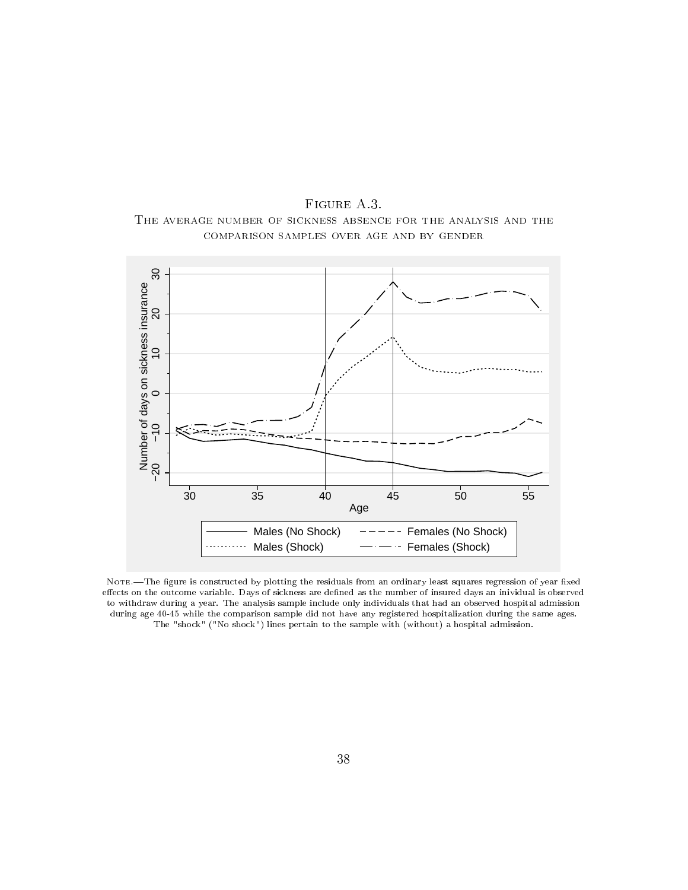Figure A.3.

The average number of sickness absence for the analysis and the comparison samples over age and by gender

Note.—The figure is constructed by plotting the residuals from an ordinary least squares regression of year fixed effects on the outcome variable. Days of sickness are defined as the number of insured days an inividual is observed to withdraw during a year. The analysis sample include only individuals that had an observed hospital admission during age 40-45 while the comparison sample did not have any registered hospitalization during the same ages. The "shock" ("No shock") lines pertain to the sample with (without) a hospital admission.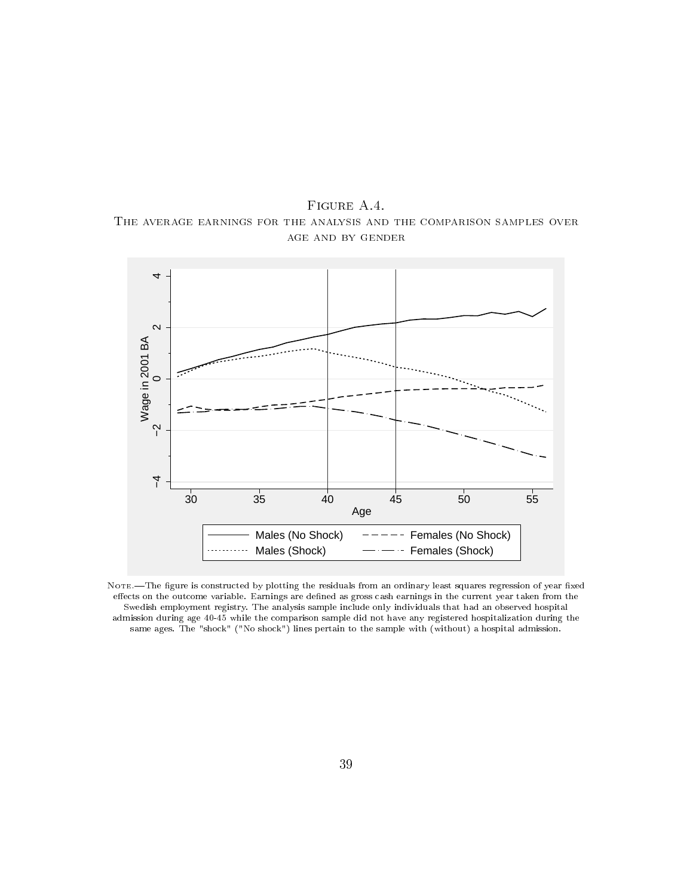Figure A.4.

The average earnings for the analysis and the comparison samples over age and by gender

Note.—The figure is constructed by plotting the residuals from an ordinary least squares regression of year fixed effects on the outcome variable. Earnings are defined as gross cash earnings in the current year taken from the Swedish employment registry. The analysis sample include only individuals that had an observed hospital admission during age 40-45 while the comparison sample did not have any registered hospitalization during the same ages. The "shock" ("No shock") lines pertain to the sample with (without) a hospital admission.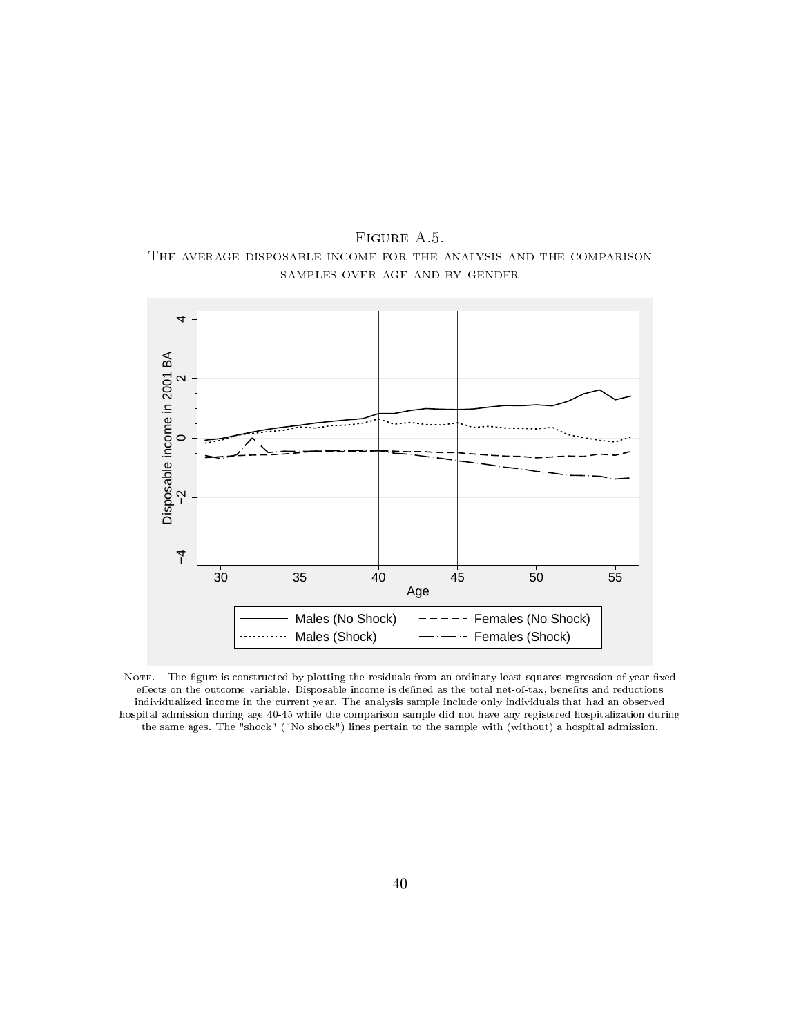Figure A.5.
The average disposable income for the analysis and the comparison samples over age and by gender

Note.—The figure is constructed by plotting the residuals from an ordinary least squares regression of year fixed effects on the outcome variable. Disposable income is defined as the total net-of-tax, benefits and reductions individualized income in the current year. The analysis sample include only individuals that had an observed hospital admission during age 40-45 while the comparison sample did not have any registered hospitalization during the same ages. The "shock" ("No shock") lines pertain to the sample with (without) a hospital admission.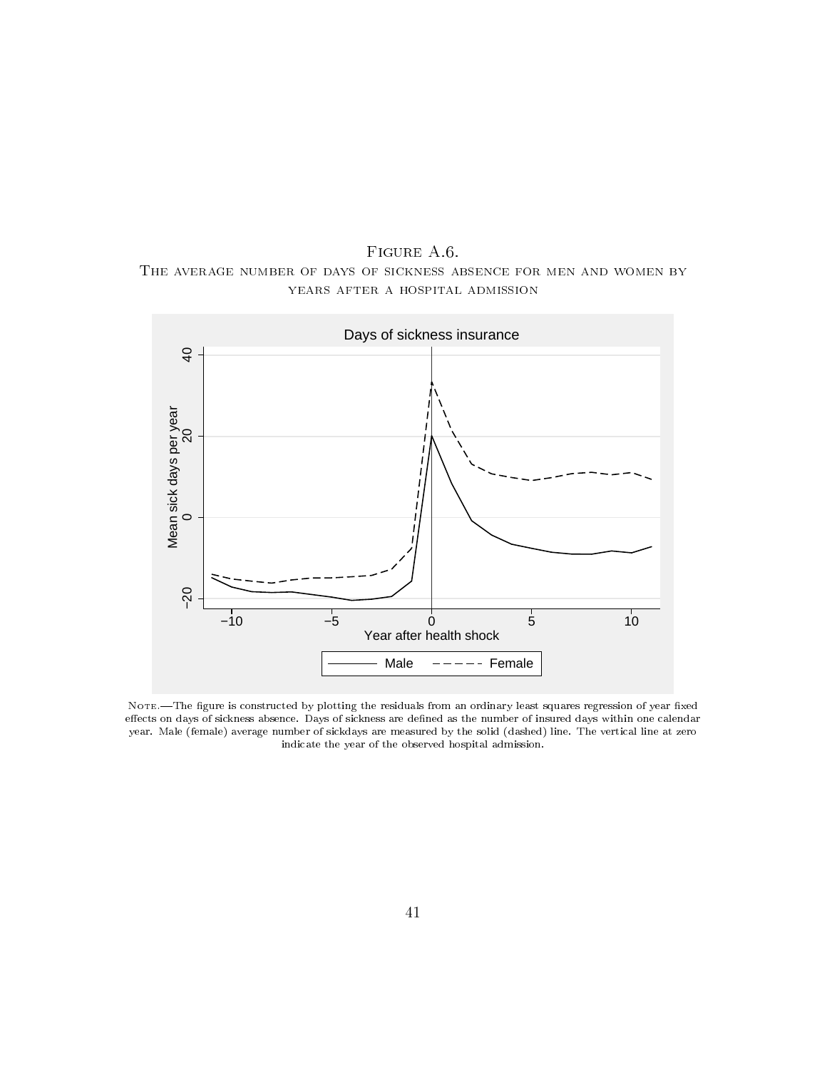Figure A.6.
The average number of days of sickness absence for men and women by years after a hospital admission

Note.—The figure is constructed by plotting the residuals from an ordinary least squares regression of year fixed effects on days of sickness absence. Days of sickness are defined as the number of insured days within one calendar year. Male (female) average number of sickdays are measured by the solid (dashed) line. The vertical line at zero indicate the year of the observed hospital admission.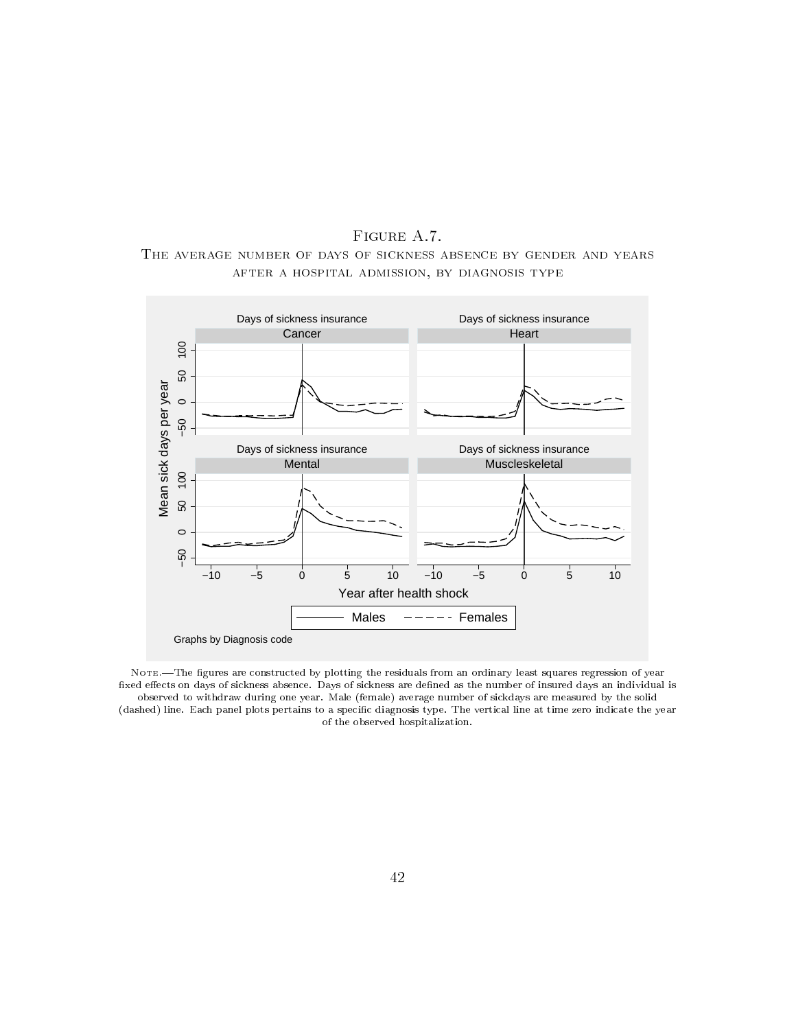Figure A.7.

The average number of days of sickness absence by gender and years after a hospital admission, by diagnosis type

Note.—The figures are constructed by plotting the residuals from an ordinary least squares regression of year fixed effects on days of sickness absence. Days of sickness are defined as the number of insured days an individual is observed to withdraw during one year. Male (female) average number of sickdays are measured by the solid (dashed) line. Each panel plots pertains to a specific diagnosis type. The vertical line at time zero indicate the year of the observed hospitalization.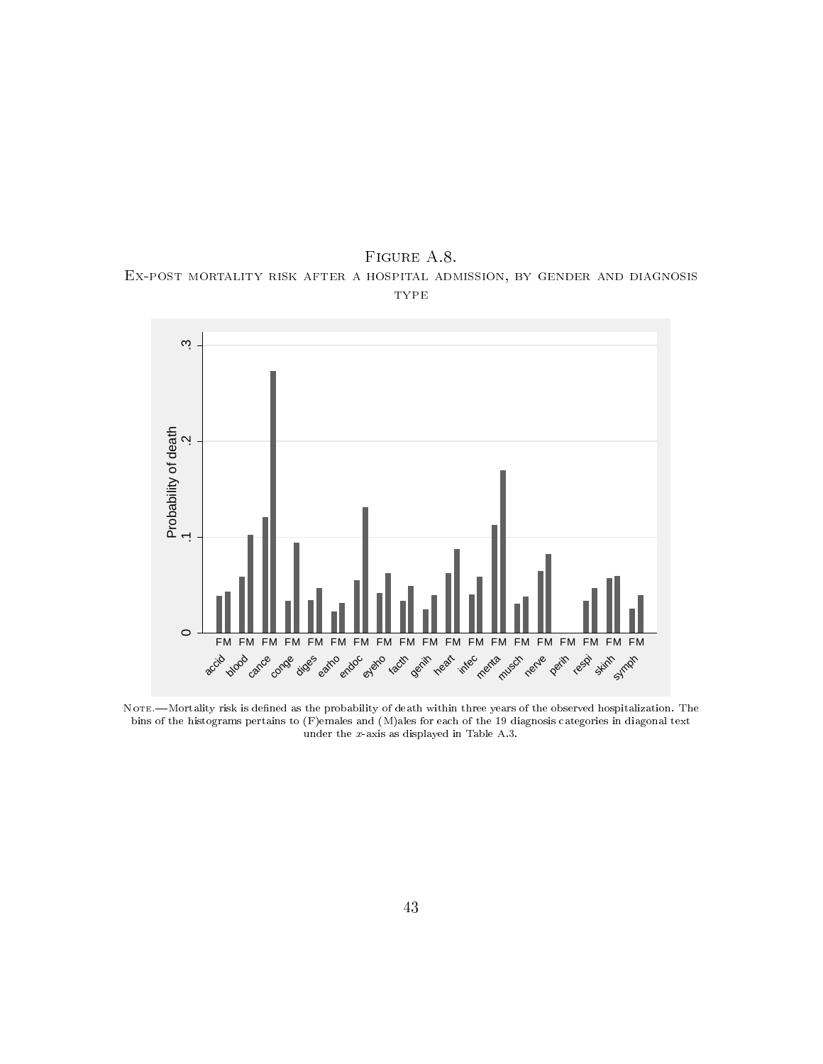FIGURE A.8.

EX-POST MORTALITY RISK AFTER A HOSPITAL ADMISSION, BY GENDER AND DIAGNOSIS TYPE

NOTE.—Mortality risk is defined as the probability of death within three years of the observed hospitalization. The bins of the histograms pertains to (F)emales and (M)ales for each of the 19 diagnosis categories in diagonal text under the $x$-axis as displayed in Table A.3.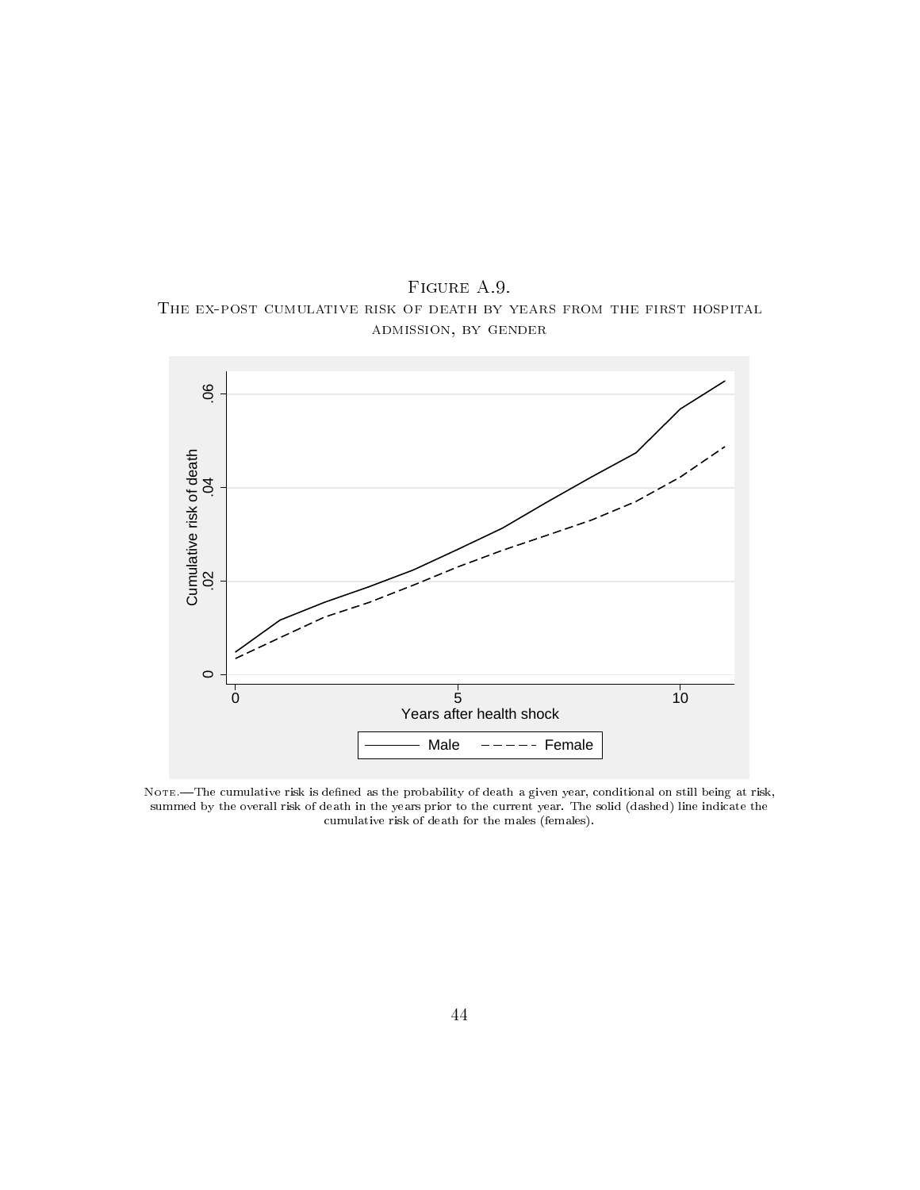Figure A.9.
The ex-post cumulative risk of death by years from the first hospital admission, by gender

Note.—The cumulative risk is defined as the probability of death a given year, conditional on still being at risk, summed by the overall risk of death in the years prior to the current year. The solid (dashed) line indicate the cumulative risk of death for the males (females).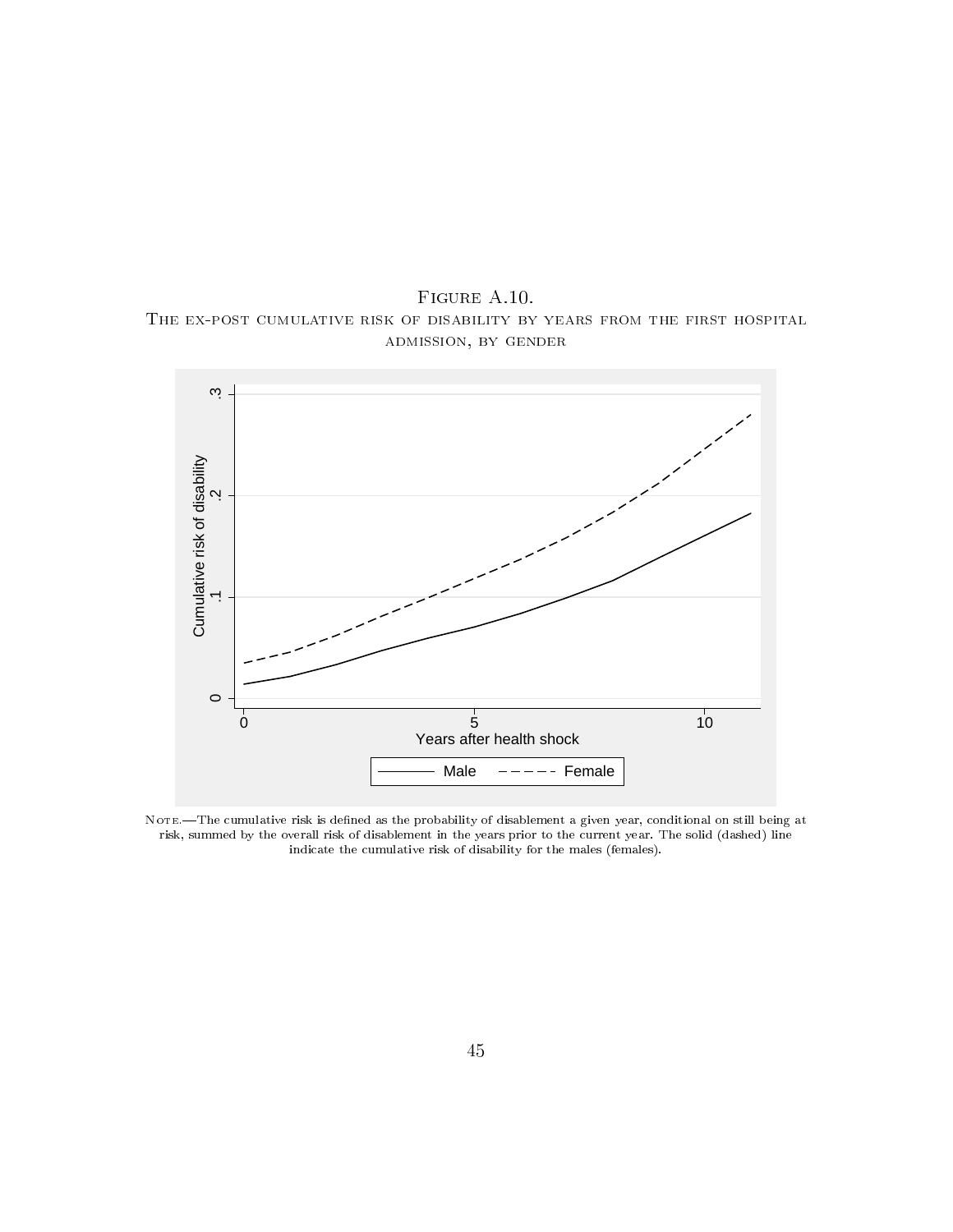Figure A.10.
The ex-post cumulative risk of disability by years from the first hospital admission, by gender

Note.—The cumulative risk is defined as the probability of disablement a given year, conditional on still being at risk, summed by the overall risk of disablement in the years prior to the current year. The solid (dashed) line indicate the cumulative risk of disability for the males (females).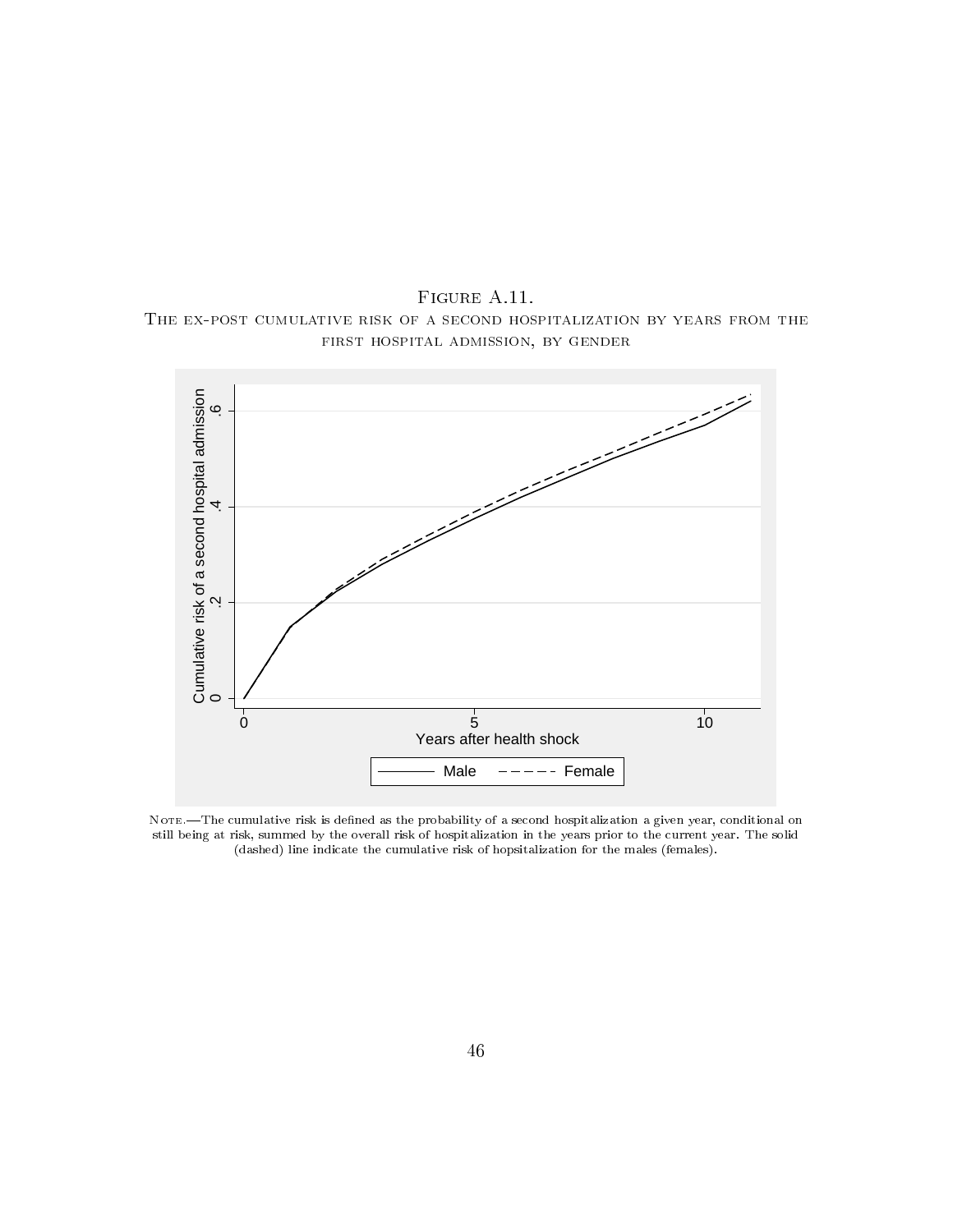Figure A.11.
The ex-post cumulative risk of a second hospitalization by years from the first hospital admission, by gender

Note.—The cumulative risk is defined as the probability of a second hospitalization a given year, conditional on still being at risk, summed by the overall risk of hospitalization in the years prior to the current year. The solid (dashed) line indicate the cumulative risk of hopsitalization for the males (females).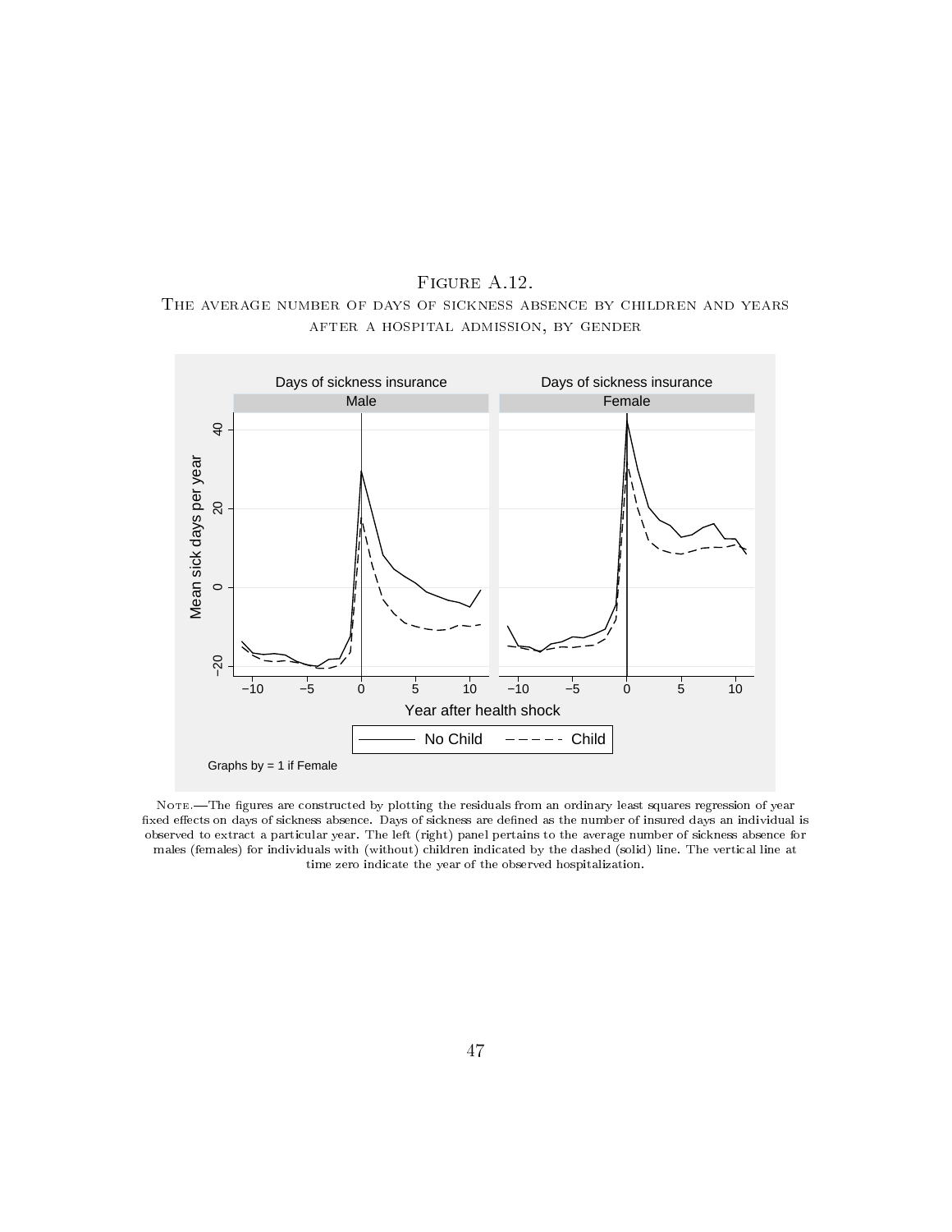Figure A.12.

The average number of days of sickness absence by children and years after a hospital admission, by gender

Note.—The figures are constructed by plotting the residuals from an ordinary least squares regression of year fixed effects on days of sickness absence. Days of sickness are defined as the number of insured days an individual is observed to extract a particular year. The left (right) panel pertains to the average number of sickness absence for males (females) for individuals with (without) children indicated by the dashed (solid) line. The vertical line at time zero indicate the year of the observed hospitalization.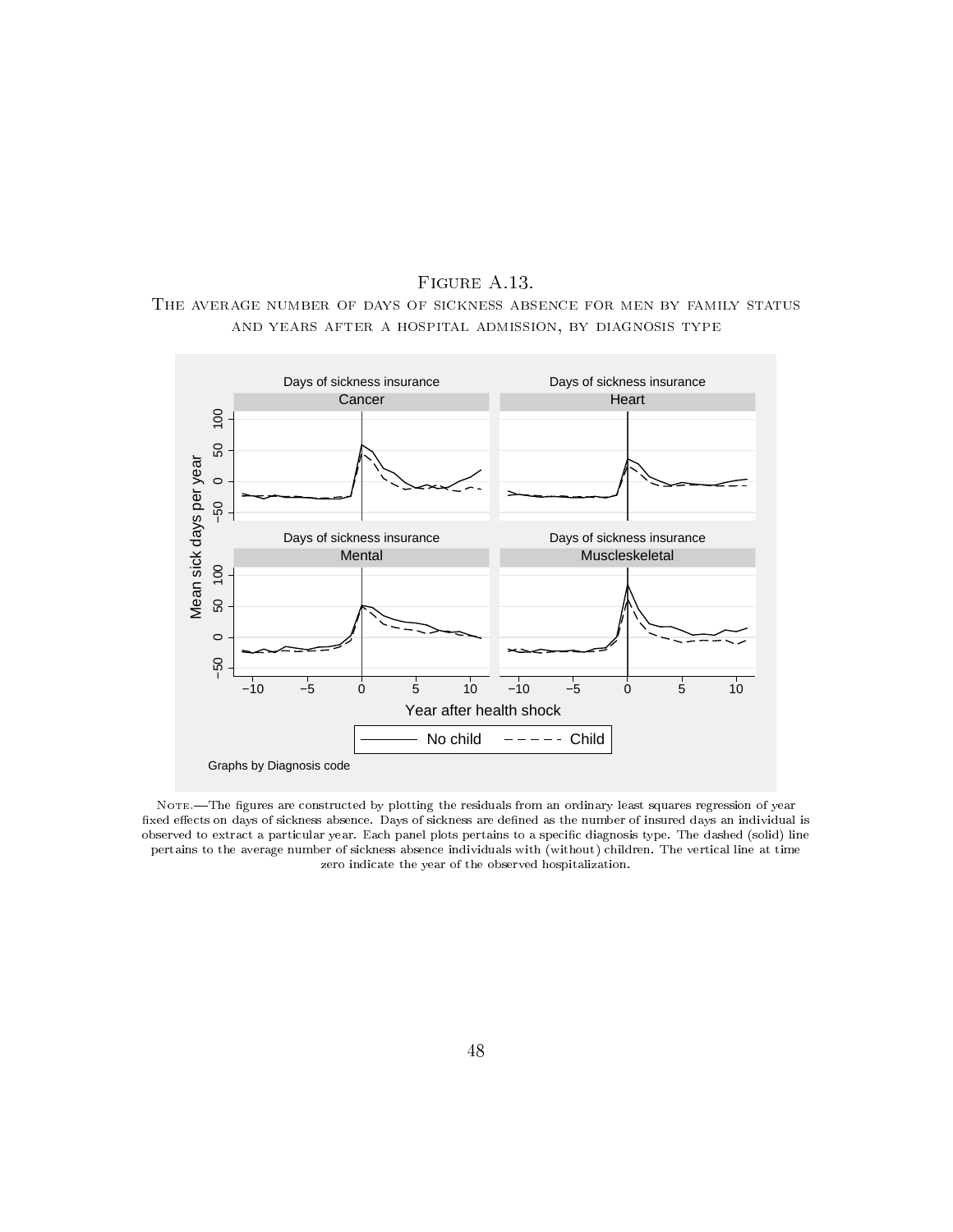Figure A.13.

The average number of days of sickness absence for men by family status and years after a hospital admission, by diagnosis type

Note.—The figures are constructed by plotting the residuals from an ordinary least squares regression of year fixed effects on days of sickness absence. Days of sickness are defined as the number of insured days an individual is observed to extract a particular year. Each panel plots pertains to a specific diagnosis type. The dashed (solid) line pertains to the average number of sickness absence individuals with (without) children. The vertical line at time zero indicate the year of the observed hospitalization.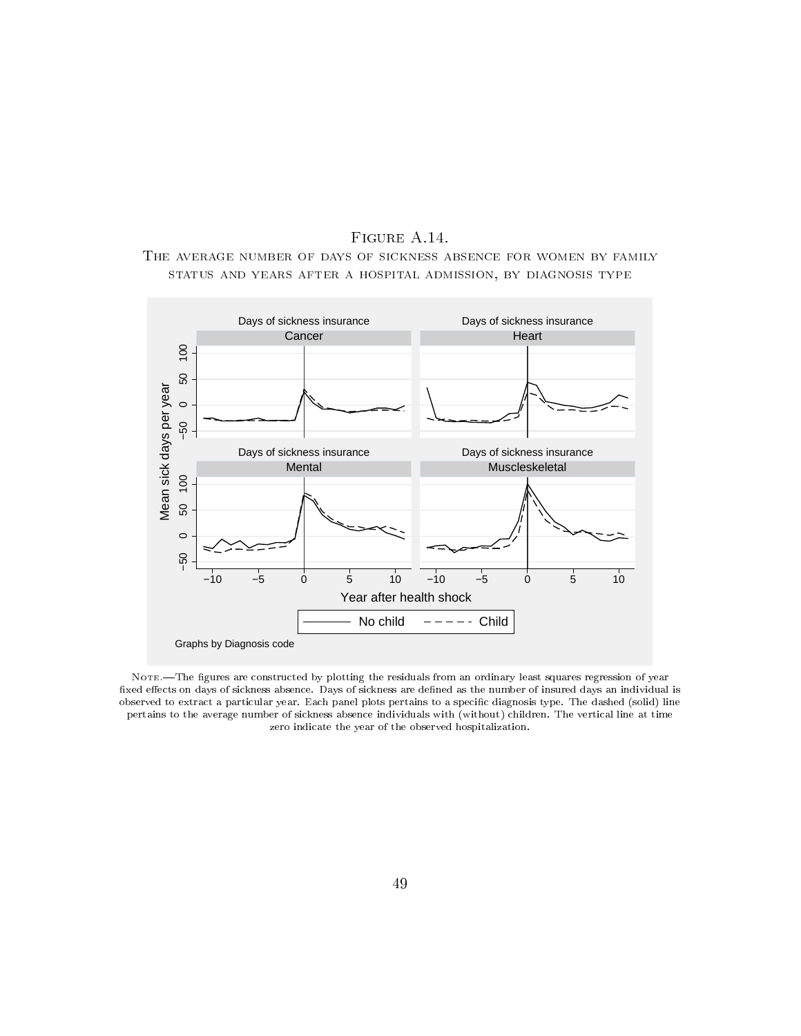# Figure A.14.

The average number of days of sickness absence for women by family status and years after a hospital admission, by diagnosis type

Note.—The figures are constructed by plotting the residuals from an ordinary least squares regression of year fixed effects on days of sickness absence. Days of sickness are defined as the number of insured days an individual is observed to extract a particular year. Each panel plots pertains to a specific diagnosis type. The dashed (solid) line pertains to the average number of sickness absence individuals with (without) children. The vertical line at time zero indicate the year of the observed hospitalization.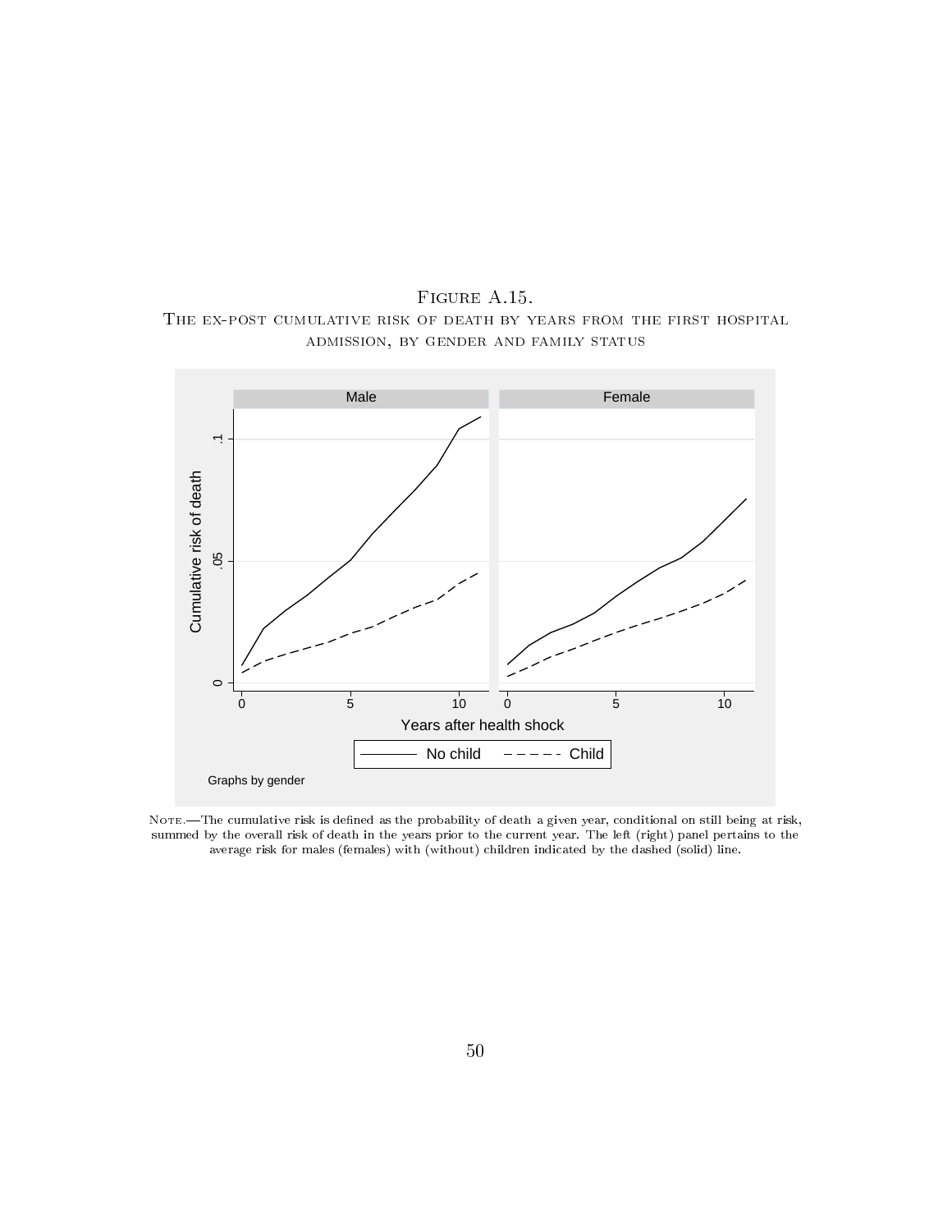Figure A.15.
The ex-post cumulative risk of death by years from the first hospital admission, by gender and family status

Note.—The cumulative risk is defined as the probability of death a given year, conditional on still being at risk, summed by the overall risk of death in the years prior to the current year. The left (right) panel pertains to the average risk for males (females) with (without) children indicated by the dashed (solid) line.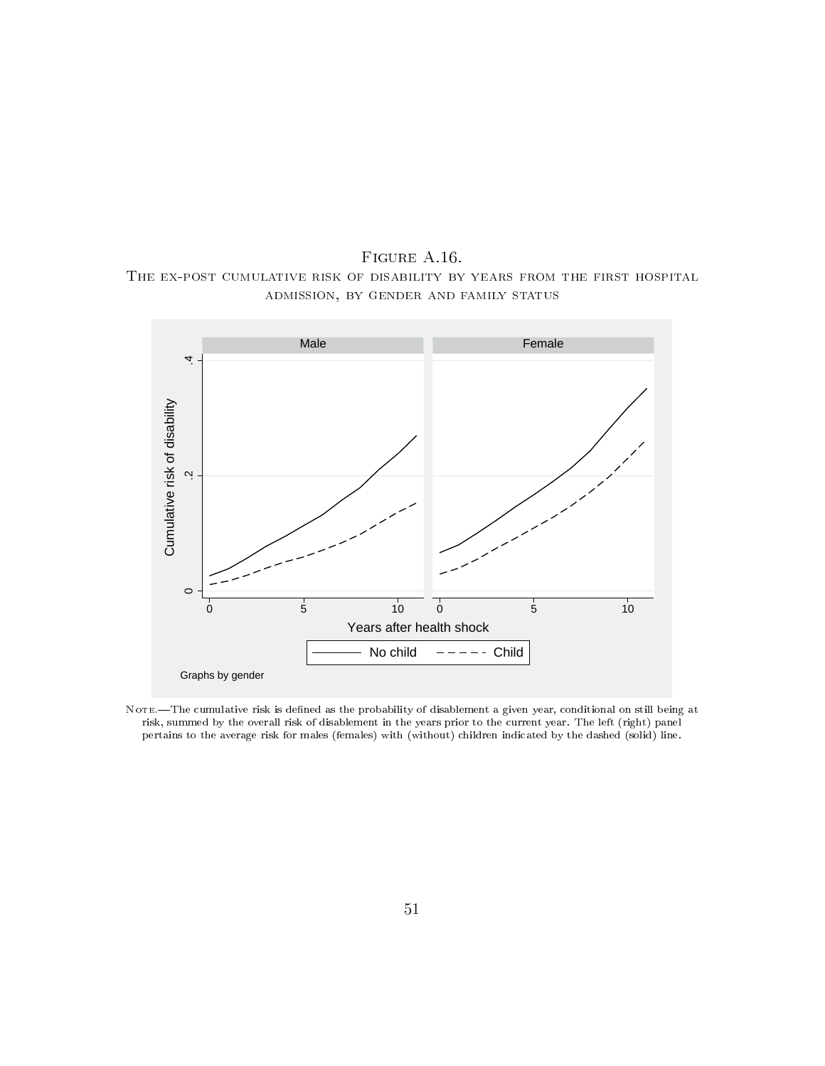Figure A.16.

The ex-post cumulative risk of disability by years from the first hospital admission, by gender and family status

Note.—The cumulative risk is defined as the probability of disablement a given year, conditional on still being at risk, summed by the overall risk of disablement in the years prior to the current year. The left (right) panel pertains to the average risk for males (females) with (without) children indicated by the dashed (solid) line.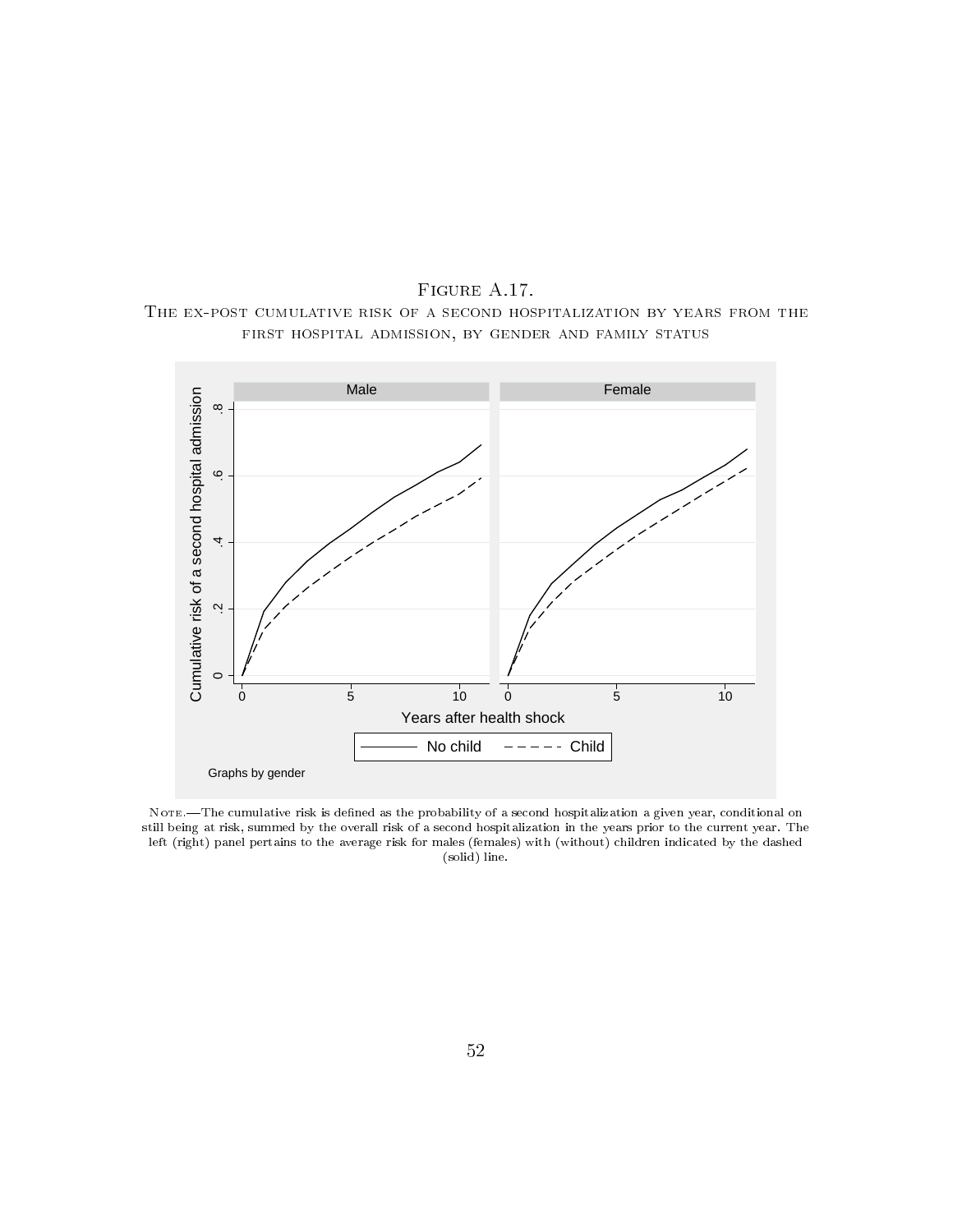Figure A.17.

The ex-post cumulative risk of a second hospitalization by years from the first hospital admission, by gender and family status

Note.—The cumulative risk is defined as the probability of a second hospitalization a given year, conditional on still being at risk, summed by the overall risk of a second hospitalization in the years prior to the current year. The left (right) panel pertains to the average risk for males (females) with (without) children indicated by the dashed (solid) line.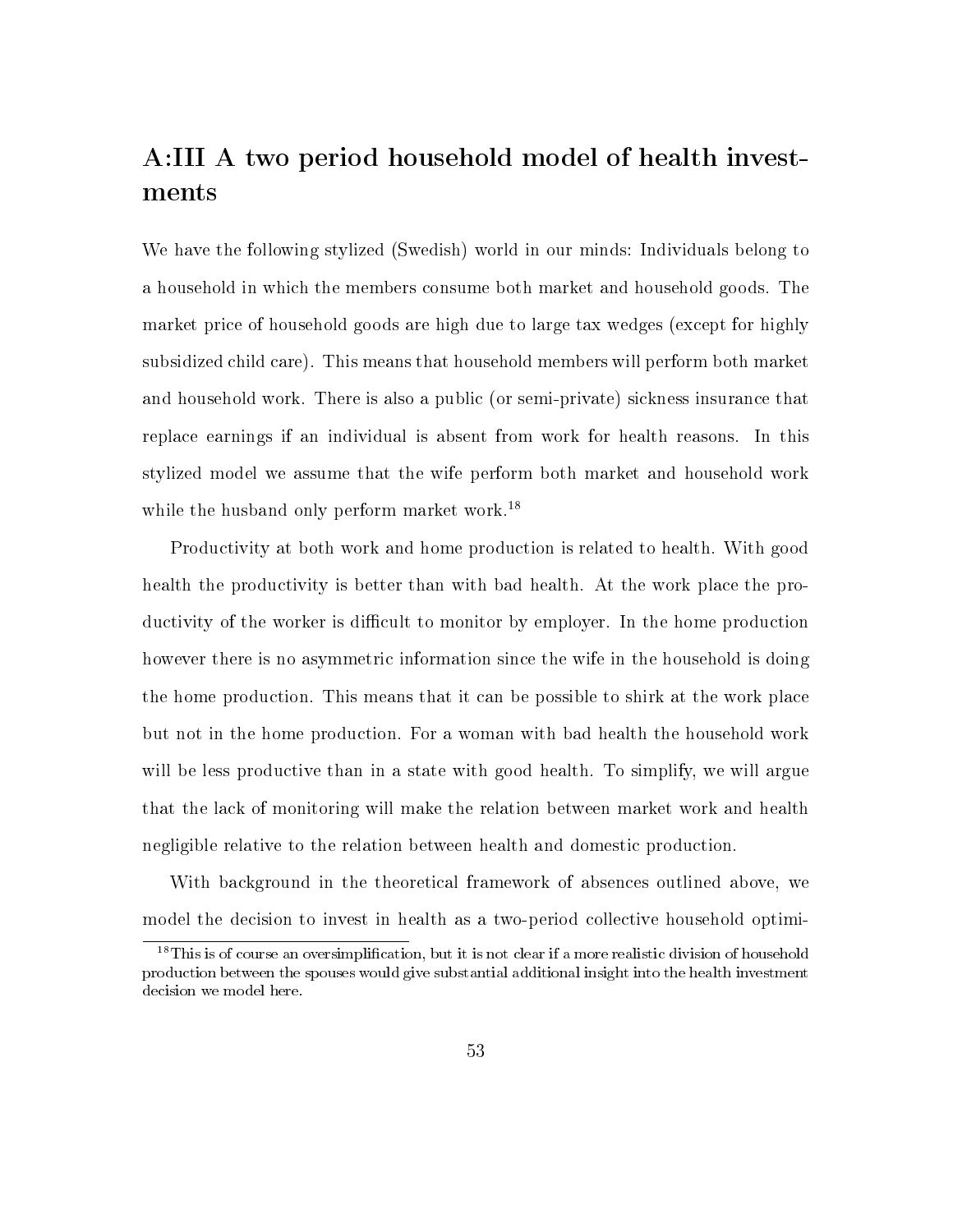## A:III A two period household model of health investments

We have the following stylized (Swedish) world in our minds: Individuals belong to a household in which the members consume both market and household goods. The market price of household goods are high due to large tax wedges (except for highly subsidized child care). This means that household members will perform both market and household work. There is also a public (or semi-private) sickness insurance that replace earnings if an individual is absent from work for health reasons. In this stylized model we assume that the wife perform both market and household work while the husband only perform market work.[18]

Productivity at both work and home production is related to health. With good health the productivity is better than with bad health. At the work place the productivity of the worker is difficult to monitor by employer. In the home production however there is no asymmetric information since the wife in the household is doing the home production. This means that it can be possible to shirk at the work place but not in the home production. For a woman with bad health the household work will be less productive than in a state with good health. To simplify, we will argue that the lack of monitoring will make the relation between market work and health negligible relative to the relation between health and domestic production.

With background in the theoretical framework of absences outlined above, we model the decision to invest in health as a two-period collective household optimi-

[18] This is of course an oversimplification, but it is not clear if a more realistic division of household production between the spouses would give substantial additional insight into the health investment decision we model here.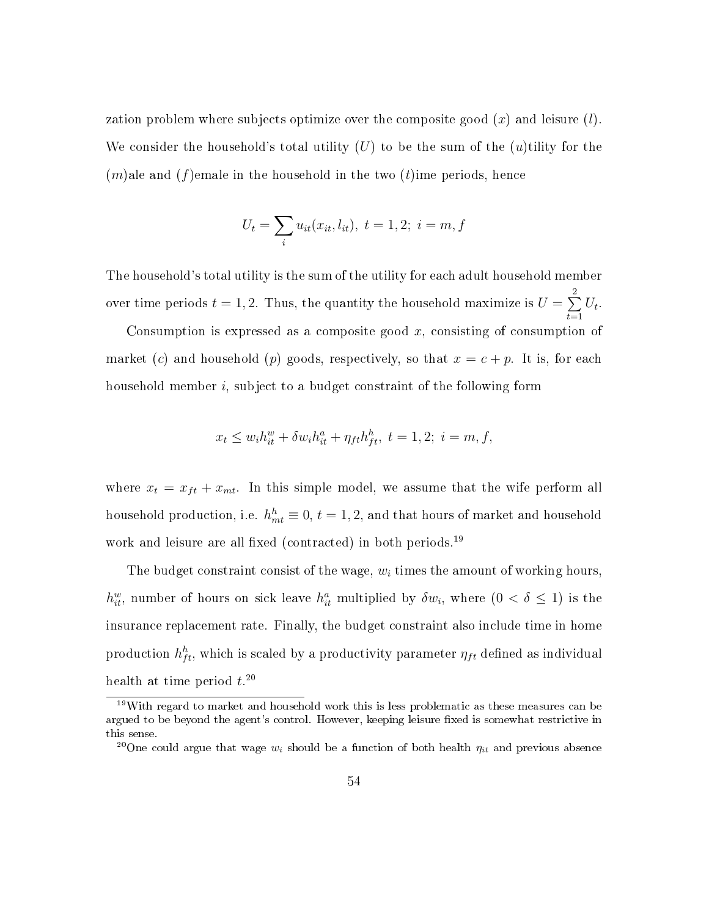zation problem where subjects optimize over the composite good ($x$) and leisure ($l$). We consider the household's total utility ($U$) to be the sum of the ($u$)tility for the ($m$)ale and ($f$)emale in the household in the two ($t$)ime periods, hence

$$U_t = \sum_i u_{it}(x_{it}, l_{it}),\ t = 1, 2;\ i = m, f$$

The household's total utility is the sum of the utility for each adult household member over time periods $t = 1, 2$. Thus, the quantity the household maximize is $U = \sum_{t=1}^{2} U_t$.

Consumption is expressed as a composite good $x$, consisting of consumption of market ($c$) and household ($p$) goods, respectively, so that $x = c + p$. It is, for each household member $i$, subject to a budget constraint of the following form

$$x_t \leq w_i h_{it}^w + \delta w_i h_{it}^a + \eta_{ft} h_{ft}^h,\ t = 1, 2;\ i = m, f,$$

where $x_t = x_{ft} + x_{mt}$. In this simple model, we assume that the wife perform all household production, i.e. $h_{mt}^h \equiv 0$, $t = 1, 2$, and that hours of market and household work and leisure are all fixed (contracted) in both periods.[19]

The budget constraint consist of the wage, $w_i$ times the amount of working hours, $h_{it}^w$, number of hours on sick leave $h_{it}^a$ multiplied by $\delta w_i$, where $(0 < \delta \leq 1)$ is the insurance replacement rate. Finally, the budget constraint also include time in home production $h_{ft}^h$, which is scaled by a productivity parameter $\eta_{ft}$ defined as individual health at time period $t$.[20]

[19] With regard to market and household work this is less problematic as these measures can be argued to be beyond the agent's control. However, keeping leisure fixed is somewhat restrictive in this sense.

[20] One could argue that wage $w_i$ should be a function of both health $\eta_{it}$ and previous absence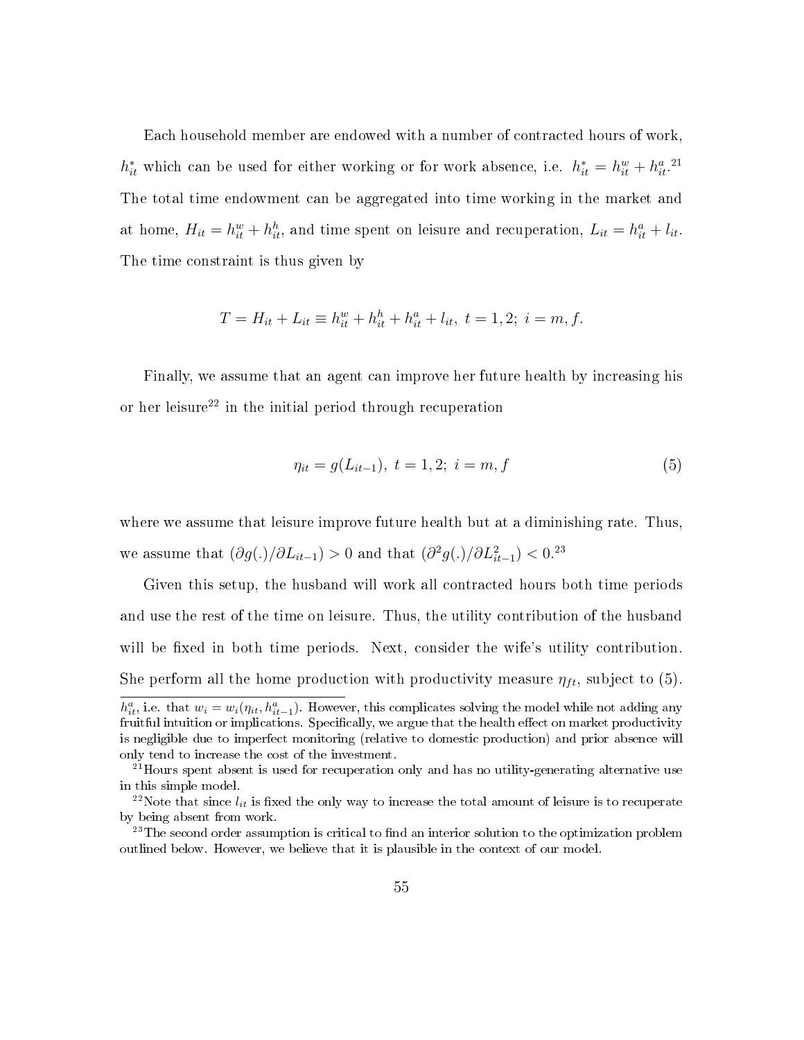Each household member are endowed with a number of contracted hours of work, $h^*_{it}$ which can be used for either working or for work absence, i.e. $h^*_{it} = h^w_{it} + h^a_{it}$.[21] The total time endowment can be aggregated into time working in the market and at home, $H_{it} = h^w_{it} + h^h_{it}$, and time spent on leisure and recuperation, $L_{it} = h^a_{it} + l_{it}$. The time constraint is thus given by

$$T = H_{it} + L_{it} \equiv h^w_{it} + h^h_{it} + h^a_{it} + l_{it},\ t = 1, 2;\ i = m, f.$$

Finally, we assume that an agent can improve her future health by increasing his or her leisure[22] in the initial period through recuperation

$$\eta_{it} = g(L_{it-1}),\ t = 1, 2;\ i = m, f \tag{5}$$

where we assume that leisure improve future health but at a diminishing rate. Thus, we assume that $(\partial g(.)/\partial L_{it-1}) > 0$ and that $(\partial^2 g(.)/\partial L^2_{it-1}) < 0$.[23]

Given this setup, the husband will work all contracted hours both time periods and use the rest of the time on leisure. Thus, the utility contribution of the husband will be fixed in both time periods. Next, consider the wife's utility contribution. She perform all the home production with productivity measure $\eta_{ft}$, subject to (5).

---

$h^a_{it}$, i.e. that $w_i = w_i(\eta_{it}, h^a_{it-1})$. However, this complicates solving the model while not adding any fruitful intuition or implications. Specifically, we argue that the health effect on market productivity is negligible due to imperfect monitoring (relative to domestic production) and prior absence will only tend to increase the cost of the investment.

[21] Hours spent absent is used for recuperation only and has no utility-generating alternative use in this simple model.

[22] Note that since $l_{it}$ is fixed the only way to increase the total amount of leisure is to recuperate by being absent from work.

[23] The second order assumption is critical to find an interior solution to the optimization problem outlined below. However, we believe that it is plausible in the context of our model.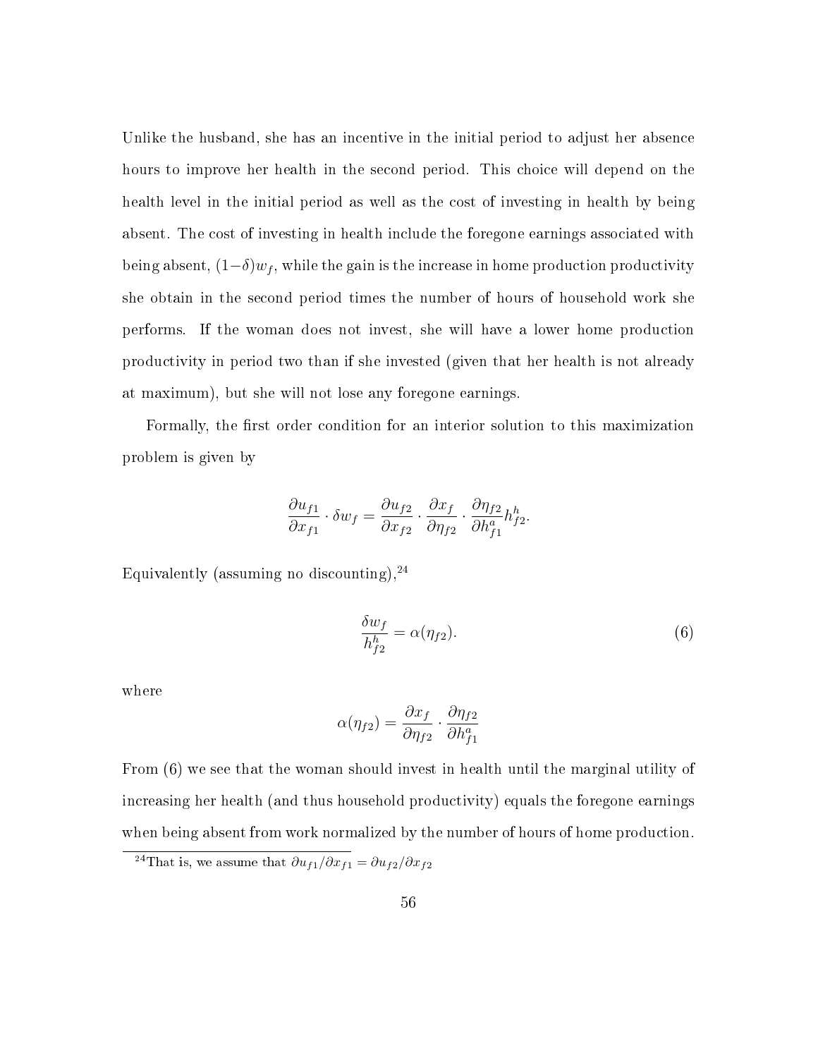Unlike the husband, she has an incentive in the initial period to adjust her absence hours to improve her health in the second period. This choice will depend on the health level in the initial period as well as the cost of investing in health by being absent. The cost of investing in health include the foregone earnings associated with being absent, $(1-\delta)w_f$, while the gain is the increase in home production productivity she obtain in the second period times the number of hours of household work she performs. If the woman does not invest, she will have a lower home production productivity in period two than if she invested (given that her health is not already at maximum), but she will not lose any foregone earnings.

Formally, the first order condition for an interior solution to this maximization problem is given by

$$\frac{\partial u_{f1}}{\partial x_{f1}} \cdot \delta w_f = \frac{\partial u_{f2}}{\partial x_{f2}} \cdot \frac{\partial x_f}{\partial \eta_{f2}} \cdot \frac{\partial \eta_{f2}}{\partial h^a_{f1}} h^h_{f2}.$$

Equivalently (assuming no discounting),[24]

$$\frac{\delta w_f}{h^h_{f2}} = \alpha(\eta_{f2}). \tag{6}$$

where

$$\alpha(\eta_{f2}) = \frac{\partial x_f}{\partial \eta_{f2}} \cdot \frac{\partial \eta_{f2}}{\partial h^a_{f1}}$$

From (6) we see that the woman should invest in health until the marginal utility of increasing her health (and thus household productivity) equals the foregone earnings when being absent from work normalized by the number of hours of home production.

[24]That is, we assume that $\partial u_{f1}/\partial x_{f1} = \partial u_{f2}/\partial x_{f2}$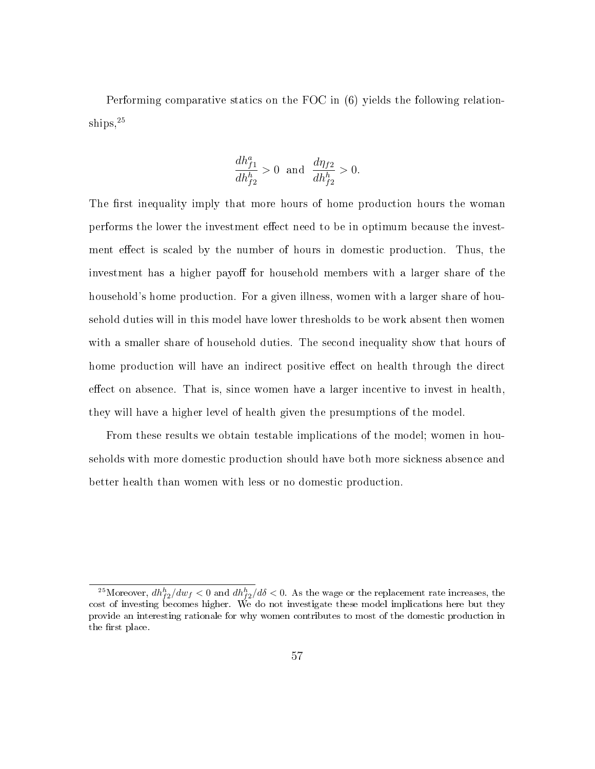Performing comparative statics on the FOC in (6) yields the following relationships,[25]

$$\frac{dh^a_{f1}}{dh^h_{f2}} > 0 \text{ and } \frac{d\eta_{f2}}{dh^h_{f2}} > 0.$$

The first inequality imply that more hours of home production hours the woman performs the lower the investment effect need to be in optimum because the investment effect is scaled by the number of hours in domestic production. Thus, the investment has a higher payoff for household members with a larger share of the household's home production. For a given illness, women with a larger share of household duties will in this model have lower thresholds to be work absent then women with a smaller share of household duties. The second inequality show that hours of home production will have an indirect positive effect on health through the direct effect on absence. That is, since women have a larger incentive to invest in health, they will have a higher level of health given the presumptions of the model.

From these results we obtain testable implications of the model; women in households with more domestic production should have both more sickness absence and better health than women with less or no domestic production.

[25]Moreover, $dh^h_{f2}/dw_f < 0$ and $dh^h_{f2}/d\delta < 0$. As the wage or the replacement rate increases, the cost of investing becomes higher. We do not investigate these model implications here but they provide an interesting rationale for why women contributes to most of the domestic production in the first place.